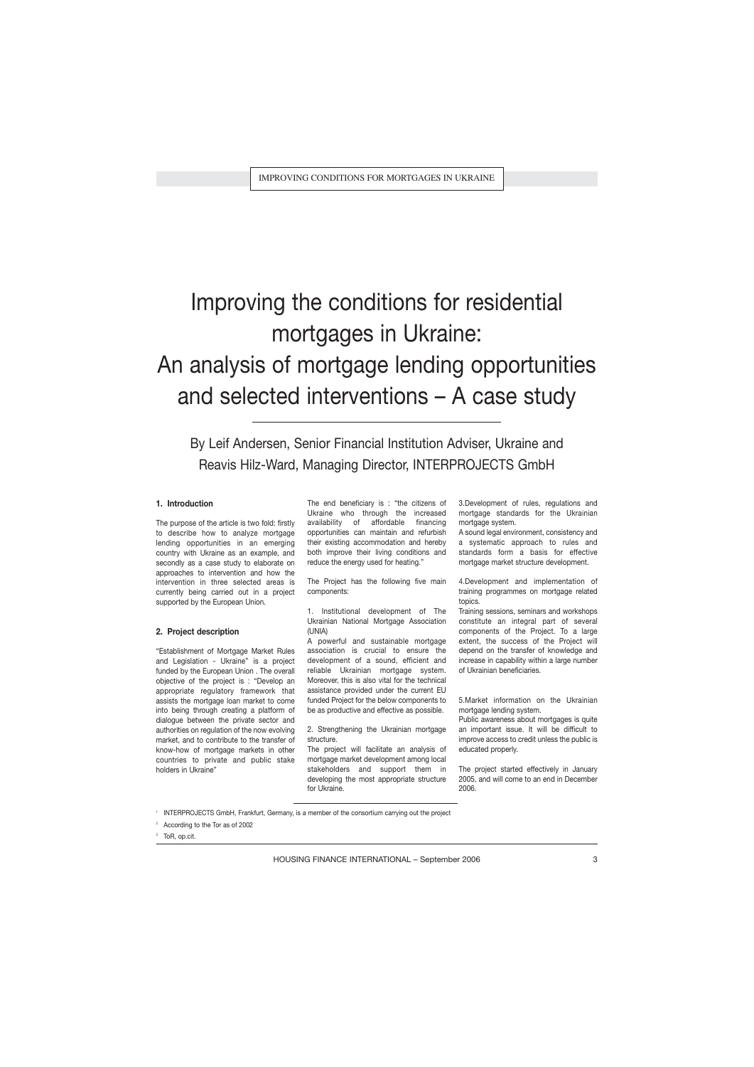# Improving the conditions for residential mortgages in Ukraine: An analysis of mortgage lending opportunities and selected interventions – A case study

By Leif Andersen, Senior Financial Institution Adviser, Ukraine and Reavis Hilz-Ward, Managing Director, INTERPROJECTS GmbH

## 1. Introduction

The purpose of the article is two fold: firstly to describe how to analyze mortgage lending opportunities in an emerging country with Ukraine as an example, and secondly as a case study to elaborate on approaches to intervention and how the intervention in three selected areas is currently being carried out in a project supported by the European Union.

## 2. Project description

"Establishment of Mortgage Market Rules and Legislation - Ukraine" is a project funded by the European Union . The overall objective of the project is : "Develop an appropriate regulatory framework that assists the mortgage loan market to come into being through creating a platform of dialogue between the private sector and authorities on regulation of the now evolving market, and to contribute to the transfer of know-how of mortgage markets in other countries to private and public stake holders in Ukraine"

The end beneficiary is : "the citizens of Ukraine who through the increased availability of affordable financing opportunities can maintain and refurbish their existing accommodation and hereby both improve their living conditions and reduce the energy used for heating."

The Project has the following five main components:

1. Institutional development of The Ukrainian National Mortgage Association (UNIA)
A powerful and sustainable mortgage association is crucial to ensure the development of a sound, efficient and reliable Ukrainian mortgage system. Moreover, this is also vital for the technical assistance provided under the current EU funded Project for the below components to be as productive and effective as possible.

2. Strengthening the Ukrainian mortgage structure.
The project will facilitate an analysis of mortgage market development among local stakeholders and support them in developing the most appropriate structure for Ukraine.

3. Development of rules, regulations and mortgage standards for the Ukrainian mortgage system.
A sound legal environment, consistency and a systematic approach to rules and standards form a basis for effective mortgage market structure development.

4. Development and implementation of training programmes on mortgage related topics.
Training sessions, seminars and workshops constitute an integral part of several components of the Project. To a large extent, the success of the Project will depend on the transfer of knowledge and increase in capability within a large number of Ukrainian beneficiaries.

5. Market information on the Ukrainian mortgage lending system.
Public awareness about mortgages is quite an important issue. It will be difficult to improve access to credit unless the public is educated properly.

The project started effectively in January 2005, and will come to an end in December 2006.

---

[1] INTERPROJECTS GmbH, Frankfurt, Germany, is a member of the consortium carrying out the project

[2] According to the Tor as of 2002

[3] ToR, op.cit.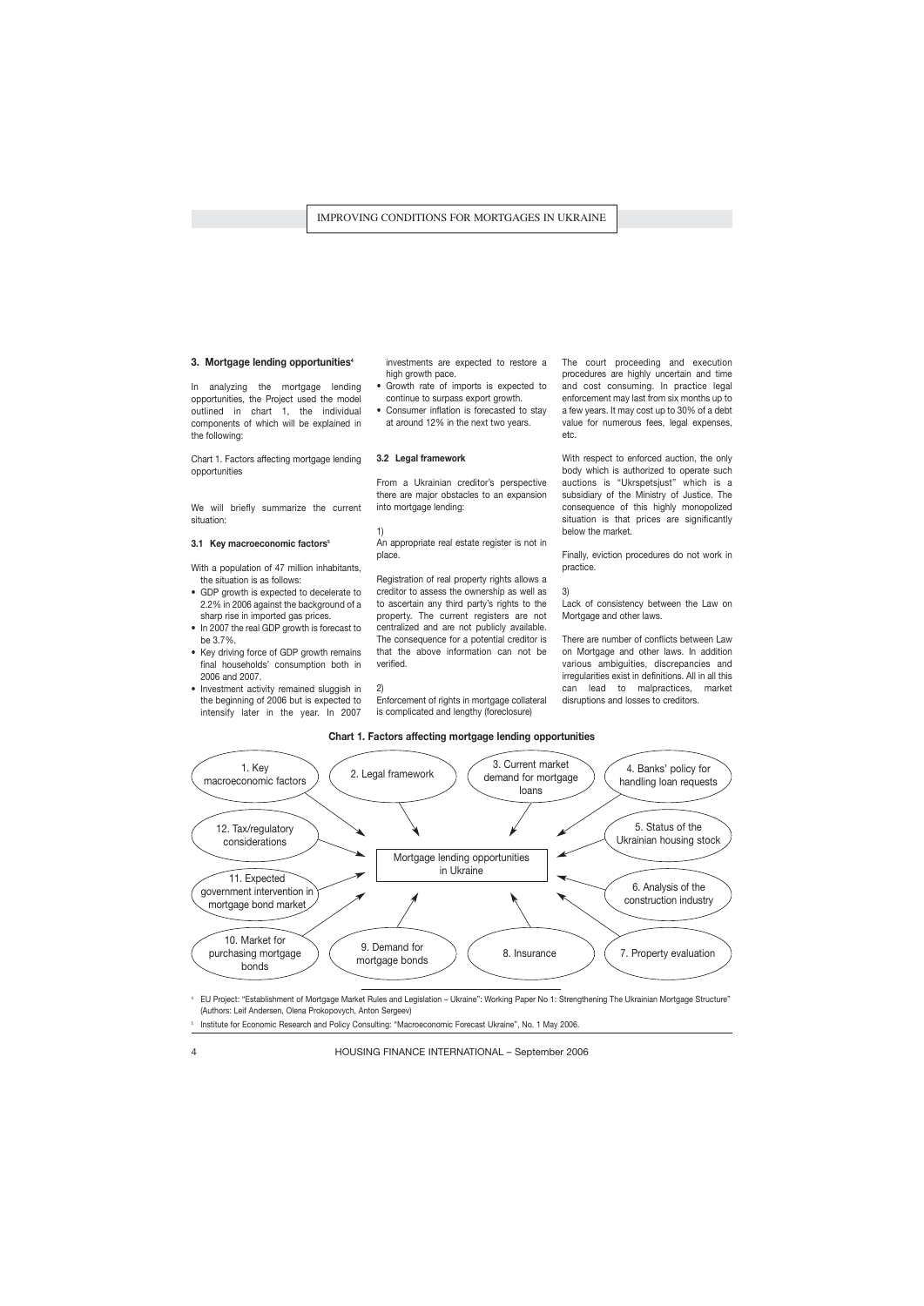## 3. Mortgage lending opportunities[4]

In analyzing the mortgage lending opportunities, the Project used the model outlined in chart 1, the individual components of which will be explained in the following:

Chart 1. Factors affecting mortgage lending opportunities

We will briefly summarize the current situation:

### 3.1 Key macroeconomic factors[5]

With a population of 47 million inhabitants, the situation is as follows:

- GDP growth is expected to decelerate to 2.2% in 2006 against the background of a sharp rise in imported gas prices.
- In 2007 the real GDP growth is forecast to be 3.7%.
- Key driving force of GDP growth remains final households' consumption both in 2006 and 2007.
- Investment activity remained sluggish in the beginning of 2006 but is expected to intensify later in the year. In 2007 investments are expected to restore a high growth pace.
- Growth rate of imports is expected to continue to surpass export growth.
- Consumer inflation is forecasted to stay at around 12% in the next two years.

### 3.2 Legal framework

From a Ukrainian creditor's perspective there are major obstacles to an expansion into mortgage lending:

1)
An appropriate real estate register is not in place.

Registration of real property rights allows a creditor to assess the ownership as well as to ascertain any third party's rights to the property. The current registers are not centralized and are not publicly available. The consequence for a potential creditor is that the above information can not be verified.

2)
Enforcement of rights in mortgage collateral is complicated and lengthy (foreclosure)

The court proceeding and execution procedures are highly uncertain and time and cost consuming. In practice legal enforcement may last from six months up to a few years. It may cost up to 30% of a debt value for numerous fees, legal expenses, etc.

With respect to enforced auction, the only body which is authorized to operate such auctions is "Ukrspetsjust" which is a subsidiary of the Ministry of Justice. The consequence of this highly monopolized situation is that prices are significantly below the market.

Finally, eviction procedures do not work in practice.

3)
Lack of consistency between the Law on Mortgage and other laws.

There are number of conflicts between Law on Mortgage and other laws. In addition various ambiguities, discrepancies and irregularities exist in definitions. All in all this can lead to malpractices, market disruptions and losses to creditors.

**Chart 1. Factors affecting mortgage lending opportunities**

Central box: Mortgage lending opportunities in Ukraine

Factors (each pointing to the central box):

1. Key macroeconomic factors
2. Legal framework
3. Current market demand for mortgage loans
4. Banks' policy for handling loan requests
5. Status of the Ukrainian housing stock
6. Analysis of the construction industry
7. Property evaluation
8. Insurance
9. Demand for mortgage bonds
10. Market for purchasing mortgage bonds
11. Expected government intervention in mortgage bond market
12. Tax/regulatory considerations

[4] EU Project: "Establishment of Mortgage Market Rules and Legislation – Ukraine": Working Paper No 1: Strengthening The Ukrainian Mortgage Structure" (Authors: Leif Andersen, Olena Prokopovych, Anton Sergeev)

[5] Institute for Economic Research and Policy Consulting: "Macroeconomic Forecast Ukraine", No. 1 May 2006.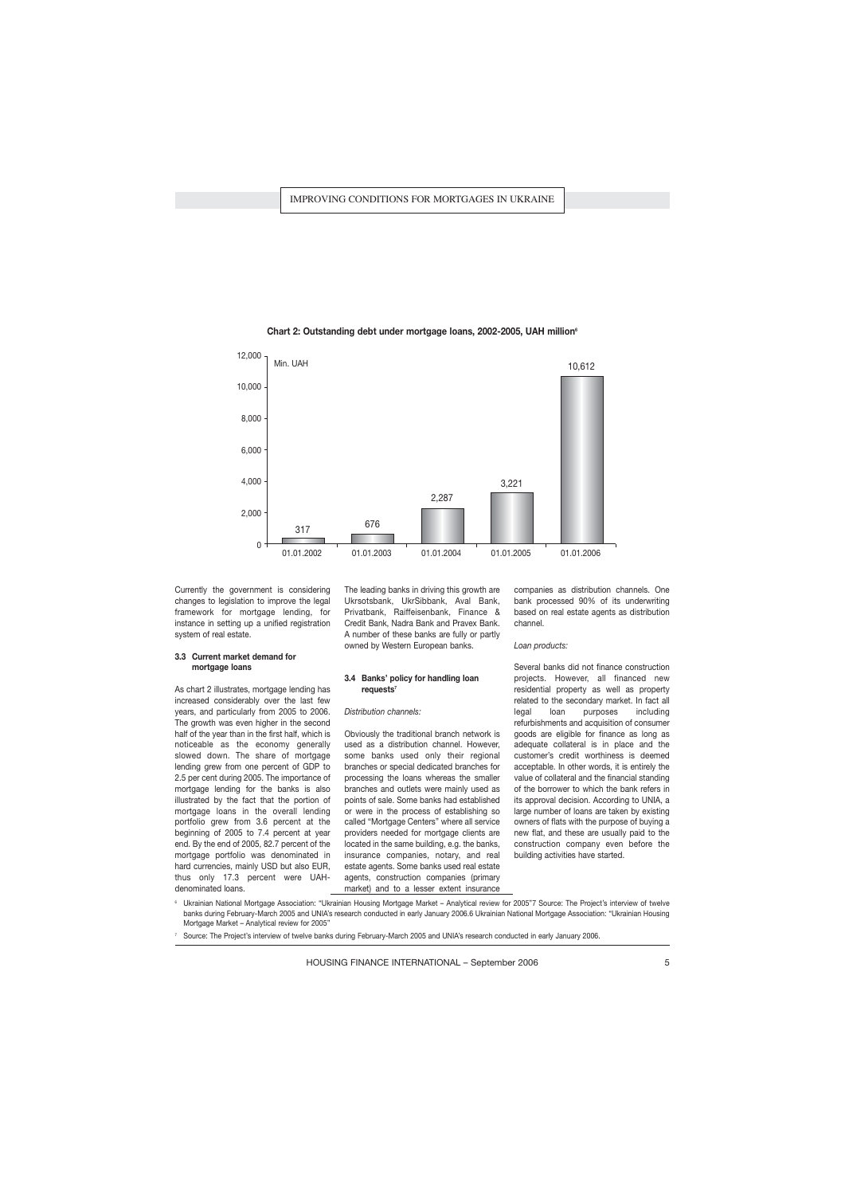**Chart 2: Outstanding debt under mortgage loans, 2002-2005, UAH million**[6]

| Date | Mln. UAH |
|---|---|
| 01.01.2002 | 317 |
| 01.01.2003 | 676 |
| 01.01.2004 | 2,287 |
| 01.01.2005 | 3,221 |
| 01.01.2006 | 10,612 |

Currently the government is considering changes to legislation to improve the legal framework for mortgage lending, for instance in setting up a unified registration system of real estate.

### 3.3 Current market demand for mortgage loans

As chart 2 illustrates, mortgage lending has increased considerably over the last few years, and particularly from 2005 to 2006. The growth was even higher in the second half of the year than in the first half, which is noticeable as the economy generally slowed down. The share of mortgage lending grew from one percent of GDP to 2.5 per cent during 2005. The importance of mortgage lending for the banks is also illustrated by the fact that the portion of mortgage loans in the overall lending portfolio grew from 3.6 percent at the beginning of 2005 to 7.4 percent at year end. By the end of 2005, 82.7 percent of the mortgage portfolio was denominated in hard currencies, mainly USD but also EUR, thus only 17.3 percent were UAH-denominated loans.

The leading banks in driving this growth are Ukrsotsbank, UkrSibbank, Aval Bank, Privatbank, Raiffeisenbank, Finance & Credit Bank, Nadra Bank and Pravex Bank. A number of these banks are fully or partly owned by Western European banks.

### 3.4 Banks' policy for handling loan requests[7]

*Distribution channels:*

Obviously the traditional branch network is used as a distribution channel. However, some banks used only their regional branches or special dedicated branches for processing the loans whereas the smaller branches and outlets were mainly used as points of sale. Some banks had established or were in the process of establishing so called "Mortgage Centers" where all service providers needed for mortgage clients are located in the same building, e.g. the banks, insurance companies, notary, and real estate agents. Some banks used real estate agents, construction companies (primary market) and to a lesser extent insurance companies as distribution channels. One bank processed 90% of its underwriting based on real estate agents as distribution channel.

*Loan products:*

Several banks did not finance construction projects. However, all financed new residential property as well as property related to the secondary market. In fact all legal loan purposes including refurbishments and acquisition of consumer goods are eligible for finance as long as adequate collateral is in place and the customer's credit worthiness is deemed acceptable. In other words, it is entirely the value of collateral and the financial standing of the borrower to which the bank refers in its approval decision. According to UNIA, a large number of loans are taken by existing owners of flats with the purpose of buying a new flat, and these are usually paid to the construction company even before the building activities have started.

[6] Ukrainian National Mortgage Association: "Ukrainian Housing Mortgage Market – Analytical review for 2005"7 Source: The Project's interview of twelve banks during February-March 2005 and UNIA's research conducted in early January 2006.6 Ukrainian National Mortgage Association: "Ukrainian Housing Mortgage Market – Analytical review for 2005"

[7] Source: The Project's interview of twelve banks during February-March 2005 and UNIA's research conducted in early January 2006.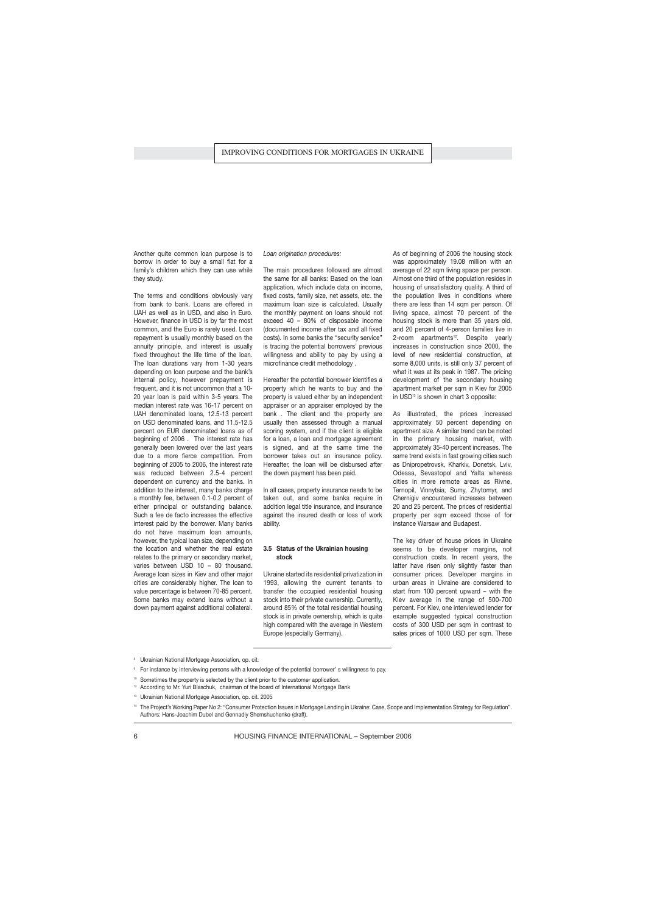Another quite common loan purpose is to borrow in order to buy a small flat for a family's children which they can use while they study.

The terms and conditions obviously vary from bank to bank. Loans are offered in UAH as well as in USD, and also in Euro. However, finance in USD is by far the most common, and the Euro is rarely used. Loan repayment is usually monthly based on the annuity principle, and interest is usually fixed throughout the life time of the loan. The loan durations vary from 1-30 years depending on loan purpose and the bank's internal policy, however prepayment is frequent, and it is not uncommon that a 10-20 year loan is paid within 3-5 years. The median interest rate was 16-17 percent on UAH denominated loans, 12.5-13 percent on USD denominated loans, and 11.5-12.5 percent on EUR denominated loans as of beginning of 2006 . The interest rate has generally been lowered over the last years due to a more fierce competition. From beginning of 2005 to 2006, the interest rate was reduced between 2.5-4 percent dependent on currency and the banks. In addition to the interest, many banks charge a monthly fee, between 0.1-0.2 percent of either principal or outstanding balance. Such a fee de facto increases the effective interest paid by the borrower. Many banks do not have maximum loan amounts, however, the typical loan size, depending on the location and whether the real estate relates to the primary or secondary market, varies between USD 10 – 80 thousand. Average loan sizes in Kiev and other major cities are considerably higher. The loan to value percentage is between 70-85 percent. Some banks may extend loans without a down payment against additional collateral.

*Loan origination procedures:*

The main procedures followed are almost the same for all banks: Based on the loan application, which include data on income, fixed costs, family size, net assets, etc. the maximum loan size is calculated. Usually the monthly payment on loans should not exceed 40 – 80% of disposable income (documented income after tax and all fixed costs). In some banks the "security service" is tracing the potential borrowers' previous willingness and ability to pay by using a microfinance credit methodology .

Hereafter the potential borrower identifies a property which he wants to buy and the property is valued either by an independent appraiser or an appraiser employed by the bank . The client and the property are usually then assessed through a manual scoring system, and if the client is eligible for a loan, a loan and mortgage agreement is signed, and at the same time the borrower takes out an insurance policy. Hereafter, the loan will be disbursed after the down payment has been paid.

In all cases, property insurance needs to be taken out, and some banks require in addition legal title insurance, and insurance against the insured death or loss of work ability.

### 3.5 Status of the Ukrainian housing stock

Ukraine started its residential privatization in 1993, allowing the current tenants to transfer the occupied residential housing stock into their private ownership. Currently, around 85% of the total residential housing stock is in private ownership, which is quite high compared with the average in Western Europe (especially Germany).

As of beginning of 2006 the housing stock was approximately 19.08 million with an average of 22 sqm living space per person. Almost one third of the population resides in housing of unsatisfactory quality. A third of the population lives in conditions where there are less than 14 sqm per person. Of living space, almost 70 percent of the housing stock is more than 35 years old, and 20 percent of 4-person families live in 2-room apartments[12]. Despite yearly increases in construction since 2000, the level of new residential construction, at some 8,000 units, is still only 37 percent of what it was at its peak in 1987. The pricing development of the secondary housing apartment market per sqm in Kiev for 2005 in USD[13] is shown in chart 3 opposite:

As illustrated, the prices increased approximately 50 percent depending on apartment size. A similar trend can be noted in the primary housing market, with approximately 35-40 percent increases. The same trend exists in fast growing cities such as Dnipropetrovsk, Kharkiv, Donetsk, Lviv, Odessa, Sevastopol and Yalta whereas cities in more remote areas as Rivne, Ternopil, Vinnytsia, Sumy, Zhytomyr, and Chernigiv encountered increases between 20 and 25 percent. The prices of residential property per sqm exceed those of for instance Warsaw and Budapest.

The key driver of house prices in Ukraine seems to be developer margins, not construction costs. In recent years, the latter have risen only slightly faster than consumer prices. Developer margins in urban areas in Ukraine are considered to start from 100 percent upward – with the Kiev average in the range of 500-700 percent. For Kiev, one interviewed lender for example suggested typical construction costs of 300 USD per sqm in contrast to sales prices of 1000 USD per sqm. These

---

[8] Ukrainian National Mortgage Association, op. cit.

[9] For instance by interviewing persons with a knowledge of the potential borrower' s willingness to pay.

[10] Sometimes the property is selected by the client prior to the customer application.

[12] According to Mr. Yuri Blaschuk, chairman of the board of International Mortgage Bank

[13] Ukrainian National Mortgage Association, op. cit. 2005

[14] The Project's Working Paper No 2: "Consumer Protection Issues in Mortgage Lending in Ukraine: Case, Scope and Implementation Strategy for Regulation". Authors: Hans-Joachim Dubel and Gennadiy Shemshuchenko (draft).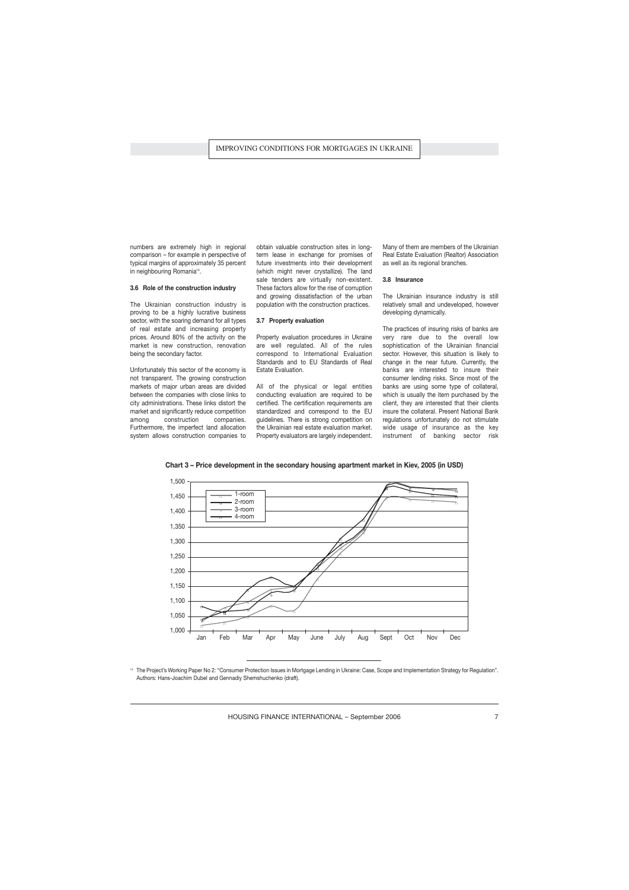numbers are extremely high in regional comparison – for example in perspective of typical margins of approximately 35 percent in neighbouring Romania[14].

### 3.6 Role of the construction industry

The Ukrainian construction industry is proving to be a highly lucrative business sector, with the soaring demand for all types of real estate and increasing property prices. Around 80% of the activity on the market is new construction, renovation being the secondary factor.

Unfortunately this sector of the economy is not transparent. The growing construction markets of major urban areas are divided between the companies with close links to city administrations. These links distort the market and significantly reduce competition among construction companies. Furthermore, the imperfect land allocation system allows construction companies to obtain valuable construction sites in long-term lease in exchange for promises of future investments into their development (which might never crystallize). The land sale tenders are virtually non-existent. These factors allow for the rise of corruption and growing dissatisfaction of the urban population with the construction practices.

### 3.7 Property evaluation

Property evaluation procedures in Ukraine are well regulated. All of the rules correspond to International Evaluation Standards and to EU Standards of Real Estate Evaluation.

All of the physical or legal entities conducting evaluation are required to be certified. The certification requirements are standardized and correspond to the EU guidelines. There is strong competition on the Ukrainian real estate evaluation market. Property evaluators are largely independent. Many of them are members of the Ukrainian Real Estate Evaluation (Realtor) Association as well as its regional branches.

### 3.8 Insurance

The Ukrainian insurance industry is still relatively small and undeveloped, however developing dynamically.

The practices of insuring risks of banks are very rare due to the overall low sophistication of the Ukrainian financial sector. However, this situation is likely to change in the near future. Currently, the banks are interested to insure their consumer lending risks. Since most of the banks are using some type of collateral, which is usually the item purchased by the client, they are interested that their clients insure the collateral. Present National Bank regulations unfortunately do not stimulate wide usage of insurance as the key instrument of banking sector risk

**Chart 3 – Price development in the secondary housing apartment market in Kiev, 2005 (in USD)**

[14] The Project's Working Paper No 2: "Consumer Protection Issues in Mortgage Lending in Ukraine: Case, Scope and Implementation Strategy for Regulation". Authors: Hans-Joachim Dubel and Gennadiy Shemshuchenko (draft).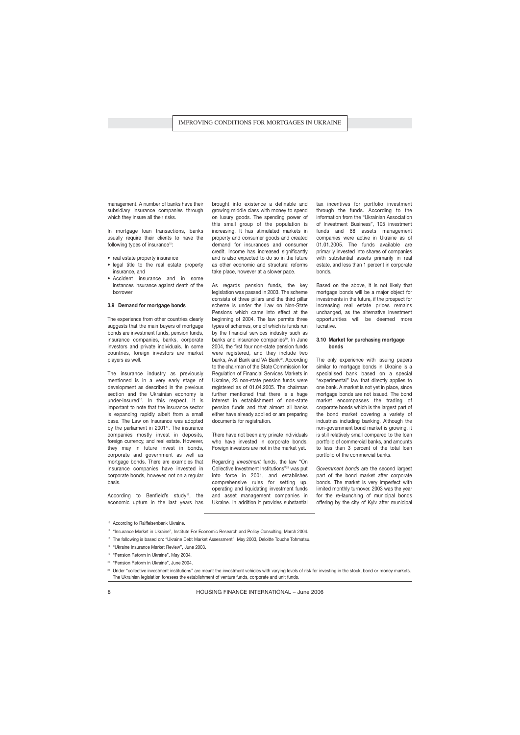management. A number of banks have their subsidiary insurance companies through which they insure all their risks.

In mortgage loan transactions, banks usually require their clients to have the following types of insurance[15]:

- real estate property insurance
- legal title to the real estate property insurance, and
- Accident insurance and in some instances insurance against death of the borrower

### 3.9 Demand for mortgage bonds

The experience from other countries clearly suggests that the main buyers of mortgage bonds are investment funds, pension funds, insurance companies, banks, corporate investors and private individuals. In some countries, foreign investors are market players as well.

The insurance industry as previously mentioned is in a very early stage of development as described in the previous section and the Ukrainian economy is under-insured[16]. In this respect, it is important to note that the insurance sector is expanding rapidly albeit from a small base. The Law on Insurance was adopted by the parliament in 2001[17]. The insurance companies mostly invest in deposits, foreign currency, and real estate. However, they may in future invest in bonds, corporate and government as well as mortgage bonds. There are examples that insurance companies have invested in corporate bonds, however, not on a regular basis.

According to Benfield's study[18], the economic upturn in the last years has brought into existence a definable and growing middle class with money to spend on luxury goods. The spending power of this small group of the population is increasing. It has stimulated markets in property and consumer goods and created demand for insurances and consumer credit. Income has increased significantly and is also expected to do so in the future as other economic and structural reforms take place, however at a slower pace.

As regards pension funds, the key legislation was passed in 2003. The scheme consists of three pillars and the third pillar scheme is under the Law on Non-State Pensions which came into effect at the beginning of 2004. The law permits three types of schemes, one of which is funds run by the financial services industry such as banks and insurance companies[19]. In June 2004, the first four non-state pension funds were registered, and they include two banks, Aval Bank and VA Bank[20]. According to the chairman of the State Commission for Regulation of Financial Services Markets in Ukraine, 23 non-state pension funds were registered as of 01.04.2005. The chairman further mentioned that there is a huge interest in establishment of non-state pension funds and that almost all banks either have already applied or are preparing documents for registration.

There have not been any private individuals who have invested in corporate bonds. Foreign investors are not in the market yet.

Regarding *investment* funds, the law "On Collective Investment Institutions"[21] was put into force in 2001, and establishes comprehensive rules for setting up, operating and liquidating investment funds and asset management companies in Ukraine. In addition it provides substantial tax incentives for portfolio investment through the funds. According to the information from the "Ukrainian Association of Investment Business", 105 investment funds and 88 assets management companies were active in Ukraine as of 01.01.2005. The funds available are primarily invested into shares of companies with substantial assets primarily in real estate, and less than 1 percent in corporate bonds.

Based on the above, it is not likely that mortgage bonds will be a major object for investments in the future, if the prospect for increasing real estate prices remains unchanged, as the alternative investment opportunities will be deemed more lucrative.

### 3.10 Market for purchasing mortgage bonds

The only experience with issuing papers similar to mortgage bonds in Ukraine is a specialised bank based on a special "experimental" law that directly applies to one bank. A market is not yet in place, since mortgage bonds are not issued. The bond market encompasses the trading of corporate bonds which is the largest part of the bond market covering a variety of industries including banking. Although the non-government bond market is growing, it is still relatively small compared to the loan portfolio of commercial banks, and amounts to less than 3 percent of the total loan portfolio of the commercial banks.

*Government bonds* are the second largest part of the bond market after corporate bonds. The market is very imperfect with limited monthly turnover. 2003 was the year for the re-launching of municipal bonds offering by the city of Kyiv after municipal

---

[15] According to Raiffeisenbank Ukraine.

[16] "Insurance Market in Ukraine", Institute For Economic Research and Policy Consulting, March 2004.

[17] The following is based on: "Ukraine Debt Market Assessment", May 2003, Deloitte Touche Tohmatsu.

[18] "Ukraine Insurance Market Review", June 2003.

[19] "Pension Reform in Ukraine", May 2004.

[20] "Pension Reform in Ukraine", June 2004.

[21] Under "collective investment institutions" are meant the investment vehicles with varying levels of risk for investing in the stock, bond or money markets. The Ukrainian legislation foresees the establishment of venture funds, corporate and unit funds.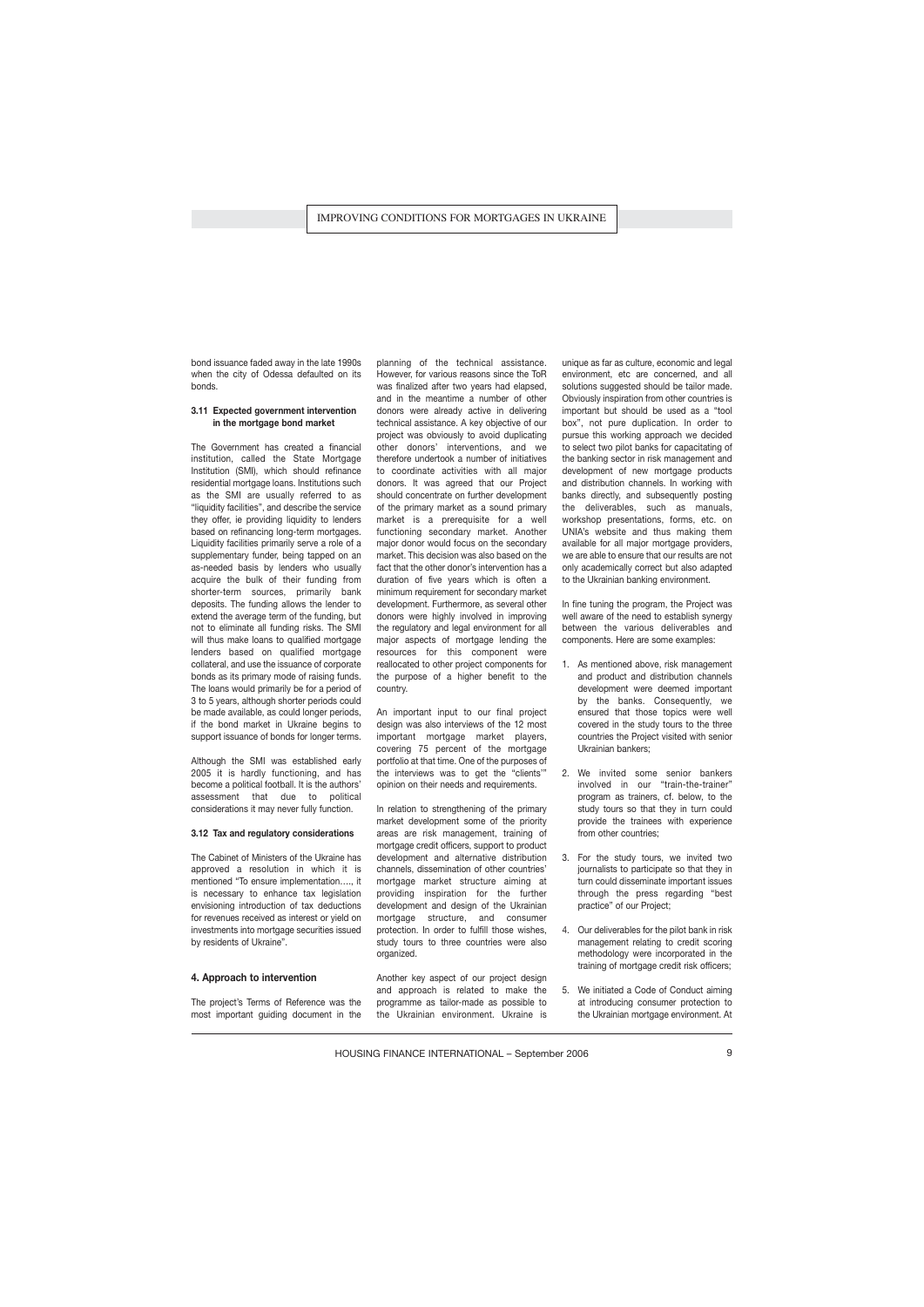bond issuance faded away in the late 1990s when the city of Odessa defaulted on its bonds.

### 3.11 Expected government intervention in the mortgage bond market

The Government has created a financial institution, called the State Mortgage Institution (SMI), which should refinance residential mortgage loans. Institutions such as the SMI are usually referred to as "liquidity facilities", and describe the service they offer, ie providing liquidity to lenders based on refinancing long-term mortgages. Liquidity facilities primarily serve a role of a supplementary funder, being tapped on an as-needed basis by lenders who usually acquire the bulk of their funding from shorter-term sources, primarily bank deposits. The funding allows the lender to extend the average term of the funding, but not to eliminate all funding risks. The SMI will thus make loans to qualified mortgage lenders based on qualified mortgage collateral, and use the issuance of corporate bonds as its primary mode of raising funds. The loans would primarily be for a period of 3 to 5 years, although shorter periods could be made available, as could longer periods, if the bond market in Ukraine begins to support issuance of bonds for longer terms.

Although the SMI was established early 2005 it is hardly functioning, and has become a political football. It is the authors' assessment that due to political considerations it may never fully function.

### 3.12 Tax and regulatory considerations

The Cabinet of Ministers of the Ukraine has approved a resolution in which it is mentioned "To ensure implementation…., it is necessary to enhance tax legislation envisioning introduction of tax deductions for revenues received as interest or yield on investments into mortgage securities issued by residents of Ukraine".

## 4. Approach to intervention

The project's Terms of Reference was the most important guiding document in the planning of the technical assistance. However, for various reasons since the ToR was finalized after two years had elapsed, and in the meantime a number of other donors were already active in delivering technical assistance. A key objective of our project was obviously to avoid duplicating other donors' interventions, and we therefore undertook a number of initiatives to coordinate activities with all major donors. It was agreed that our Project should concentrate on further development of the primary market as a sound primary market is a prerequisite for a well functioning secondary market. Another major donor would focus on the secondary market. This decision was also based on the fact that the other donor's intervention has a duration of five years which is often a minimum requirement for secondary market development. Furthermore, as several other donors were highly involved in improving the regulatory and legal environment for all major aspects of mortgage lending the resources for this component were reallocated to other project components for the purpose of a higher benefit to the country.

An important input to our final project design was also interviews of the 12 most important mortgage market players, covering 75 percent of the mortgage portfolio at that time. One of the purposes of the interviews was to get the "clients'" opinion on their needs and requirements.

In relation to strengthening of the primary market development some of the priority areas are risk management, training of mortgage credit officers, support to product development and alternative distribution channels, dissemination of other countries' mortgage market structure aiming at providing inspiration for the further development and design of the Ukrainian mortgage structure, and consumer protection. In order to fulfill those wishes, study tours to three countries were also organized.

Another key aspect of our project design and approach is related to make the programme as tailor-made as possible to the Ukrainian environment. Ukraine is unique as far as culture, economic and legal environment, etc are concerned, and all solutions suggested should be tailor made. Obviously inspiration from other countries is important but should be used as a "tool box", not pure duplication. In order to pursue this working approach we decided to select two pilot banks for capacitating of the banking sector in risk management and development of new mortgage products and distribution channels. In working with banks directly, and subsequently posting the deliverables, such as manuals, workshop presentations, forms, etc. on UNIA's website and thus making them available for all major mortgage providers, we are able to ensure that our results are not only academically correct but also adapted to the Ukrainian banking environment.

In fine tuning the program, the Project was well aware of the need to establish synergy between the various deliverables and components. Here are some examples:

1. As mentioned above, risk management and product and distribution channels development were deemed important by the banks. Consequently, we ensured that those topics were well covered in the study tours to the three countries the Project visited with senior Ukrainian bankers;
2. We invited some senior bankers involved in our "train-the-trainer" program as trainers, cf. below, to the study tours so that they in turn could provide the trainees with experience from other countries;
3. For the study tours, we invited two journalists to participate so that they in turn could disseminate important issues through the press regarding "best practice" of our Project;
4. Our deliverables for the pilot bank in risk management relating to credit scoring methodology were incorporated in the training of mortgage credit risk officers;
5. We initiated a Code of Conduct aiming at introducing consumer protection to the Ukrainian mortgage environment. At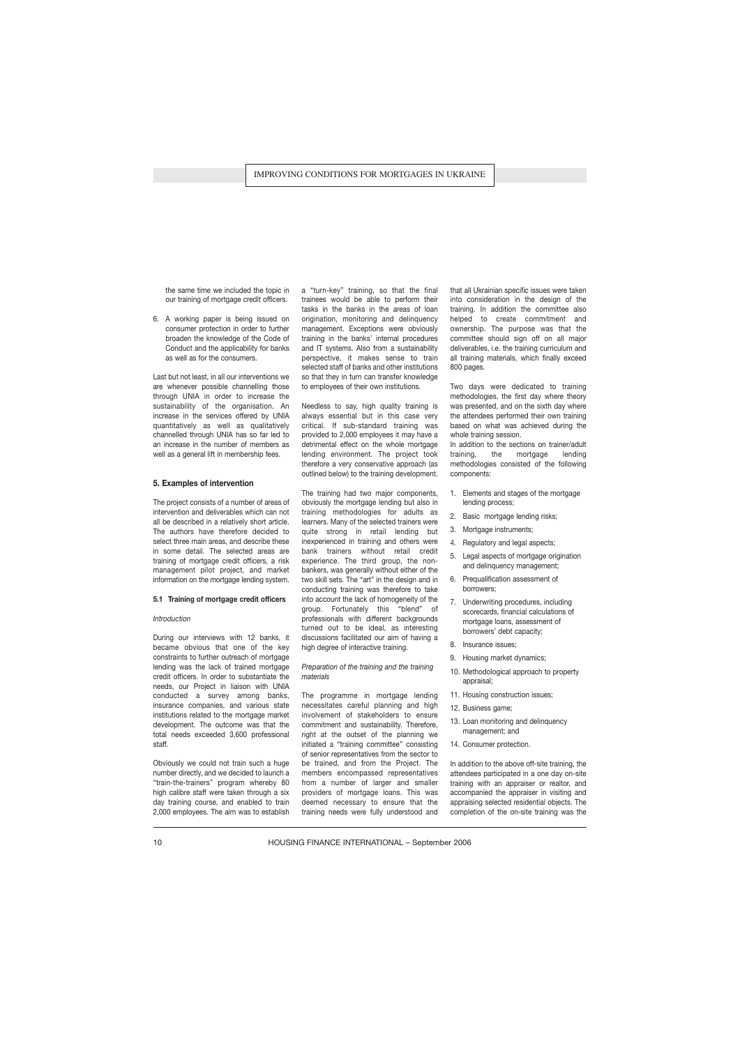the same time we included the topic in our training of mortgage credit officers.

6. A working paper is being issued on consumer protection in order to further broaden the knowledge of the Code of Conduct and the applicability for banks as well as for the consumers.

Last but not least, in all our interventions we are whenever possible channelling those through UNIA in order to increase the sustainability of the organisation. An increase in the services offered by UNIA quantitatively as well as qualitatively channelled through UNIA has so far led to an increase in the number of members as well as a general lift in membership fees.

## 5. Examples of intervention

The project consists of a number of areas of intervention and deliverables which can not all be described in a relatively short article. The authors have therefore decided to select three main areas, and describe these in some detail. The selected areas are training of mortgage credit officers, a risk management pilot project, and market information on the mortgage lending system.

### 5.1 Training of mortgage credit officers

*Introduction*

During our interviews with 12 banks, it became obvious that one of the key constraints to further outreach of mortgage lending was the lack of trained mortgage credit officers. In order to substantiate the needs, our Project in liaison with UNIA conducted a survey among banks, insurance companies, and various state institutions related to the mortgage market development. The outcome was that the total needs exceeded 3,600 professional staff.

Obviously we could not train such a huge number directly, and we decided to launch a "train-the-trainers" program whereby 80 high calibre staff were taken through a six day training course, and enabled to train 2,000 employees. The aim was to establish a "turn-key" training, so that the final trainees would be able to perform their tasks in the banks in the areas of loan origination, monitoring and delinquency management. Exceptions were obviously training in the banks' internal procedures and IT systems. Also from a sustainability perspective, it makes sense to train selected staff of banks and other institutions so that they in turn can transfer knowledge to employees of their own institutions.

Needless to say, high quality training is always essential but in this case very critical. If sub-standard training was provided to 2,000 employees it may have a detrimental effect on the whole mortgage lending environment. The project took therefore a very conservative approach (as outlined below) to the training development.

The training had two major components, obviously the mortgage lending but also in training methodologies for adults as learners. Many of the selected trainers were quite strong in retail lending but inexperienced in training and others were bank trainers without retail credit experience. The third group, the non-bankers, was generally without either of the two skill sets. The "art" in the design and in conducting training was therefore to take into account the lack of homogeneity of the group. Fortunately this "blend" of professionals with different backgrounds turned out to be ideal, as interesting discussions facilitated our aim of having a high degree of interactive training.

*Preparation of the training and the training materials*

The programme in mortgage lending necessitates careful planning and high involvement of stakeholders to ensure commitment and sustainability. Therefore, right at the outset of the planning we initiated a "training committee" consisting of senior representatives from the sector to be trained, and from the Project. The members encompassed representatives from a number of larger and smaller providers of mortgage loans. This was deemed necessary to ensure that the training needs were fully understood and that all Ukrainian specific issues were taken into consideration in the design of the training. In addition the committee also helped to create commitment and ownership. The purpose was that the committee should sign off on all major deliverables, i.e. the training curriculum and all training materials, which finally exceed 800 pages.

Two days were dedicated to training methodologies, the first day where theory was presented, and on the sixth day where the attendees performed their own training based on what was achieved during the whole training session.

In addition to the sections on trainer/adult training, the mortgage lending methodologies consisted of the following components:

1. Elements and stages of the mortgage lending process;
2. Basic mortgage lending risks;
3. Mortgage instruments;
4. Regulatory and legal aspects;
5. Legal aspects of mortgage origination and delinquency management;
6. Prequalification assessment of borrowers;
7. Underwriting procedures, including scorecards, financial calculations of mortgage loans, assessment of borrowers' debt capacity;
8. Insurance issues;
9. Housing market dynamics;
10. Methodological approach to property appraisal;
11. Housing construction issues;
12. Business game;
13. Loan monitoring and delinquency management; and
14. Consumer protection.

In addition to the above off-site training, the attendees participated in a one day on-site training with an appraiser or realtor, and accompanied the appraiser in visiting and appraising selected residential objects. The completion of the on-site training was the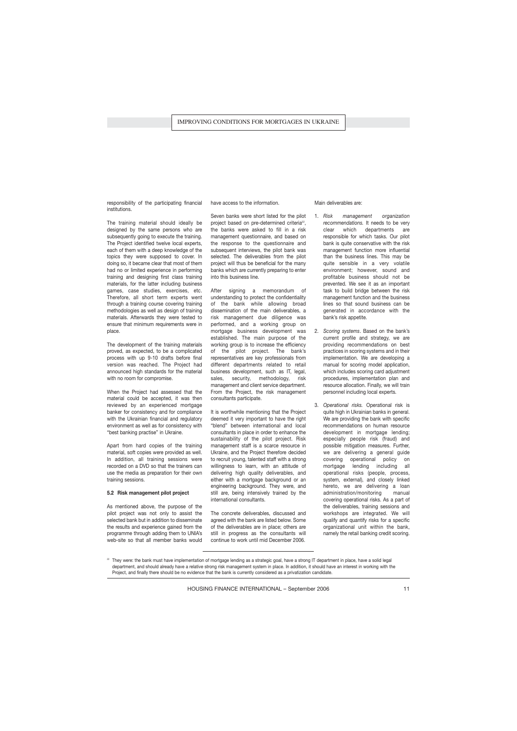responsibility of the participating financial institutions.

The training material should ideally be designed by the same persons who are subsequently going to execute the training. The Project identified twelve local experts, each of them with a deep knowledge of the topics they were supposed to cover. In doing so, it became clear that most of them had no or limited experience in performing training and designing first class training materials, for the latter including business games, case studies, exercises, etc. Therefore, all short term experts went through a training course covering training methodologies as well as design of training materials. Afterwards they were tested to ensure that minimum requirements were in place.

The development of the training materials proved, as expected, to be a complicated process with up 9-10 drafts before final version was reached. The Project had announced high standards for the material with no room for compromise.

When the Project had assessed that the material could be accepted, it was then reviewed by an experienced mortgage banker for consistency and for compliance with the Ukrainian financial and regulatory environment as well as for consistency with "best banking practise" in Ukraine.

Apart from hard copies of the training material, soft copies were provided as well. In addition, all training sessions were recorded on a DVD so that the trainers can use the media as preparation for their own training sessions.

### 5.2 Risk management pilot project

As mentioned above, the purpose of the pilot project was not only to assist the selected bank but in addition to disseminate the results and experience gained from the programme through adding them to UNIA's web-site so that all member banks would have access to the information.

Seven banks were short listed for the pilot project based on pre-determined criteria[22], the banks were asked to fill in a risk management questionnaire, and based on the response to the questionnaire and subsequent interviews, the pilot bank was selected. The deliverables from the pilot project will thus be beneficial for the many banks which are currently preparing to enter into this business line.

After signing a memorandum of understanding to protect the confidentiality of the bank while allowing broad dissemination of the main deliverables, a risk management due diligence was performed, and a working group on mortgage business development was established. The main purpose of the working group is to increase the efficiency of the pilot project. The bank's representatives are key professionals from different departments related to retail business development, such as IT, legal, sales, security, methodology, risk management and client service department. From the Project, the risk management consultants participate.

It is worthwhile mentioning that the Project deemed it very important to have the right "blend" between international and local consultants in place in order to enhance the sustainability of the pilot project. Risk management staff is a scarce resource in Ukraine, and the Project therefore decided to recruit young, talented staff with a strong willingness to learn, with an attitude of delivering high quality deliverables, and either with a mortgage background or an engineering background. They were, and still are, being intensively trained by the international consultants.

The concrete deliverables, discussed and agreed with the bank are listed below. Some of the deliverables are in place; others are still in progress as the consultants will continue to work until mid December 2006.

Main deliverables are:

1. *Risk management organization recommendations.* It needs to be very clear which departments are responsible for which tasks. Our pilot bank is quite conservative with the risk management function more influential than the business lines. This may be quite sensible in a very volatile environment; however, sound and profitable business should not be prevented. We see it as an important task to build bridge between the risk management function and the business lines so that sound business can be generated in accordance with the bank's risk appetite.

2. *Scoring systems*. Based on the bank's current profile and strategy, we are providing recommendations on best practices in scoring systems and in their implementation. We are developing a manual for scoring model application, which includes scoring card adjustment procedures, implementation plan and resource allocation. Finally, we will train personnel including local experts.

3. *Operational risks.* Operational risk is quite high in Ukrainian banks in general. We are providing the bank with specific recommendations on human resource development in mortgage lending; especially people risk (fraud) and possible mitigation measures. Further, we are delivering a general guide covering operational policy on mortgage lending including all operational risks (people, process, system, external), and closely linked hereto, we are delivering a loan administration/monitoring manual covering operational risks. As a part of the deliverables, training sessions and workshops are integrated. We will qualify and quantify risks for a specific organizational unit within the bank, namely the retail banking credit scoring.

---

[22] They were: the bank must have implementation of mortgage lending as a strategic goal, have a strong IT department in place, have a solid legal department, and should already have a relative strong risk management system in place. In addition, it should have an interest in working with the Project, and finally there should be no evidence that the bank is currently considered as a privatization candidate.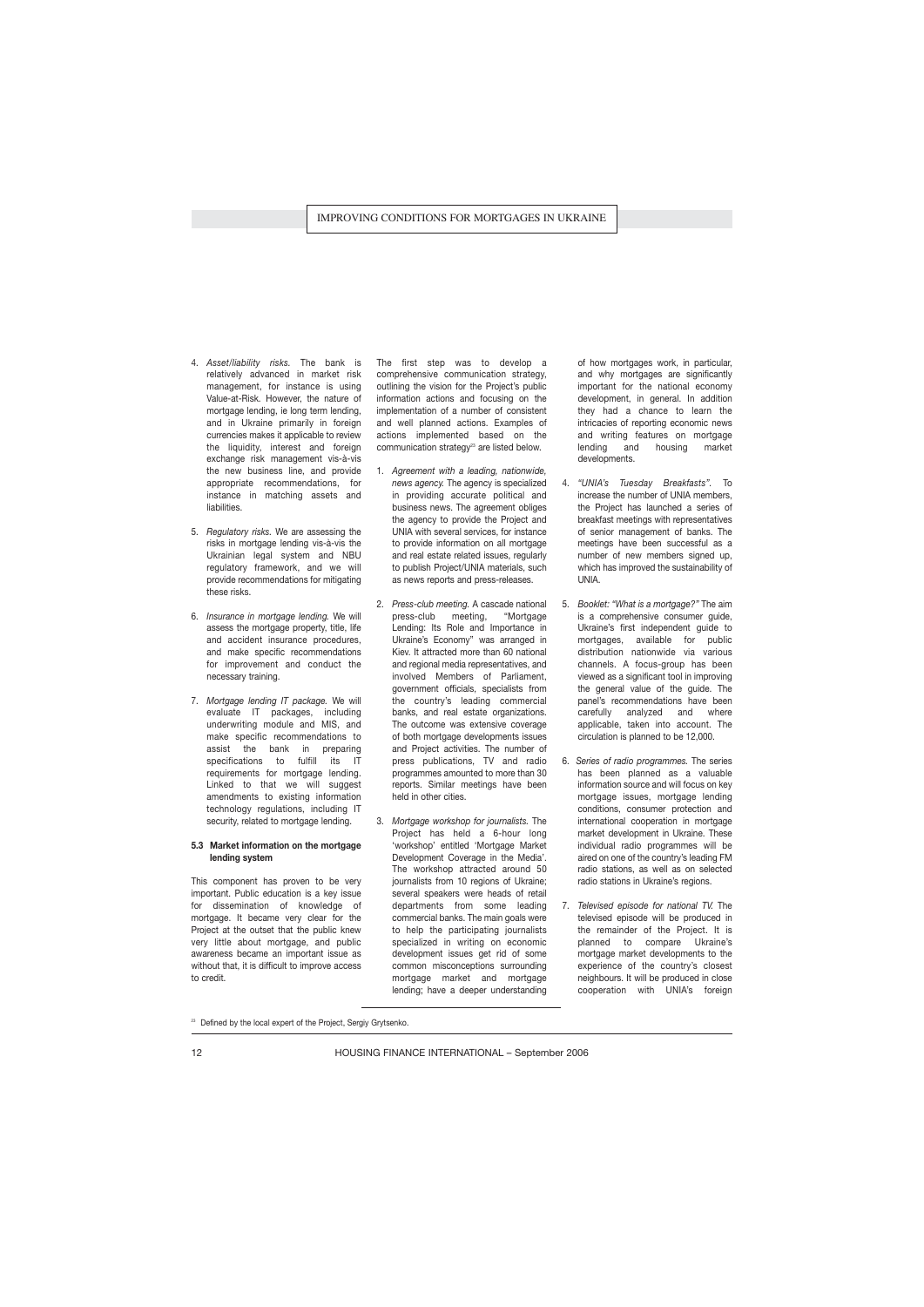4. *Asset/liability risks.* The bank is relatively advanced in market risk management, for instance is using Value-at-Risk. However, the nature of mortgage lending, ie long term lending, and in Ukraine primarily in foreign currencies makes it applicable to review the liquidity, interest and foreign exchange risk management vis-à-vis the new business line, and provide appropriate recommendations, for instance in matching assets and liabilities.

5. *Regulatory risks.* We are assessing the risks in mortgage lending vis-à-vis the Ukrainian legal system and NBU regulatory framework, and we will provide recommendations for mitigating these risks.

6. *Insurance in mortgage lending.* We will assess the mortgage property, title, life and accident insurance procedures, and make specific recommendations for improvement and conduct the necessary training.

7. *Mortgage lending IT package.* We will evaluate IT packages, including underwriting module and MIS, and make specific recommendations to assist the bank in preparing specifications to fulfill its IT requirements for mortgage lending. Linked to that we will suggest amendments to existing information technology regulations, including IT security, related to mortgage lending.

### 5.3 Market information on the mortgage lending system

This component has proven to be very important. Public education is a key issue for dissemination of knowledge of mortgage. It became very clear for the Project at the outset that the public knew very little about mortgage, and public awareness became an important issue as without that, it is difficult to improve access to credit.

The first step was to develop a comprehensive communication strategy, outlining the vision for the Project's public information actions and focusing on the implementation of a number of consistent and well planned actions. Examples of actions implemented based on the communication strategy[23] are listed below.

1. *Agreement with a leading, nationwide, news agency.* The agency is specialized in providing accurate political and business news. The agreement obliges the agency to provide the Project and UNIA with several services, for instance to provide information on all mortgage and real estate related issues, regularly to publish Project/UNIA materials, such as news reports and press-releases.

2. *Press-club meeting.* A cascade national press-club meeting, "Mortgage Lending: Its Role and Importance in Ukraine's Economy" was arranged in Kiev. It attracted more than 60 national and regional media representatives, and involved Members of Parliament, government officials, specialists from the country's leading commercial banks, and real estate organizations. The outcome was extensive coverage of both mortgage developments issues and Project activities. The number of press publications, TV and radio programmes amounted to more than 30 reports. Similar meetings have been held in other cities.

3. *Mortgage workshop for journalists.* The Project has held a 6-hour long 'workshop' entitled 'Mortgage Market Development Coverage in the Media'. The workshop attracted around 50 journalists from 10 regions of Ukraine; several speakers were heads of retail departments from some leading commercial banks. The main goals were to help the participating journalists specialized in writing on economic development issues get rid of some common misconceptions surrounding mortgage market and mortgage lending; have a deeper understanding of how mortgages work, in particular, and why mortgages are significantly important for the national economy development, in general. In addition they had a chance to learn the intricacies of reporting economic news and writing features on mortgage lending and housing market developments.

4. *"UNIA's Tuesday Breakfasts".* To increase the number of UNIA members, the Project has launched a series of breakfast meetings with representatives of senior management of banks. The meetings have been successful as a number of new members signed up, which has improved the sustainability of UNIA.

5. *Booklet: "What is a mortgage?"* The aim is a comprehensive consumer guide, Ukraine's first independent guide to mortgages, available for public distribution nationwide via various channels. A focus-group has been viewed as a significant tool in improving the general value of the guide. The panel's recommendations have been carefully analyzed and where applicable, taken into account. The circulation is planned to be 12,000.

6. *Series of radio programmes.* The series has been planned as a valuable information source and will focus on key mortgage issues, mortgage lending conditions, consumer protection and international cooperation in mortgage market development in Ukraine. These individual radio programmes will be aired on one of the country's leading FM radio stations, as well as on selected radio stations in Ukraine's regions.

7. *Televised episode for national TV.* The televised episode will be produced in the remainder of the Project. It is planned to compare Ukraine's mortgage market developments to the experience of the country's closest neighbours. It will be produced in close cooperation with UNIA's foreign

[23] Defined by the local expert of the Project, Sergiy Grytsenko.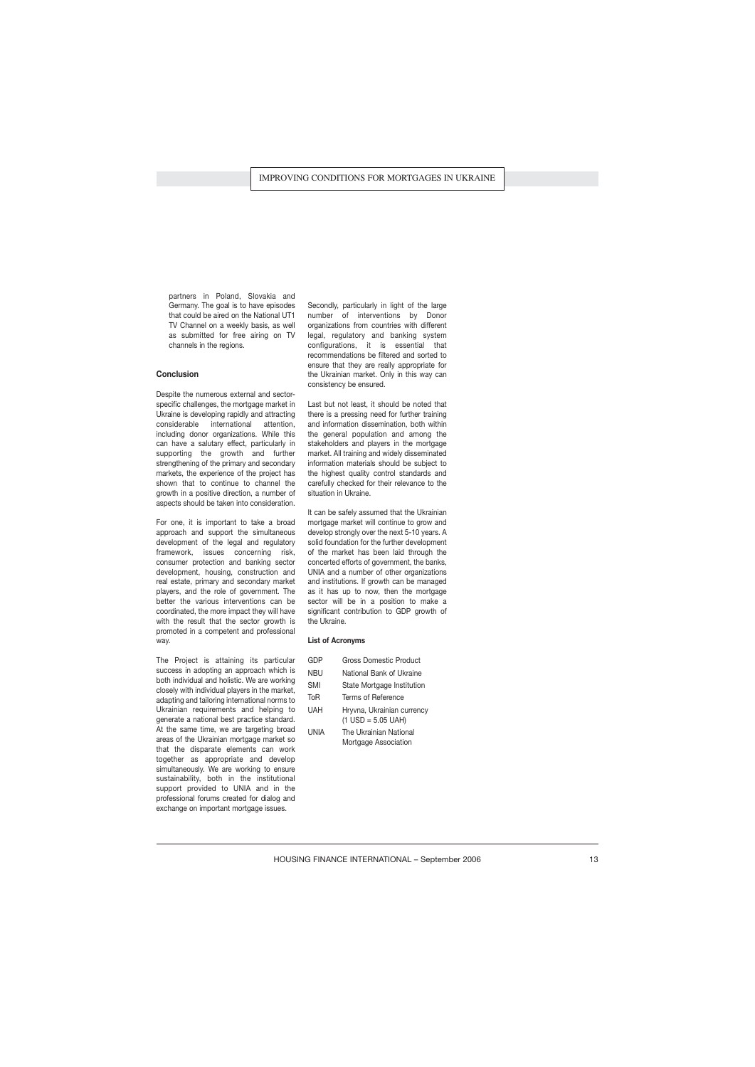partners in Poland, Slovakia and Germany. The goal is to have episodes that could be aired on the National UT1 TV Channel on a weekly basis, as well as submitted for free airing on TV channels in the regions.

### Conclusion

Despite the numerous external and sector-specific challenges, the mortgage market in Ukraine is developing rapidly and attracting considerable international attention, including donor organizations. While this can have a salutary effect, particularly in supporting the growth and further strengthening of the primary and secondary markets, the experience of the project has shown that to continue to channel the growth in a positive direction, a number of aspects should be taken into consideration.

For one, it is important to take a broad approach and support the simultaneous development of the legal and regulatory framework, issues concerning risk, consumer protection and banking sector development, housing, construction and real estate, primary and secondary market players, and the role of government. The better the various interventions can be coordinated, the more impact they will have with the result that the sector growth is promoted in a competent and professional way.

The Project is attaining its particular success in adopting an approach which is both individual and holistic. We are working closely with individual players in the market, adapting and tailoring international norms to Ukrainian requirements and helping to generate a national best practice standard. At the same time, we are targeting broad areas of the Ukrainian mortgage market so that the disparate elements can work together as appropriate and develop simultaneously. We are working to ensure sustainability, both in the institutional support provided to UNIA and in the professional forums created for dialog and exchange on important mortgage issues.

Secondly, particularly in light of the large number of interventions by Donor organizations from countries with different legal, regulatory and banking system configurations, it is essential that recommendations be filtered and sorted to ensure that they are really appropriate for the Ukrainian market. Only in this way can consistency be ensured.

Last but not least, it should be noted that there is a pressing need for further training and information dissemination, both within the general population and among the stakeholders and players in the mortgage market. All training and widely disseminated information materials should be subject to the highest quality control standards and carefully checked for their relevance to the situation in Ukraine.

It can be safely assumed that the Ukrainian mortgage market will continue to grow and develop strongly over the next 5-10 years. A solid foundation for the further development of the market has been laid through the concerted efforts of government, the banks, UNIA and a number of other organizations and institutions. If growth can be managed as it has up to now, then the mortgage sector will be in a position to make a significant contribution to GDP growth of the Ukraine.

#### List of Acronyms

| | |
|---|---|
| GDP | Gross Domestic Product |
| NBU | National Bank of Ukraine |
| SMI | State Mortgage Institution |
| ToR | Terms of Reference |
| UAH | Hryvna, Ukrainian currency (1 USD = 5.05 UAH) |
| UNIA | The Ukrainian National Mortgage Association |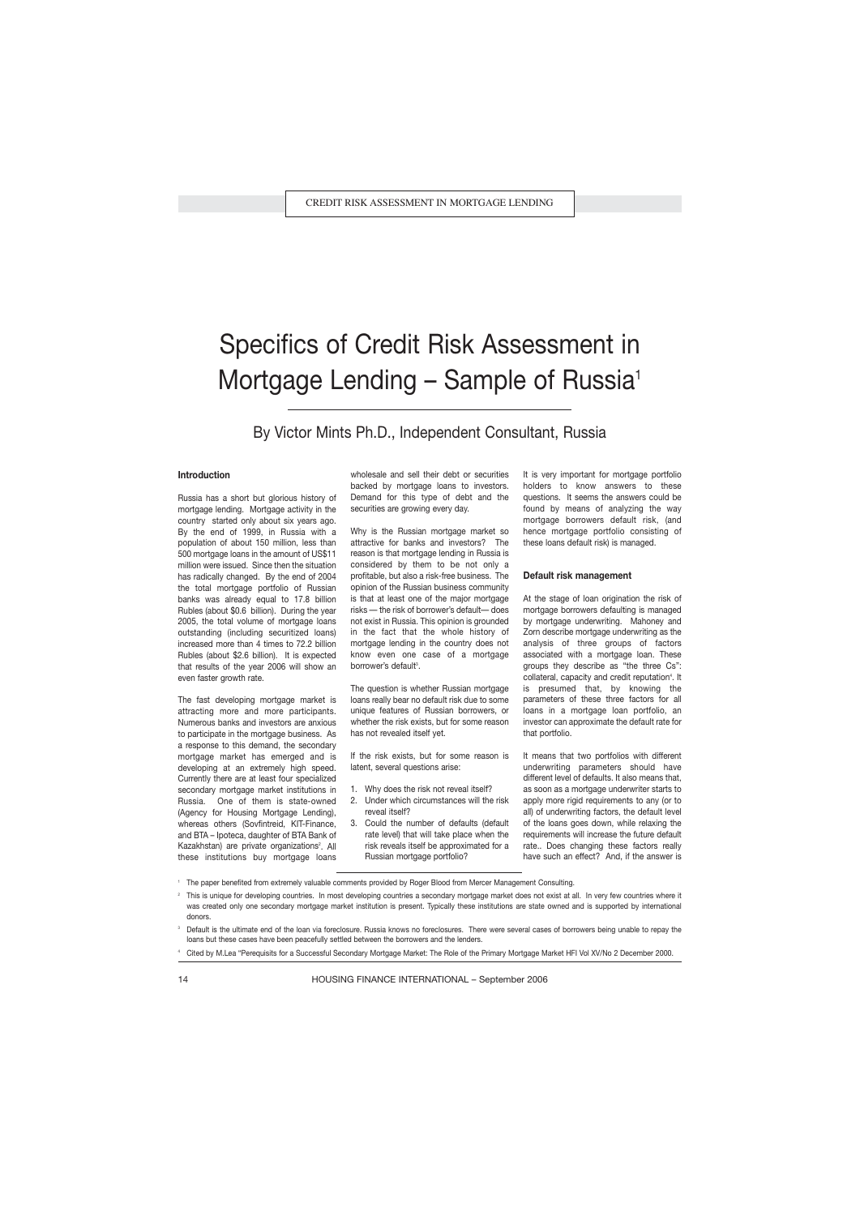# Specifics of Credit Risk Assessment in Mortgage Lending – Sample of Russia[1]

By Victor Mints Ph.D., Independent Consultant, Russia

### Introduction

Russia has a short but glorious history of mortgage lending. Mortgage activity in the country started only about six years ago. By the end of 1999, in Russia with a population of about 150 million, less than 500 mortgage loans in the amount of US$11 million were issued. Since then the situation has radically changed. By the end of 2004 the total mortgage portfolio of Russian banks was already equal to 17.8 billion Rubles (about $0.6 billion). During the year 2005, the total volume of mortgage loans outstanding (including securitized loans) increased more than 4 times to 72.2 billion Rubles (about $2.6 billion). It is expected that results of the year 2006 will show an even faster growth rate.

The fast developing mortgage market is attracting more and more participants. Numerous banks and investors are anxious to participate in the mortgage business. As a response to this demand, the secondary mortgage market has emerged and is developing at an extremely high speed. Currently there are at least four specialized secondary mortgage market institutions in Russia. One of them is state-owned (Agency for Housing Mortgage Lending), whereas others (Sovfintreid, KIT-Finance, and BTA – Ipoteca, daughter of BTA Bank of Kazakhstan) are private organizations[2]. All these institutions buy mortgage loans wholesale and sell their debt or securities backed by mortgage loans to investors. Demand for this type of debt and the securities are growing every day.

Why is the Russian mortgage market so attractive for banks and investors? The reason is that mortgage lending in Russia is considered by them to be not only a profitable, but also a risk-free business. The opinion of the Russian business community is that at least one of the major mortgage risks — the risk of borrower's default— does not exist in Russia. This opinion is grounded in the fact that the whole history of mortgage lending in the country does not know even one case of a mortgage borrower's default[3].

The question is whether Russian mortgage loans really bear no default risk due to some unique features of Russian borrowers, or whether the risk exists, but for some reason has not revealed itself yet.

If the risk exists, but for some reason is latent, several questions arise:

1. Why does the risk not reveal itself?
2. Under which circumstances will the risk reveal itself?
3. Could the number of defaults (default rate level) that will take place when the risk reveals itself be approximated for a Russian mortgage portfolio?

It is very important for mortgage portfolio holders to know answers to these questions. It seems the answers could be found by means of analyzing the way mortgage borrowers default risk, (and hence mortgage portfolio consisting of these loans default risk) is managed.

### Default risk management

At the stage of loan origination the risk of mortgage borrowers defaulting is managed by mortgage underwriting. Mahoney and Zorn describe mortgage underwriting as the analysis of three groups of factors associated with a mortgage loan. These groups they describe as "the three Cs": collateral, capacity and credit reputation[4]. It is presumed that, by knowing the parameters of these three factors for all loans in a mortgage loan portfolio, an investor can approximate the default rate for that portfolio.

It means that two portfolios with different underwriting parameters should have different level of defaults. It also means that, as soon as a mortgage underwriter starts to apply more rigid requirements to any (or to all) of underwriting factors, the default level of the loans goes down, while relaxing the requirements will increase the future default rate.. Does changing these factors really have such an effect? And, if the answer is

---

[1] The paper benefited from extremely valuable comments provided by Roger Blood from Mercer Management Consulting.

[2] This is unique for developing countries. In most developing countries a secondary mortgage market does not exist at all. In very few countries where it was created only one secondary mortgage market institution is present. Typically these institutions are state owned and is supported by international donors.

[3] Default is the ultimate end of the loan via foreclosure. Russia knows no foreclosures. There were several cases of borrowers being unable to repay the loans but these cases have been peacefully settled between the borrowers and the lenders.

[4] Cited by M.Lea "Perequisits for a Successful Secondary Mortgage Market: The Role of the Primary Mortgage Market HFI Vol XV/No 2 December 2000.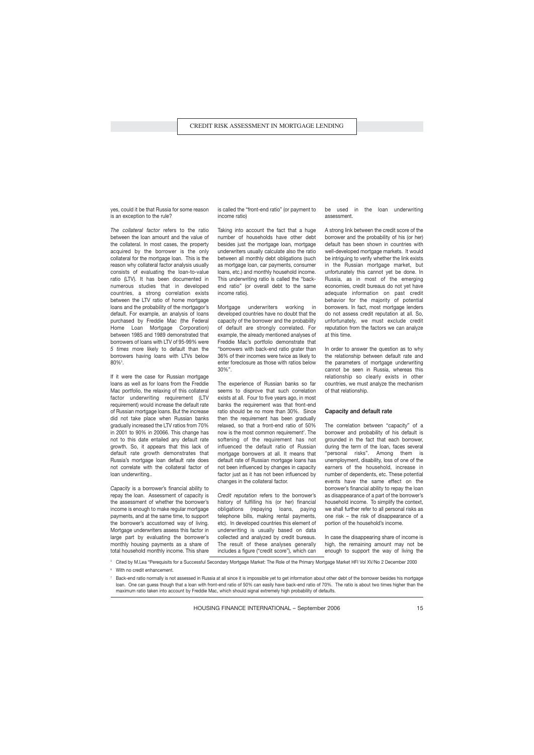yes, could it be that Russia for some reason is an exception to the rule?

*The collateral factor* refers to the ratio between the loan amount and the value of the collateral. In most cases, the property acquired by the borrower is the only collateral for the mortgage loan. This is the reason why collateral factor analysis usually consists of evaluating the loan-to-value ratio (LTV). It has been documented in numerous studies that in developed countries, a strong correlation exists between the LTV ratio of home mortgage loans and the probability of the mortgagor's default. For example, an analysis of loans purchased by Freddie Mac (the Federal Home Loan Mortgage Corporation) between 1985 and 1989 demonstrated that borrowers of loans with LTV of 95-99% were *5 times* more likely to default than the borrowers having loans with LTVs below 80%[5].

If it were the case for Russian mortgage loans as well as for loans from the Freddie Mac portfolio, the relaxing of this collateral factor underwriting requirement (LTV requirement) would increase the default rate of Russian mortgage loans. But the increase did not take place when Russian banks gradually increased the LTV ratios from 70% in 2001 to 90% in 20066. This change has not to this date entailed any default rate growth. So, it appears that this lack of default rate growth demonstrates that Russia's mortgage loan default rate does not correlate with the collateral factor of loan underwriting..

*Capacity* is a borrower's financial ability to repay the loan. Assessment of capacity is the assessment of whether the borrower's income is enough to make regular mortgage payments, and at the same time, to support the borrower's accustomed way of living. Mortgage underwriters assess this factor in large part by evaluating the borrower's monthly housing payments as a share of total household monthly income. This share is called the "front-end ratio" (or payment to income ratio)

Taking into account the fact that a huge number of households have other debt besides just the mortgage loan, mortgage underwriters usually calculate also the ratio between all monthly debt obligations (such as mortgage loan, car payments, consumer loans, etc.) and monthly household income. This underwriting ratio is called the "back-end ratio" (or overall debt to the same income ratio).

Mortgage underwriters working in developed countries have no doubt that the capacity of the borrower and the probability of default are strongly correlated. For example, the already mentioned analyses of Freddie Mac's portfolio demonstrate that "borrowers with back-end ratio grater than 36% of their incomes were twice as likely to enter foreclosure as those with ratios below 30%".

The experience of Russian banks so far seems to disprove that such correlation exists at all. Four to five years ago, in most banks the requirement was that front-end ratio should be no more than 30%. Since then the requirement has been gradually relaxed, so that a front-end ratio of 50% now is the most common requirement[7]. The softening of the requirement has not influenced the default ratio of Russian mortgage borrowers at all. It means that default rate of Russian mortgage loans has not been influenced by changes in capacity factor just as it has not been influenced by changes in the collateral factor.

*Credit reputation* refers to the borrower's history of fulfilling his (or her) financial obligations (repaying loans, paying telephone bills, making rental payments, etc). In developed countries this element of underwriting is usually based on data collected and analyzed by credit bureaus. The result of these analyses generally includes a figure ("credit score"), which can be used in the loan underwriting assessment.

A strong link between the credit score of the borrower and the probability of his (or her) default has been shown in countries with well-developed mortgage markets. It would be intriguing to verify whether the link exists in the Russian mortgage market, but unfortunately this cannot yet be done. In Russia, as in most of the emerging economies, credit bureaus do not yet have adequate information on past credit behavior for the majority of potential borrowers. In fact, most mortgage lenders do not assess credit reputation at all. So, unfortunately, we must exclude credit reputation from the factors we can analyze at this time.

In order to answer the question as to why the relationship between default rate and the parameters of mortgage underwriting cannot be seen in Russia, whereas this relationship so clearly exists in other countries, we must analyze the mechanism of that relationship.

### Capacity and default rate

The correlation between "capacity" of a borrower and probability of his default is grounded in the fact that each borrower, during the term of the loan, faces several "personal risks". Among them is unemployment, disability, loss of one of the earners of the household, increase in number of dependents, etc. These potential events have the same effect on the borrower's financial ability to repay the loan as disappearance of a part of the borrower's household income. To simplify the context, we shall further refer to all personal risks as one risk – the risk of disappearance of a portion of the household's income.

In case the disappearing share of income is high, the remaining amount may not be enough to support the way of living the

---

[5] Cited by M.Lea "Perequisits for a Successful Secondary Mortgage Market: The Role of the Primary Mortgage Market HFI Vol XV/No 2 December 2000

[6] With no credit enhancement.

[7] Back-end ratio normally is not assessed in Russia at all since it is impossible yet to get information about other debt of the borrower besides his mortgage loan. One can guess though that a loan with front-end ratio of 50% can easily have back-end ratio of 70%. The ratio is about two times higher than the maximum ratio taken into account by Freddie Mac, which should signal extremely high probability of defaults.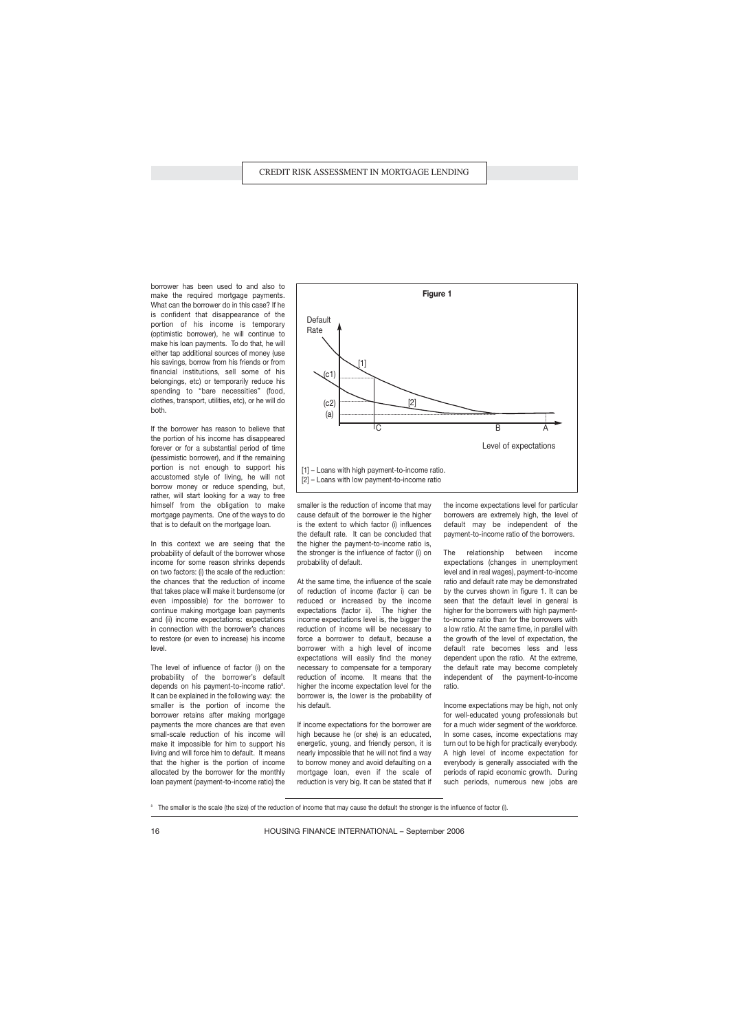borrower has been used to and also to make the required mortgage payments. What can the borrower do in this case? If he is confident that disappearance of the portion of his income is temporary (optimistic borrower), he will continue to make his loan payments. To do that, he will either tap additional sources of money (use his savings, borrow from his friends or from financial institutions, sell some of his belongings, etc) or temporarily reduce his spending to "bare necessities" (food, clothes, transport, utilities, etc), or he will do both.

If the borrower has reason to believe that the portion of his income has disappeared forever or for a substantial period of time (pessimistic borrower), and if the remaining portion is not enough to support his accustomed style of living, he will not borrow money or reduce spending, but, rather, will start looking for a way to free himself from the obligation to make mortgage payments. One of the ways to do that is to default on the mortgage loan.

In this context we are seeing that the probability of default of the borrower whose income for some reason shrinks depends on two factors: (i) the scale of the reduction: the chances that the reduction of income that takes place will make it burdensome (or even impossible) for the borrower to continue making mortgage loan payments and (ii) income expectations: expectations in connection with the borrower's chances to restore (or even to increase) his income level.

The level of influence of factor (i) on the probability of the borrower's default depends on his payment-to-income ratio[ii]. It can be explained in the following way: the smaller is the portion of income the borrower retains after making mortgage payments the more chances are that even small-scale reduction of his income will make it impossible for him to support his living and will force him to default. It means that the higher is the portion of income allocated by the borrower for the monthly loan payment (payment-to-income ratio) the smaller is the reduction of income that may cause default of the borrower ie the higher is the extent to which factor (i) influences the default rate. It can be concluded that the higher the payment-to-income ratio is, the stronger is the influence of factor (i) on probability of default.

**Figure 1**

[1] – Loans with high payment-to-income ratio.
[2] – Loans with low payment-to-income ratio

At the same time, the influence of the scale of reduction of income (factor i) can be reduced or increased by the income expectations (factor ii). The higher the income expectations level is, the bigger the reduction of income will be necessary to force a borrower to default, because a borrower with a high level of income expectations will easily find the money necessary to compensate for a temporary reduction of income. It means that the higher the income expectation level for the borrower is, the lower is the probability of his default.

If income expectations for the borrower are high because he (or she) is an educated, energetic, young, and friendly person, it is nearly impossible that he will not find a way to borrow money and avoid defaulting on a mortgage loan, even if the scale of reduction is very big. It can be stated that if the income expectations level for particular borrowers are extremely high, the level of default may be independent of the payment-to-income ratio of the borrowers.

The relationship between income expectations (changes in unemployment level and in real wages), payment-to-income ratio and default rate may be demonstrated by the curves shown in figure 1. It can be seen that the default level in general is higher for the borrowers with high payment-to-income ratio than for the borrowers with a low ratio. At the same time, in parallel with the growth of the level of expectation, the default rate becomes less and less dependent upon the ratio. At the extreme, the default rate may become completely independent of the payment-to-income ratio.

Income expectations may be high, not only for well-educated young professionals but for a much wider segment of the workforce. In some cases, income expectations may turn out to be high for practically everybody. A high level of income expectation for everybody is generally associated with the periods of rapid economic growth. During such periods, numerous new jobs are

---

[ii] The smaller is the scale (the size) of the reduction of income that may cause the default the stronger is the influence of factor (i).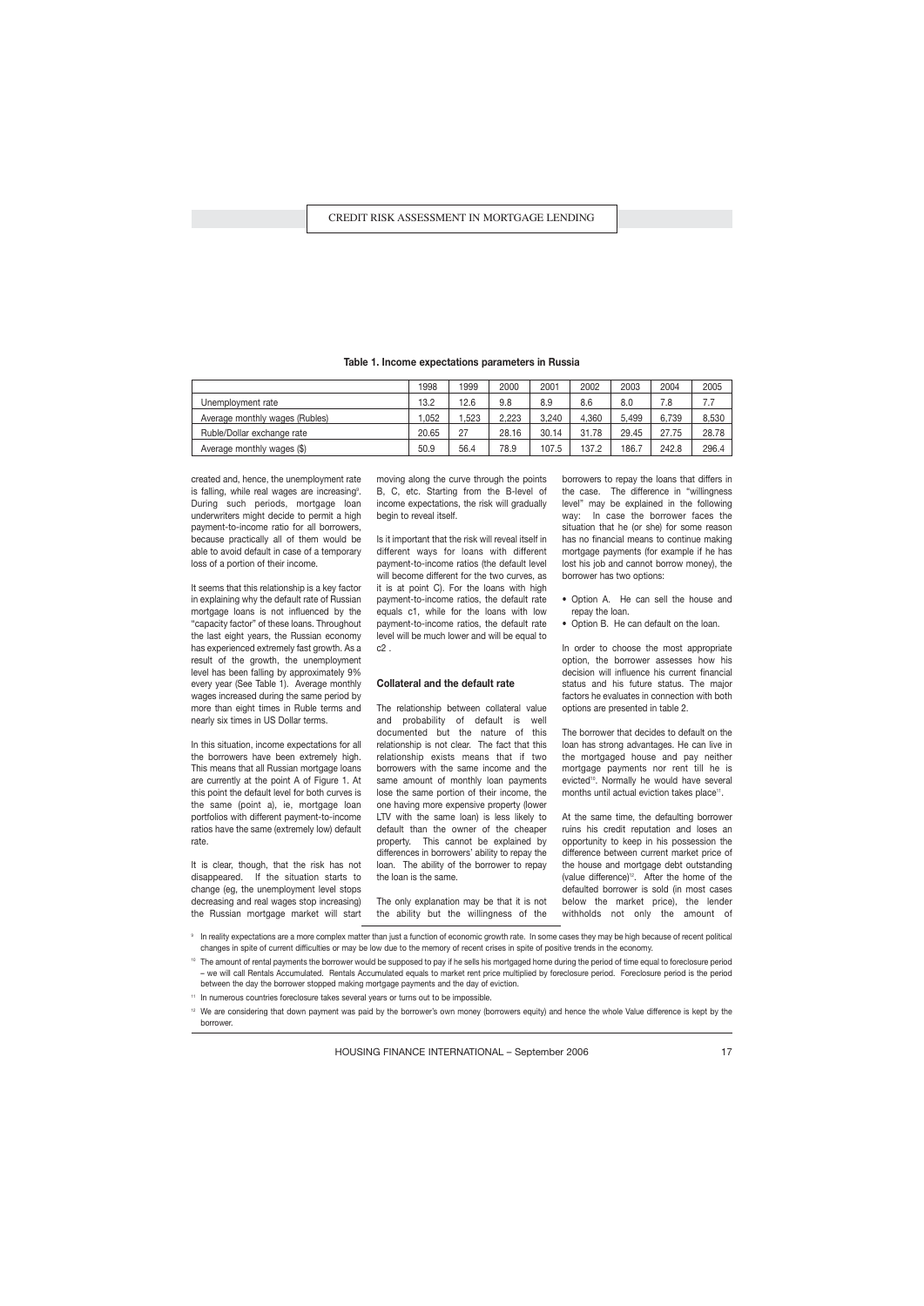**Table 1. Income expectations parameters in Russia**

| | 1998 | 1999 | 2000 | 2001 | 2002 | 2003 | 2004 | 2005 |
|---|---|---|---|---|---|---|---|---|
| Unemployment rate | 13.2 | 12.6 | 9.8 | 8.9 | 8.6 | 8.0 | 7.8 | 7.7 |
| Average monthly wages (Rubles) | 1,052 | 1,523 | 2,223 | 3,240 | 4,360 | 5,499 | 6,739 | 8,530 |
| Ruble/Dollar exchange rate | 20.65 | 27 | 28.16 | 30.14 | 31.78 | 29.45 | 27.75 | 28.78 |
| Average monthly wages ($) | 50.9 | 56.4 | 78.9 | 107.5 | 137.2 | 186.7 | 242.8 | 296.4 |

created and, hence, the unemployment rate is falling, while real wages are increasing[9]. During such periods, mortgage loan underwriters might decide to permit a high payment-to-income ratio for all borrowers, because practically all of them would be able to avoid default in case of a temporary loss of a portion of their income.

It seems that this relationship is a key factor in explaining why the default rate of Russian mortgage loans is not influenced by the "capacity factor" of these loans. Throughout the last eight years, the Russian economy has experienced extremely fast growth. As a result of the growth, the unemployment level has been falling by approximately 9% every year (See Table 1). Average monthly wages increased during the same period by more than eight times in Ruble terms and nearly six times in US Dollar terms.

In this situation, income expectations for all the borrowers have been extremely high. This means that all Russian mortgage loans are currently at the point A of Figure 1. At this point the default level for both curves is the same (point a), ie, mortgage loan portfolios with different payment-to-income ratios have the same (extremely low) default rate.

It is clear, though, that the risk has not disappeared. If the situation starts to change (eg, the unemployment level stops decreasing and real wages stop increasing) the Russian mortgage market will start moving along the curve through the points B, C, etc. Starting from the B-level of income expectations, the risk will gradually begin to reveal itself.

Is it important that the risk will reveal itself in different ways for loans with different payment-to-income ratios (the default level will become different for the two curves, as it is at point C). For the loans with high payment-to-income ratios, the default rate equals c1, while for the loans with low payment-to-income ratios, the default rate level will be much lower and will be equal to c2 .

## Collateral and the default rate

The relationship between collateral value and probability of default is well documented but the nature of this relationship is not clear. The fact that this relationship exists means that if two borrowers with the same income and the same amount of monthly loan payments lose the same portion of their income, the one having more expensive property (lower LTV with the same loan) is less likely to default than the owner of the cheaper property. This cannot be explained by differences in borrowers' ability to repay the loan. The ability of the borrower to repay the loan is the same.

The only explanation may be that it is not the ability but the willingness of the borrowers to repay the loans that differs in the case. The difference in "willingness level" may be explained in the following way: In case the borrower faces the situation that he (or she) for some reason has no financial means to continue making mortgage payments (for example if he has lost his job and cannot borrow money), the borrower has two options:

- Option A. He can sell the house and repay the loan.
- Option B. He can default on the loan.

In order to choose the most appropriate option, the borrower assesses how his decision will influence his current financial status and his future status. The major factors he evaluates in connection with both options are presented in table 2.

The borrower that decides to default on the loan has strong advantages. He can live in the mortgaged house and pay neither mortgage payments nor rent till he is evicted[10]. Normally he would have several months until actual eviction takes place[11].

At the same time, the defaulting borrower ruins his credit reputation and loses an opportunity to keep in his possession the difference between current market price of the house and mortgage debt outstanding (value difference)[12]. After the home of the defaulted borrower is sold (in most cases below the market price), the lender withholds not only the amount of

[9] In reality expectations are a more complex matter than just a function of economic growth rate. In some cases they may be high because of recent political changes in spite of current difficulties or may be low due to the memory of recent crises in spite of positive trends in the economy.

[10] The amount of rental payments the borrower would be supposed to pay if he sells his mortgaged home during the period of time equal to foreclosure period – we will call Rentals Accumulated. Rentals Accumulated equals to market rent price multiplied by foreclosure period. Foreclosure period is the period between the day the borrower stopped making mortgage payments and the day of eviction.

[11] In numerous countries foreclosure takes several years or turns out to be impossible.

[12] We are considering that down payment was paid by the borrower's own money (borrowers equity) and hence the whole Value difference is kept by the borrower.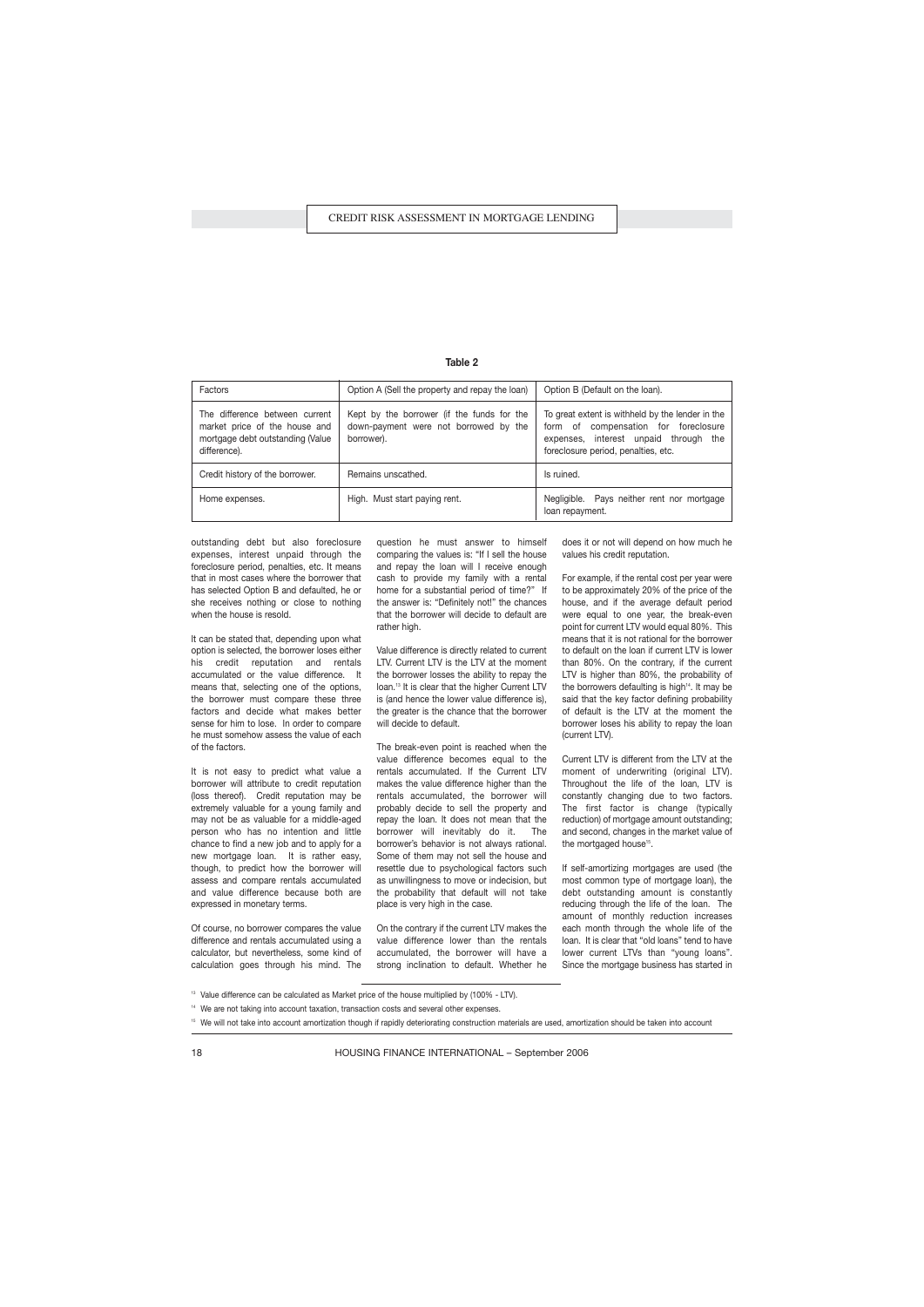**Table 2**

| Factors | Option A (Sell the property and repay the loan) | Option B (Default on the loan). |
|---|---|---|
| The difference between current market price of the house and mortgage debt outstanding (Value difference). | Kept by the borrower (if the funds for the down-payment were not borrowed by the borrower). | To great extent is withheld by the lender in the form of compensation for foreclosure expenses, interest unpaid through the foreclosure period, penalties, etc. |
| Credit history of the borrower. | Remains unscathed. | Is ruined. |
| Home expenses. | High. Must start paying rent. | Negligible. Pays neither rent nor mortgage loan repayment. |

outstanding debt but also foreclosure expenses, interest unpaid through the foreclosure period, penalties, etc. It means that in most cases where the borrower that has selected Option B and defaulted, he or she receives nothing or close to nothing when the house is resold.

It can be stated that, depending upon what option is selected, the borrower loses either his credit reputation and rentals accumulated or the value difference. It means that, selecting one of the options, the borrower must compare these three factors and decide what makes better sense for him to lose. In order to compare he must somehow assess the value of each of the factors.

It is not easy to predict what value a borrower will attribute to credit reputation (loss thereof). Credit reputation may be extremely valuable for a young family and may not be as valuable for a middle-aged person who has no intention and little chance to find a new job and to apply for a new mortgage loan. It is rather easy, though, to predict how the borrower will assess and compare rentals accumulated and value difference because both are expressed in monetary terms.

Of course, no borrower compares the value difference and rentals accumulated using a calculator, but nevertheless, some kind of calculation goes through his mind. The question he must answer to himself comparing the values is: "If I sell the house and repay the loan will I receive enough cash to provide my family with a rental home for a substantial period of time?" If the answer is: "Definitely not!" the chances that the borrower will decide to default are rather high.

Value difference is directly related to current LTV. Current LTV is the LTV at the moment the borrower losses the ability to repay the loan.[13] It is clear that the higher Current LTV is (and hence the lower value difference is), the greater is the chance that the borrower will decide to default.

The break-even point is reached when the value difference becomes equal to the rentals accumulated. If the Current LTV makes the value difference higher than the rentals accumulated, the borrower will probably decide to sell the property and repay the loan. It does not mean that the borrower will inevitably do it. The borrower's behavior is not always rational. Some of them may not sell the house and resettle due to psychological factors such as unwillingness to move or indecision, but the probability that default will not take place is very high in the case.

On the contrary if the current LTV makes the value difference lower than the rentals accumulated, the borrower will have a strong inclination to default. Whether he does it or not will depend on how much he values his credit reputation.

For example, if the rental cost per year were to be approximately 20% of the price of the house, and if the average default period were equal to one year, the break-even point for current LTV would equal 80%. This means that it is not rational for the borrower to default on the loan if current LTV is lower than 80%. On the contrary, if the current LTV is higher than 80%, the probability of the borrowers defaulting is high[14]. It may be said that the key factor defining probability of default is the LTV at the moment the borrower loses his ability to repay the loan (current LTV).

Current LTV is different from the LTV at the moment of underwriting (original LTV). Throughout the life of the loan, LTV is constantly changing due to two factors. The first factor is change (typically reduction) of mortgage amount outstanding; and second, changes in the market value of the mortgaged house[15].

If self-amortizing mortgages are used (the most common type of mortgage loan), the debt outstanding amount is constantly reducing through the life of the loan. The amount of monthly reduction increases each month through the whole life of the loan. It is clear that "old loans" tend to have lower current LTVs than "young loans". Since the mortgage business has started in

---

[13] Value difference can be calculated as Market price of the house multiplied by (100% - LTV).

[14] We are not taking into account taxation, transaction costs and several other expenses.

[15] We will not take into account amortization though if rapidly deteriorating construction materials are used, amortization should be taken into account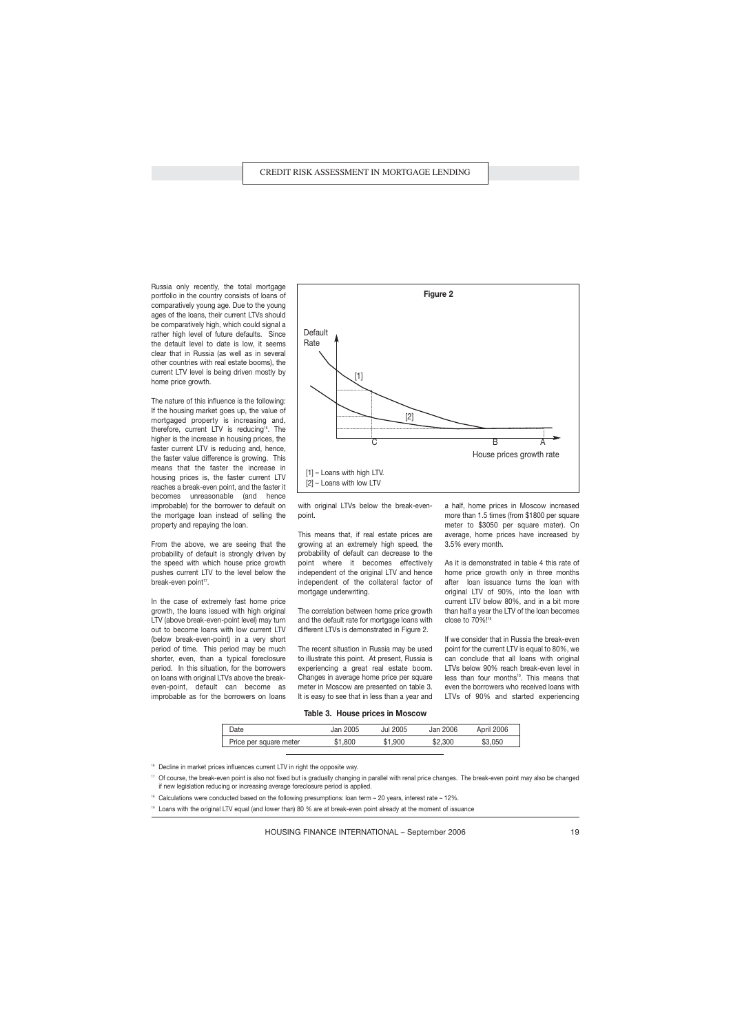Russia only recently, the total mortgage portfolio in the country consists of loans of comparatively young age. Due to the young ages of the loans, their current LTVs should be comparatively high, which could signal a rather high level of future defaults. Since the default level to date is low, it seems clear that in Russia (as well as in several other countries with real estate booms), the current LTV level is being driven mostly by home price growth.

The nature of this influence is the following: If the housing market goes up, the value of mortgaged property is increasing and, therefore, current LTV is reducing[16]. The higher is the increase in housing prices, the faster current LTV is reducing and, hence, the faster value difference is growing. This means that the faster the increase in housing prices is, the faster current LTV reaches a break-even point, and the faster it becomes unreasonable (and hence improbable) for the borrower to default on the mortgage loan instead of selling the property and repaying the loan.

From the above, we are seeing that the probability of default is strongly driven by the speed with which house price growth pushes current LTV to the level below the break-even point[17].

In the case of extremely fast home price growth, the loans issued with high original LTV (above break-even-point level) may turn out to become loans with low current LTV (below break-even-point) in a very short period of time. This period may be much shorter, even, than a typical foreclosure period. In this situation, for the borrowers on loans with original LTVs above the break-even-point, default can become as improbable as for the borrowers on loans with original LTVs below the break-even-point.

**Figure 2**

Default Rate

[1]

[2]

C B A

House prices growth rate

[1] – Loans with high LTV.
[2] – Loans with low LTV

This means that, if real estate prices are growing at an extremely high speed, the probability of default can decrease to the point where it becomes effectively independent of the original LTV and hence independent of the collateral factor of mortgage underwriting.

The correlation between home price growth and the default rate for mortgage loans with different LTVs is demonstrated in Figure 2.

The recent situation in Russia may be used to illustrate this point. At present, Russia is experiencing a great real estate boom. Changes in average home price per square meter in Moscow are presented on table 3. It is easy to see that in less than a year and a half, home prices in Moscow increased more than 1.5 times (from $1800 per square meter to $3050 per square mater). On average, home prices have increased by 3.5% every month.

As it is demonstrated in table 4 this rate of home price growth only in three months after loan issuance turns the loan with original LTV of 90%, into the loan with current LTV below 80%, and in a bit more than half a year the LTV of the loan becomes close to 70%![18]

If we consider that in Russia the break-even point for the current LTV is equal to 80%, we can conclude that all loans with original LTVs below 90% reach break-even level in less than four months[19]. This means that even the borrowers who received loans with LTVs of 90% and started experiencing

**Table 3. House prices in Moscow**

| Date | Jan 2005 | Jul 2005 | Jan 2006 | April 2006 |
|---|---|---|---|---|
| Price per square meter | $1,800 | $1,900 | $2,300 | $3,050 |

[16] Decline in market prices influences current LTV in right the opposite way.

[17] Of course, the break-even point is also not fixed but is gradually changing in parallel with renal price changes. The break-even point may also be changed if new legislation reducing or increasing average foreclosure period is applied.

[18] Calculations were conducted based on the following presumptions: loan term – 20 years, interest rate – 12%.

[19] Loans with the original LTV equal (and lower than) 80 % are at break-even point already at the moment of issuance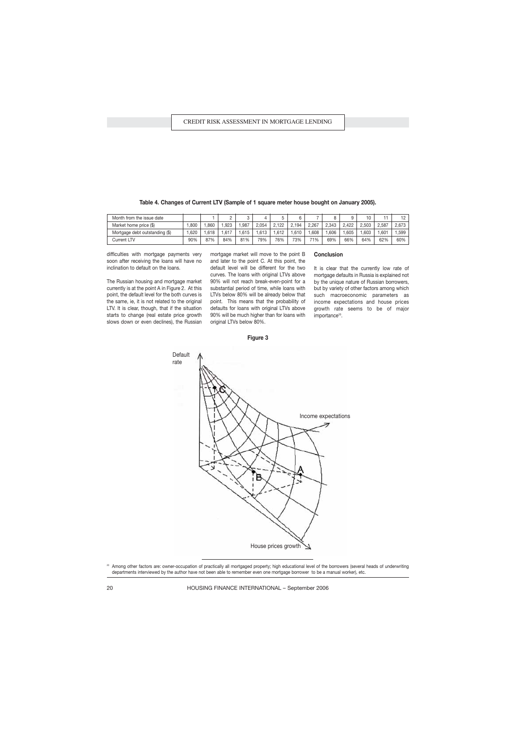**Table 4. Changes of Current LTV (Sample of 1 square meter house bought on January 2005).**

| Month from the issue date | | 1 | 2 | 3 | 4 | 5 | 6 | 7 | 8 | 9 | 10 | 11 | 12 |
|---|---|---|---|---|---|---|---|---|---|---|---|---|---|
| Market home price ($) | 1,800 | 1,860 | 1,923 | 1,987 | 2,054 | 2,122 | 2,194 | 2,267 | 2,343 | 2,422 | 2,503 | 2,587 | 2,673 |
| Mortgage debt outstanding ($) | 1,620 | 1,618 | 1,617 | 1,615 | 1,613 | 1,612 | 1,610 | 1,608 | 1,606 | 1,605 | 1,603 | 1,601 | 1,599 |
| Current LTV | 90% | 87% | 84% | 81% | 79% | 76% | 73% | 71% | 69% | 66% | 64% | 62% | 60% |

difficulties with mortgage payments very soon after receiving the loans will have no inclination to default on the loans.

The Russian housing and mortgage market currently is at the point A in Figure 2. At this point, the default level for the both curves is the same, ie, it is not related to the original LTV. It is clear, though, that if the situation starts to change (real estate price growth slows down or even declines), the Russian mortgage market will move to the point B and later to the point C. At this point, the default level will be different for the two curves. The loans with original LTVs above 90% will not reach break-even-point for a substantial period of time, while loans with LTVs below 80% will be already below that point. This means that the probability of defaults for loans with original LTVs above 90% will be much higher than for loans with original LTVs below 80%.

## Conclusion

It is clear that the currently low rate of mortgage defaults in Russia is explained not by the unique nature of Russian borrowers, but by variety of other factors among which such macroeconomic parameters as income expectations and house prices growth rate seems to be of major importance[20].

**Figure 3**

[20] Among other factors are: owner-occupation of practically all mortgaged property; high educational level of the borrowers (several heads of underwriting departments interviewed by the author have not been able to remember even one mortgage borrower to be a manual worker), etc.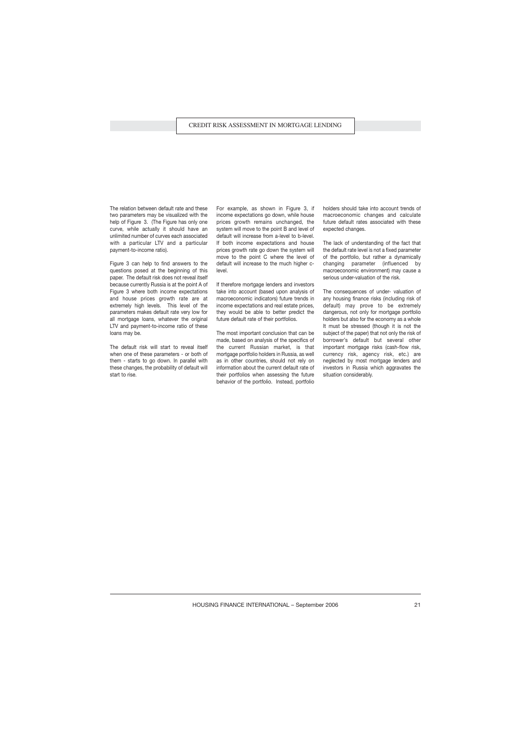The relation between default rate and these two parameters may be visualized with the help of Figure 3. (The Figure has only one curve, while actually it should have an unlimited number of curves each associated with a particular LTV and a particular payment-to-income ratio).

Figure 3 can help to find answers to the questions posed at the beginning of this paper. The default risk does not reveal itself because currently Russia is at the point A of Figure 3 where both income expectations and house prices growth rate are at extremely high levels. This level of the parameters makes default rate very low for all mortgage loans, whatever the original LTV and payment-to-income ratio of these loans may be.

The default risk will start to reveal itself when one of these parameters - or both of them - starts to go down. In parallel with these changes, the probability of default will start to rise.

For example, as shown in Figure 3, if income expectations go down, while house prices growth remains unchanged, the system will move to the point B and level of default will increase from a-level to b-level. If both income expectations and house prices growth rate go down the system will move to the point C where the level of default will increase to the much higher c-level.

If therefore mortgage lenders and investors take into account (based upon analysis of macroeconomic indicators) future trends in income expectations and real estate prices, they would be able to better predict the future default rate of their portfolios.

The most important conclusion that can be made, based on analysis of the specifics of the current Russian market, is that mortgage portfolio holders in Russia, as well as in other countries, should not rely on information about the current default rate of their portfolios when assessing the future behavior of the portfolio. Instead, portfolio holders should take into account trends of macroeconomic changes and calculate future default rates associated with these expected changes.

The lack of understanding of the fact that the default rate level is not a fixed parameter of the portfolio, but rather a dynamically changing parameter (influenced by macroeconomic environment) may cause a serious under-valuation of the risk.

The consequences of under- valuation of any housing finance risks (including risk of default) may prove to be extremely dangerous, not only for mortgage portfolio holders but also for the economy as a whole It must be stressed (though it is not the subject of the paper) that not only the risk of borrower's default but several other important mortgage risks (cash-flow risk, currency risk, agency risk, etc.) are neglected by most mortgage lenders and investors in Russia which aggravates the situation considerably.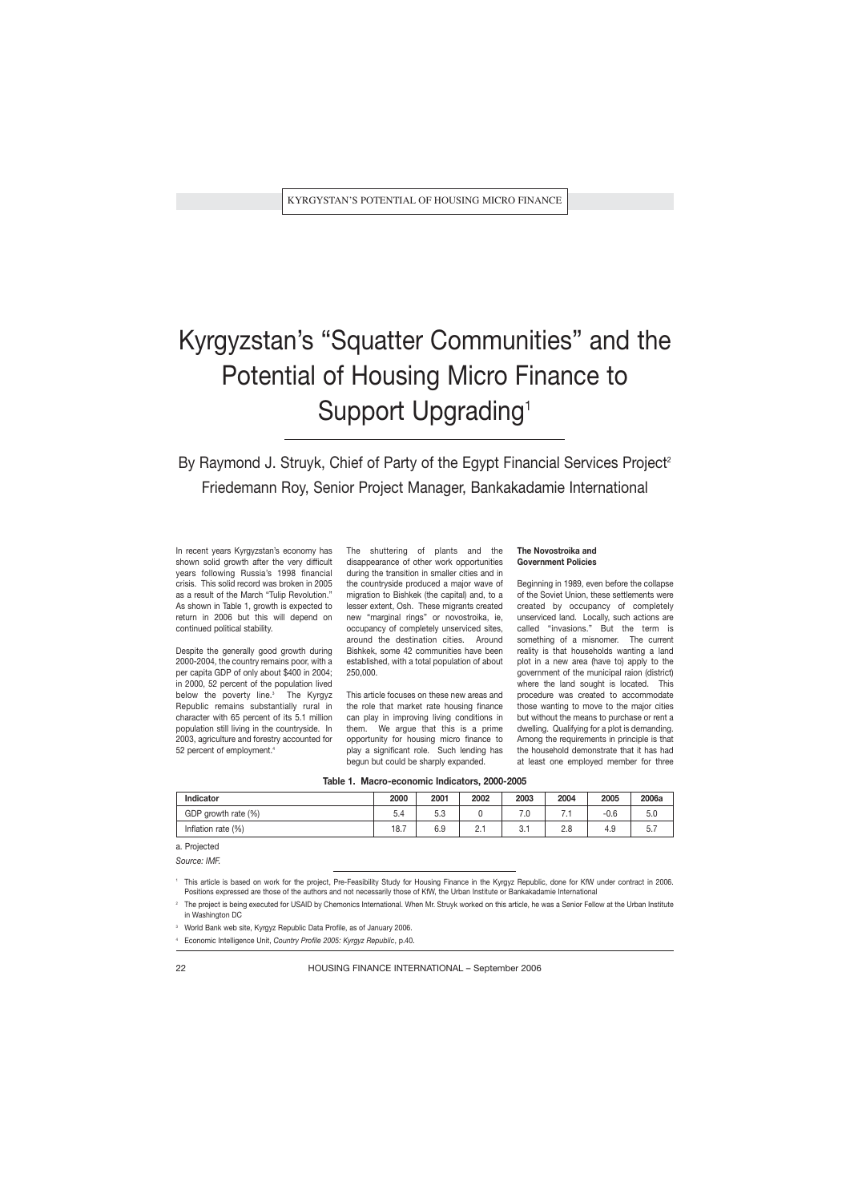# Kyrgyzstan's "Squatter Communities" and the Potential of Housing Micro Finance to Support Upgrading[1]

By Raymond J. Struyk, Chief of Party of the Egypt Financial Services Project[2]
Friedemann Roy, Senior Project Manager, Bankakadamie International

In recent years Kyrgyzstan's economy has shown solid growth after the very difficult years following Russia's 1998 financial crisis. This solid record was broken in 2005 as a result of the March "Tulip Revolution." As shown in Table 1, growth is expected to return in 2006 but this will depend on continued political stability.

Despite the generally good growth during 2000-2004, the country remains poor, with a per capita GDP of only about $400 in 2004; in 2000, 52 percent of the population lived below the poverty line.[3] The Kyrgyz Republic remains substantially rural in character with 65 percent of its 5.1 million population still living in the countryside. In 2003, agriculture and forestry accounted for 52 percent of employment.[4]

The shuttering of plants and the disappearance of other work opportunities during the transition in smaller cities and in the countryside produced a major wave of migration to Bishkek (the capital) and, to a lesser extent, Osh. These migrants created new "marginal rings" or novostroika, ie, occupancy of completely unserviced sites, around the destination cities. Around Bishkek, some 42 communities have been established, with a total population of about 250,000.

This article focuses on these new areas and the role that market rate housing finance can play in improving living conditions in them. We argue that this is a prime opportunity for housing micro finance to play a significant role. Such lending has begun but could be sharply expanded.

#### The Novostroika and Government Policies

Beginning in 1989, even before the collapse of the Soviet Union, these settlements were created by occupancy of completely unserviced land. Locally, such actions are called "invasions." But the term is something of a misnomer. The current reality is that households wanting a land plot in a new area (have to) apply to the government of the municipal raion (district) where the land sought is located. This procedure was created to accommodate those wanting to move to the major cities but without the means to purchase or rent a dwelling. Qualifying for a plot is demanding. Among the requirements in principle is that the household demonstrate that it has had at least one employed member for three

**Table 1. Macro-economic Indicators, 2000-2005**

| Indicator | 2000 | 2001 | 2002 | 2003 | 2004 | 2005 | 2006a |
|---|---|---|---|---|---|---|---|
| GDP growth rate (%) | 5.4 | 5.3 | 0 | 7.0 | 7.1 | -0.6 | 5.0 |
| Inflation rate (%) | 18.7 | 6.9 | 2.1 | 3.1 | 2.8 | 4.9 | 5.7 |

a. Projected

*Source: IMF.*

[1] This article is based on work for the project, Pre-Feasibility Study for Housing Finance in the Kyrgyz Republic, done for KfW under contract in 2006. Positions expressed are those of the authors and not necessarily those of KfW, the Urban Institute or Bankakadamie International

[2] The project is being executed for USAID by Chemonics International. When Mr. Struyk worked on this article, he was a Senior Fellow at the Urban Institute in Washington DC

[3] World Bank web site, Kyrgyz Republic Data Profile, as of January 2006.

[4] Economic Intelligence Unit, *Country Profile 2005: Kyrgyz Republic*, p.40.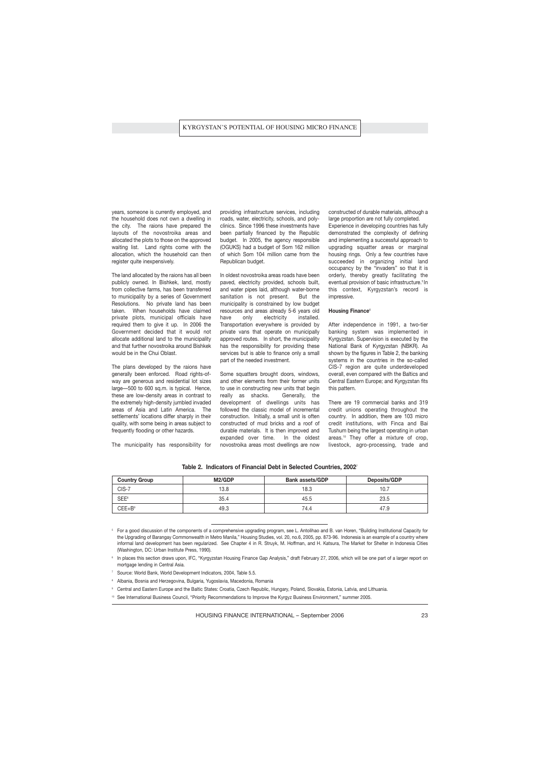years, someone is currently employed, and the household does not own a dwelling in the city. The raions have prepared the layouts of the novostroika areas and allocated the plots to those on the approved waiting list. Land rights come with the allocation, which the household can then register quite inexpensively.

The land allocated by the raions has all been publicly owned. In Bishkek, land, mostly from collective farms, has been transferred to municipality by a series of Government Resolutions. No private land has been taken. When households have claimed private plots, municipal officials have required them to give it up. In 2006 the Government decided that it would not allocate additional land to the municipality and that further novostroika around Bishkek would be in the Chui Oblast.

The plans developed by the raions have generally been enforced. Road rights-of-way are generous and residential lot sizes large—500 to 600 sq.m. is typical. Hence, these are low-density areas in contrast to the extremely high-density jumbled invaded areas of Asia and Latin America. The settlements' locations differ sharply in their quality, with some being in areas subject to frequently flooding or other hazards.

The municipality has responsibility for providing infrastructure services, including roads, water, electricity, schools, and polyclinics. Since 1996 these investments have been partially financed by the Republic budget. In 2005, the agency responsible (OGUKS) had a budget of Som 162 million of which Som 104 million came from the Republican budget.

In oldest novostroika areas roads have been paved, electricity provided, schools built, and water pipes laid, although water-borne sanitation is not present. But the municipality is constrained by low budget resources and areas already 5-6 years old have only electricity installed. Transportation everywhere is provided by private vans that operate on municipally approved routes. In short, the municipality has the responsibility for providing these services but is able to finance only a small part of the needed investment.

Some squatters brought doors, windows, and other elements from their former units to use in constructing new units that begin really as shacks. Generally, the development of dwellings units has followed the classic model of incremental construction. Initially, a small unit is often constructed of mud bricks and a roof of durable materials. It is then improved and expanded over time. In the oldest novostroika areas most dwellings are now constructed of durable materials, although a large proportion are not fully completed.

Experience in developing countries has fully demonstrated the complexity of defining and implementing a successful approach to upgrading squatter areas or marginal housing rings. Only a few countries have succeeded in organizing initial land occupancy by the "invaders" so that it is orderly, thereby greatly facilitating the eventual provision of basic infrastructure.[5] In this context, Kyrgyzstan's record is impressive.

#### Housing Finance[6]

After independence in 1991, a two-tier banking system was implemented in Kyrgyzstan. Supervision is executed by the National Bank of Kyrgyzstan (NBKR). As shown by the figures in Table 2, the banking systems in the countries in the so-called CIS-7 region are quite underdeveloped overall, even compared with the Baltics and Central Eastern Europe; and Kyrgyzstan fits this pattern.

There are 19 commercial banks and 319 credit unions operating throughout the country. In addition, there are 103 micro credit institutions, with Finca and Bai Tushum being the largest operating in urban areas.[10] They offer a mixture of crop, livestock, agro-processing, trade and

**Table 2. Indicators of Financial Debt in Selected Countries, 2002**[7]

| Country Group | M2/GDP | Bank assets/GDP | Deposits/GDP |
|---|---|---|---|
| CIS-7 | 13.8 | 18.3 | 10.7 |
| SEE[8] | 35.4 | 45.5 | 23.5 |
| CEE+B[9] | 49.3 | 74.4 | 47.9 |

[5] For a good discussion of the components of a comprehensive upgrading program, see L. Antolihao and B. van Horen, "Building Institutional Capacity for the Upgrading of Barangay Commonwealth in Metro Manila," Housing Studies, vol. 20, no.6, 2005, pp. 873-96. Indonesia is an example of a country where informal land development has been regularized. See Chapter 4 in R. Struyk, M. Hoffman, and H. Katsura, The Market for Shelter in Indonesia Cities (Washington, DC: Urban Institute Press, 1990).

[6] In places this section draws upon, IFC, "Kyrgyzstan Housing Finance Gap Analysis," draft February 27, 2006, which will be one part of a larger report on mortgage lending in Central Asia.

[7] Source: World Bank, World Development Indicators, 2004, Table 5.5.

[8] Albania, Bosnia and Herzegovina, Bulgaria, Yugoslavia, Macedonia, Romania

[9] Central and Eastern Europe and the Baltic States: Croatia, Czech Republic, Hungary, Poland, Slovakia, Estonia, Latvia, and Lithuania.

[10] See International Business Council, "Priority Recommendations to Improve the Kyrgyz Business Environment," summer 2005.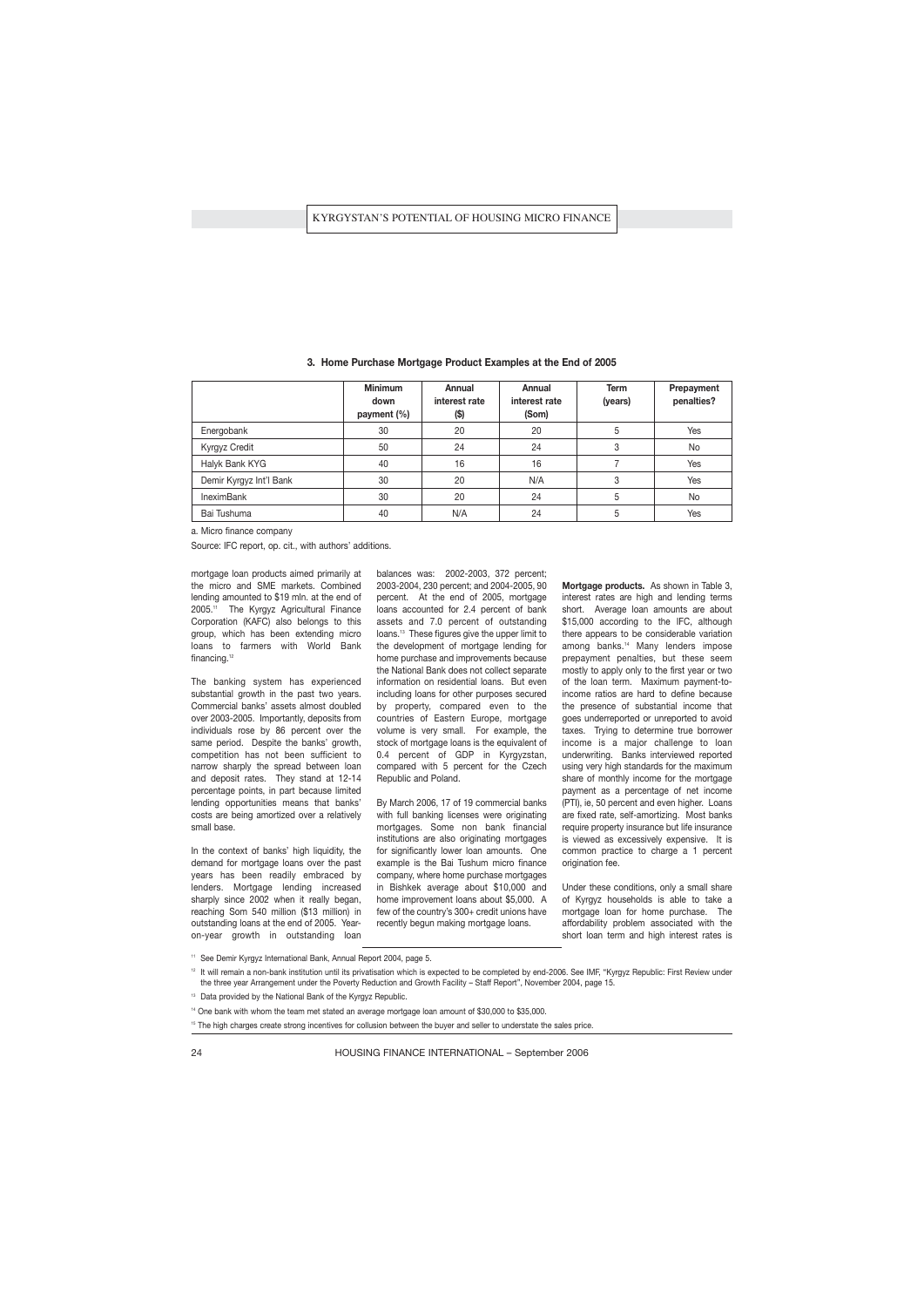**3. Home Purchase Mortgage Product Examples at the End of 2005**

| | Minimum down payment (%) | Annual interest rate ($) | Annual interest rate (Som) | Term (years) | Prepayment penalties? |
|---|---|---|---|---|---|
| Energobank | 30 | 20 | 20 | 5 | Yes |
| Kyrgyz Credit | 50 | 24 | 24 | 3 | No |
| Halyk Bank KYG | 40 | 16 | 16 | 7 | Yes |
| Demir Kyrgyz Int'l Bank | 30 | 20 | N/A | 3 | Yes |
| InexímBank | 30 | 20 | 24 | 5 | No |
| Bai Tushuma | 40 | N/A | 24 | 5 | Yes |

a. Micro finance company

Source: IFC report, op. cit., with authors' additions.

mortgage loan products aimed primarily at the micro and SME markets. Combined lending amounted to $19 mln. at the end of 2005.[11] The Kyrgyz Agricultural Finance Corporation (KAFC) also belongs to this group, which has been extending micro loans to farmers with World Bank financing.[12]

The banking system has experienced substantial growth in the past two years. Commercial banks' assets almost doubled over 2003-2005. Importantly, deposits from individuals rose by 86 percent over the same period. Despite the banks' growth, competition has not been sufficient to narrow sharply the spread between loan and deposit rates. They stand at 12-14 percentage points, in part because limited lending opportunities means that banks' costs are being amortized over a relatively small base.

In the context of banks' high liquidity, the demand for mortgage loans over the past years has been readily embraced by lenders. Mortgage lending increased sharply since 2002 when it really began, reaching Som 540 million ($13 million) in outstanding loans at the end of 2005. Year-on-year growth in outstanding loan balances was: 2002-2003, 372 percent; 2003-2004, 230 percent; and 2004-2005, 90 percent. At the end of 2005, mortgage loans accounted for 2.4 percent of bank assets and 7.0 percent of outstanding loans.[13] These figures give the upper limit to the development of mortgage lending for home purchase and improvements because the National Bank does not collect separate information on residential loans. But even including loans for other purposes secured by property, compared even to the countries of Eastern Europe, mortgage volume is very small. For example, the stock of mortgage loans is the equivalent of 0.4 percent of GDP in Kyrgyzstan, compared with 5 percent for the Czech Republic and Poland.

By March 2006, 17 of 19 commercial banks with full banking licenses were originating mortgages. Some non bank financial institutions are also originating mortgages for significantly lower loan amounts. One example is the Bai Tushum micro finance company, where home purchase mortgages in Bishkek average about $10,000 and home improvement loans about $5,000. A few of the country's 300+ credit unions have recently begun making mortgage loans.

**Mortgage products.** As shown in Table 3, interest rates are high and lending terms short. Average loan amounts are about $15,000 according to the IFC, although there appears to be considerable variation among banks.[14] Many lenders impose prepayment penalties, but these seem mostly to apply only to the first year or two of the loan term. Maximum payment-to-income ratios are hard to define because the presence of substantial income that goes underreported or unreported to avoid taxes. Trying to determine true borrower income is a major challenge to loan underwriting. Banks interviewed reported using very high standards for the maximum share of monthly income for the mortgage payment as a percentage of net income (PTI), ie, 50 percent and even higher. Loans are fixed rate, self-amortizing. Most banks require property insurance but life insurance is viewed as excessively expensive. It is common practice to charge a 1 percent origination fee.

Under these conditions, only a small share of Kyrgyz households is able to take a mortgage loan for home purchase. The affordability problem associated with the short loan term and high interest rates is

---

[11] See Demir Kyrgyz International Bank, Annual Report 2004, page 5.

[12] It will remain a non-bank institution until its privatisation which is expected to be completed by end-2006. See IMF, "Kyrgyz Republic: First Review under the three year Arrangement under the Poverty Reduction and Growth Facility – Staff Report", November 2004, page 15.

[13] Data provided by the National Bank of the Kyrgyz Republic.

[14] One bank with whom the team met stated an average mortgage loan amount of $30,000 to $35,000.

[15] The high charges create strong incentives for collusion between the buyer and seller to understate the sales price.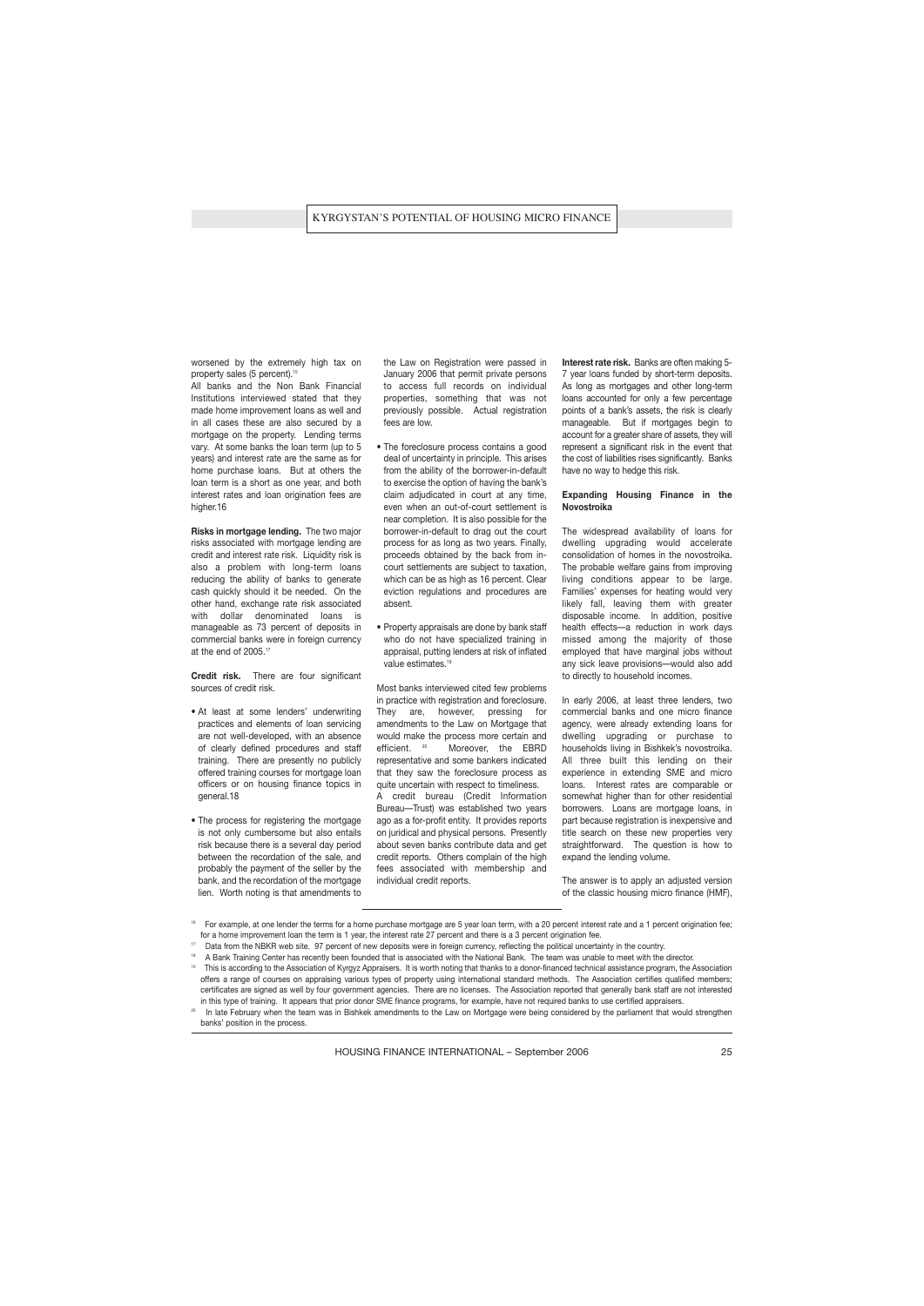worsened by the extremely high tax on property sales (5 percent).[15]

All banks and the Non Bank Financial Institutions interviewed stated that they made home improvement loans as well and in all cases these are also secured by a mortgage on the property. Lending terms vary. At some banks the loan term (up to 5 years) and interest rate are the same as for home purchase loans. But at others the loan term is a short as one year, and both interest rates and loan origination fees are higher.16

**Risks in mortgage lending.** The two major risks associated with mortgage lending are credit and interest rate risk. Liquidity risk is also a problem with long-term loans reducing the ability of banks to generate cash quickly should it be needed. On the other hand, exchange rate risk associated with dollar denominated loans is manageable as 73 percent of deposits in commercial banks were in foreign currency at the end of 2005.[17]

**Credit risk.** There are four significant sources of credit risk.

- At least at some lenders' underwriting practices and elements of loan servicing are not well-developed, with an absence of clearly defined procedures and staff training. There are presently no publicly offered training courses for mortgage loan officers or on housing finance topics in general.18
- The process for registering the mortgage is not only cumbersome but also entails risk because there is a several day period between the recordation of the sale, and probably the payment of the seller by the bank, and the recordation of the mortgage lien. Worth noting is that amendments to the Law on Registration were passed in January 2006 that permit private persons to access full records on individual properties, something that was not previously possible. Actual registration fees are low.
- The foreclosure process contains a good deal of uncertainty in principle. This arises from the ability of the borrower-in-default to exercise the option of having the bank's claim adjudicated in court at any time, even when an out-of-court settlement is near completion. It is also possible for the borrower-in-default to drag out the court process for as long as two years. Finally, proceeds obtained by the back from in-court settlements are subject to taxation, which can be as high as 16 percent. Clear eviction regulations and procedures are absent.
- Property appraisals are done by bank staff who do not have specialized training in appraisal, putting lenders at risk of inflated value estimates.[19]

Most banks interviewed cited few problems in practice with registration and foreclosure. They are, however, pressing for amendments to the Law on Mortgage that would make the process more certain and efficient. [20] Moreover, the EBRD representative and some bankers indicated that they saw the foreclosure process as quite uncertain with respect to timeliness.

A credit bureau (Credit Information Bureau—Trust) was established two years ago as a for-profit entity. It provides reports on juridical and physical persons. Presently about seven banks contribute data and get credit reports. Others complain of the high fees associated with membership and individual credit reports.

**Interest rate risk.** Banks are often making 5-7 year loans funded by short-term deposits. As long as mortgages and other long-term loans accounted for only a few percentage points of a bank's assets, the risk is clearly manageable. But if mortgages begin to account for a greater share of assets, they will represent a significant risk in the event that the cost of liabilities rises significantly. Banks have no way to hedge this risk.

**Expanding Housing Finance in the Novostroika**

The widespread availability of loans for dwelling upgrading would accelerate consolidation of homes in the novostroika. The probable welfare gains from improving living conditions appear to be large. Families' expenses for heating would very likely fall, leaving them with greater disposable income. In addition, positive health effects—a reduction in work days missed among the majority of those employed that have marginal jobs without any sick leave provisions—would also add to directly to household incomes.

In early 2006, at least three lenders, two commercial banks and one micro finance agency, were already extending loans for dwelling upgrading or purchase to households living in Bishkek's novostroika. All three built this lending on their experience in extending SME and micro loans. Interest rates are comparable or somewhat higher than for other residential borrowers. Loans are mortgage loans, in part because registration is inexpensive and title search on these new properties very straightforward. The question is how to expand the lending volume.

The answer is to apply an adjusted version of the classic housing micro finance (HMF),

---

[16] For example, at one lender the terms for a home purchase mortgage are 5 year loan term, with a 20 percent interest rate and a 1 percent origination fee; for a home improvement loan the term is 1 year, the interest rate 27 percent and there is a 3 percent origination fee.

[17] Data from the NBKR web site. 97 percent of new deposits were in foreign currency, reflecting the political uncertainty in the country.

[18] A Bank Training Center has recently been founded that is associated with the National Bank. The team was unable to meet with the director.

[19] This is according to the Association of Kyrgyz Appraisers. It is worth noting that thanks to a donor-financed technical assistance program, the Association offers a range of courses on appraising various types of property using international standard methods. The Association certifies qualified members; certificates are signed as well by four government agencies. There are no licenses. The Association reported that generally bank staff are not interested in this type of training. It appears that prior donor SME finance programs, for example, have not required banks to use certified appraisers.

[20] In late February when the team was in Bishkek amendments to the Law on Mortgage were being considered by the parliament that would strengthen banks' position in the process.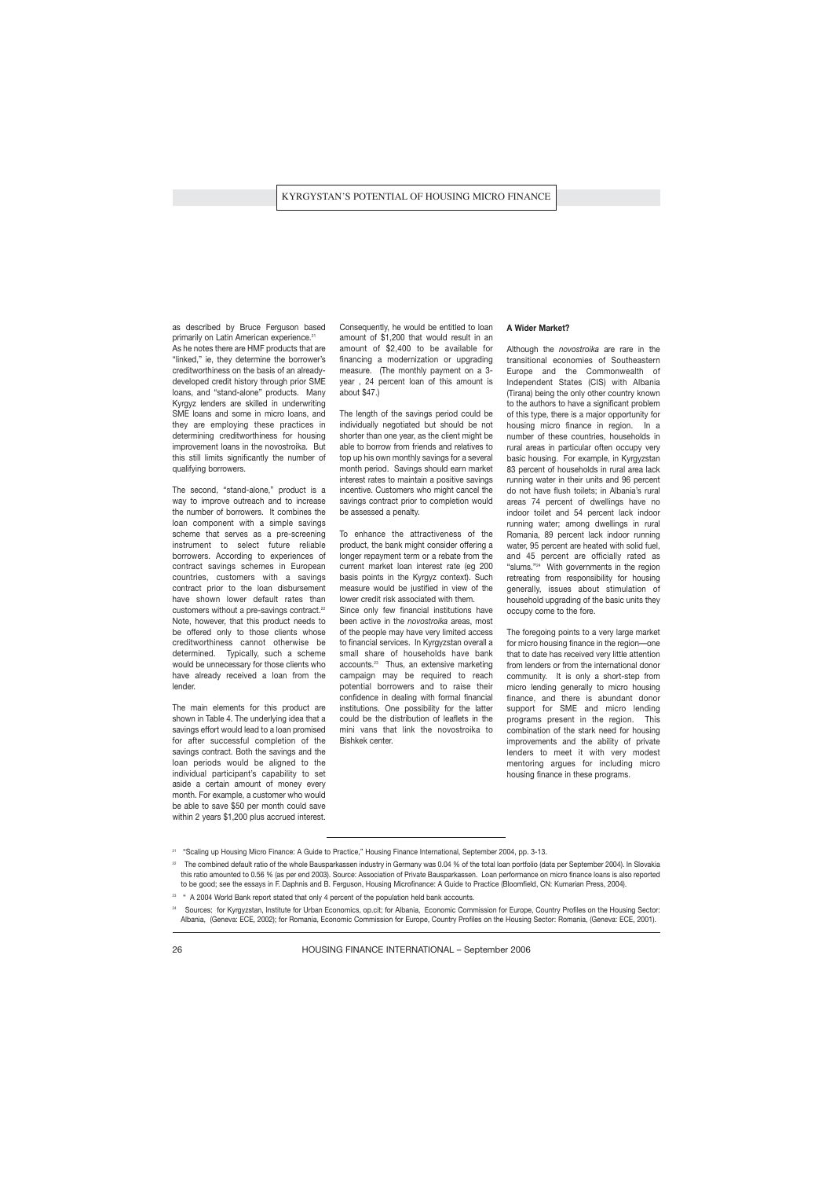as described by Bruce Ferguson based primarily on Latin American experience.[21]

As he notes there are HMF products that are "linked," ie, they determine the borrower's creditworthiness on the basis of an already-developed credit history through prior SME loans, and "stand-alone" products. Many Kyrgyz lenders are skilled in underwriting SME loans and some in micro loans, and they are employing these practices in determining creditworthiness for housing improvement loans in the novostroika. But this still limits significantly the number of qualifying borrowers.

The second, "stand-alone," product is a way to improve outreach and to increase the number of borrowers. It combines the loan component with a simple savings scheme that serves as a pre-screening instrument to select future reliable borrowers. According to experiences of contract savings schemes in European countries, customers with a savings contract prior to the loan disbursement have shown lower default rates than customers without a pre-savings contract.[22] Note, however, that this product needs to be offered only to those clients whose creditworthiness cannot otherwise be determined. Typically, such a scheme would be unnecessary for those clients who have already received a loan from the lender.

The main elements for this product are shown in Table 4. The underlying idea that a savings effort would lead to a loan promised for after successful completion of the savings contract. Both the savings and the loan periods would be aligned to the individual participant's capability to set aside a certain amount of money every month. For example, a customer who would be able to save $50 per month could save within 2 years $1,200 plus accrued interest. Consequently, he would be entitled to loan amount of $1,200 that would result in an amount of $2,400 to be available for financing a modernization or upgrading measure. (The monthly payment on a 3-year , 24 percent loan of this amount is about $47.)

The length of the savings period could be individually negotiated but should be not shorter than one year, as the client might be able to borrow from friends and relatives to top up his own monthly savings for a several month period. Savings should earn market interest rates to maintain a positive savings incentive. Customers who might cancel the savings contract prior to completion would be assessed a penalty.

To enhance the attractiveness of the product, the bank might consider offering a longer repayment term or a rebate from the current market loan interest rate (eg 200 basis points in the Kyrgyz context). Such measure would be justified in view of the lower credit risk associated with them.

Since only few financial institutions have been active in the *novostroika* areas, most of the people may have very limited access to financial services. In Kyrgyzstan overall a small share of households have bank accounts.[23] Thus, an extensive marketing campaign may be required to reach potential borrowers and to raise their confidence in dealing with formal financial institutions. One possibility for the latter could be the distribution of leaflets in the mini vans that link the novostroika to Bishkek center.

**A Wider Market?**

Although the *novostroika* are rare in the transitional economies of Southeastern Europe and the Commonwealth of Independent States (CIS) with Albania (Tirana) being the only other country known to the authors to have a significant problem of this type, there is a major opportunity for housing micro finance in region. In a number of these countries, households in rural areas in particular often occupy very basic housing. For example, in Kyrgyzstan 83 percent of households in rural area lack running water in their units and 96 percent do not have flush toilets; in Albania's rural areas 74 percent of dwellings have no indoor toilet and 54 percent lack indoor running water; among dwellings in rural Romania, 89 percent lack indoor running water, 95 percent are heated with solid fuel, and 45 percent are officially rated as "slums."[24] With governments in the region retreating from responsibility for housing generally, issues about stimulation of household upgrading of the basic units they occupy come to the fore.

The foregoing points to a very large market for micro housing finance in the region—one that to date has received very little attention from lenders or from the international donor community. It is only a short-step from micro lending generally to micro housing finance, and there is abundant donor support for SME and micro lending programs present in the region. This combination of the stark need for housing improvements and the ability of private lenders to meet it with very modest mentoring argues for including micro housing finance in these programs.

---

[21] "Scaling up Housing Micro Finance: A Guide to Practice," Housing Finance International, September 2004, pp. 3-13.

[22] The combined default ratio of the whole Bausparkassen industry in Germany was 0.04 % of the total loan portfolio (data per September 2004). In Slovakia this ratio amounted to 0.56 % (as per end 2003). Source: Association of Private Bausparkassen. Loan performance on micro finance loans is also reported to be good; see the essays in F. Daphnis and B. Ferguson, Housing Microfinance: A Guide to Practice (Bloomfield, CN: Kumarian Press, 2004).

[23] " A 2004 World Bank report stated that only 4 percent of the population held bank accounts.

[24] Sources: for Kyrgyzstan, Institute for Urban Economics, op.cit; for Albania, Economic Commission for Europe, Country Profiles on the Housing Sector: Albania, (Geneva: ECE, 2002); for Romania, Economic Commission for Europe, Country Profiles on the Housing Sector: Romania, (Geneva: ECE, 2001).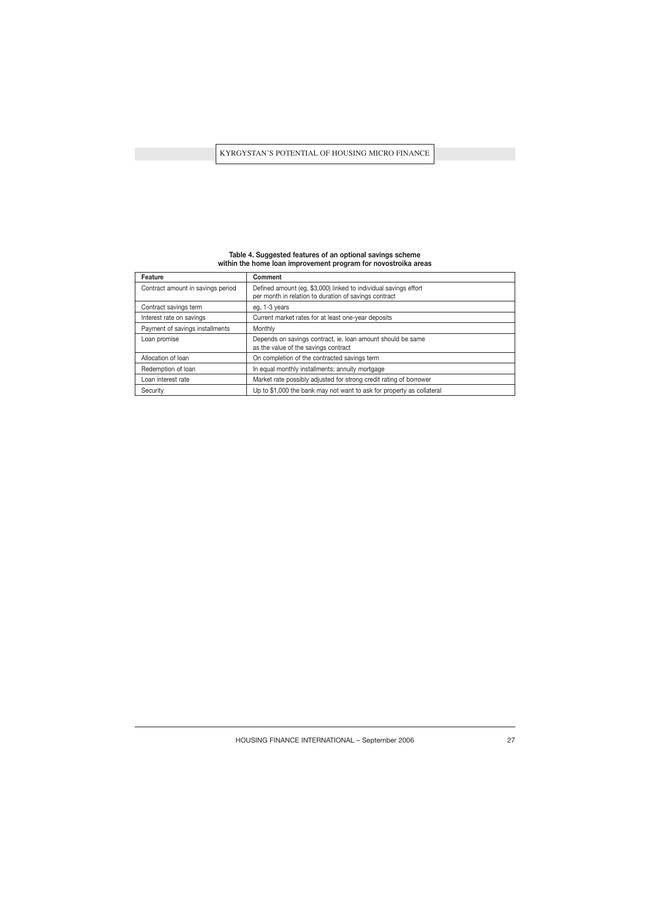**Table 4. Suggested features of an optional savings scheme within the home loan improvement program for novostroika areas**

| Feature | Comment |
|---|---|
| Contract amount in savings period | Defined amount (eg, $3,000) linked to individual savings effort per month in relation to duration of savings contract |
| Contract savings term | eg, 1-3 years |
| Interest rate on savings | Current market rates for at least one-year deposits |
| Payment of savings installments | Monthly |
| Loan promise | Depends on savings contract, ie, loan amount should be same as the value of the savings contract |
| Allocation of loan | On completion of the contracted savings term |
| Redemption of loan | In equal monthly installments; annuity mortgage |
| Loan interest rate | Market rate possibly adjusted for strong credit rating of borrower |
| Security | Up to $1,000 the bank may not want to ask for property as collateral |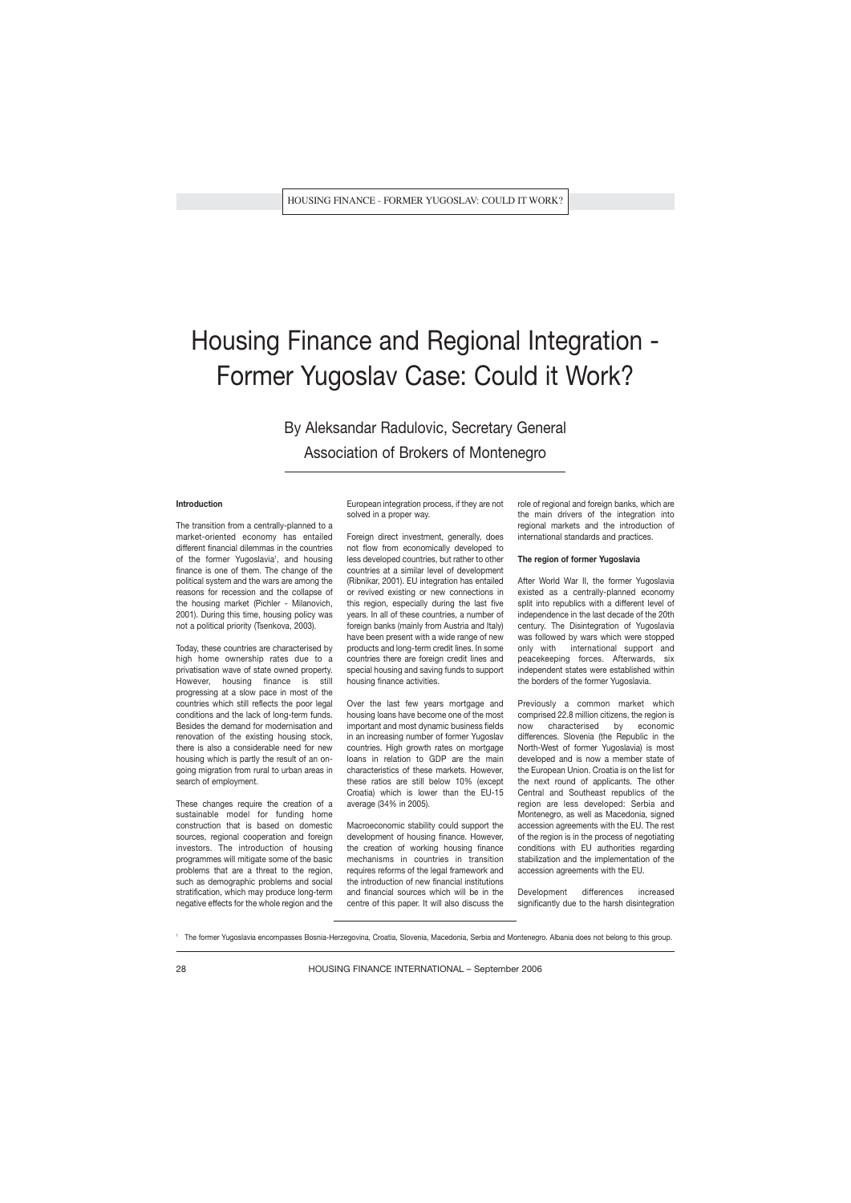# Housing Finance and Regional Integration - Former Yugoslav Case: Could it Work?

By Aleksandar Radulovic, Secretary General
Association of Brokers of Montenegro

#### Introduction

The transition from a centrally-planned to a market-oriented economy has entailed different financial dilemmas in the countries of the former Yugoslavia[1], and housing finance is one of them. The change of the political system and the wars are among the reasons for recession and the collapse of the housing market (Pichler - Milanovich, 2001). During this time, housing policy was not a political priority (Tsenkova, 2003).

Today, these countries are characterised by high home ownership rates due to a privatisation wave of state owned property. However, housing finance is still progressing at a slow pace in most of the countries which still reflects the poor legal conditions and the lack of long-term funds. Besides the demand for modernisation and renovation of the existing housing stock, there is also a considerable need for new housing which is partly the result of an on-going migration from rural to urban areas in search of employment.

These changes require the creation of a sustainable model for funding home construction that is based on domestic sources, regional cooperation and foreign investors. The introduction of housing programmes will mitigate some of the basic problems that are a threat to the region, such as demographic problems and social stratification, which may produce long-term negative effects for the whole region and the European integration process, if they are not solved in a proper way.

Foreign direct investment, generally, does not flow from economically developed to less developed countries, but rather to other countries at a similar level of development (Ribnikar, 2001). EU integration has entailed or revived existing or new connections in this region, especially during the last five years. In all of these countries, a number of foreign banks (mainly from Austria and Italy) have been present with a wide range of new products and long-term credit lines. In some countries there are foreign credit lines and special housing and saving funds to support housing finance activities.

Over the last few years mortgage and housing loans have become one of the most important and most dynamic business fields in an increasing number of former Yugoslav countries. High growth rates on mortgage loans in relation to GDP are the main characteristics of these markets. However, these ratios are still below 10% (except Croatia) which is lower than the EU-15 average (34% in 2005).

Macroeconomic stability could support the development of housing finance. However, the creation of working housing finance mechanisms in countries in transition requires reforms of the legal framework and the introduction of new financial institutions and financial sources which will be in the centre of this paper. It will also discuss the role of regional and foreign banks, which are the main drivers of the integration into regional markets and the introduction of international standards and practices.

#### The region of former Yugoslavia

After World War II, the former Yugoslavia existed as a centrally-planned economy split into republics with a different level of independence in the last decade of the 20th century. The Disintegration of Yugoslavia was followed by wars which were stopped only with international support and peacekeeping forces. Afterwards, six independent states were established within the borders of the former Yugoslavia.

Previously a common market which comprised 22.8 million citizens, the region is now characterised by economic differences. Slovenia (the Republic in the North-West of former Yugoslavia) is most developed and is now a member state of the European Union. Croatia is on the list for the next round of applicants. The other Central and Southeast republics of the region are less developed: Serbia and Montenegro, as well as Macedonia, signed accession agreements with the EU. The rest of the region is in the process of negotiating conditions with EU authorities regarding stabilization and the implementation of the accession agreements with the EU.

Development differences increased significantly due to the harsh disintegration

[1] The former Yugoslavia encompasses Bosnia-Herzegovina, Croatia, Slovenia, Macedonia, Serbia and Montenegro. Albania does not belong to this group.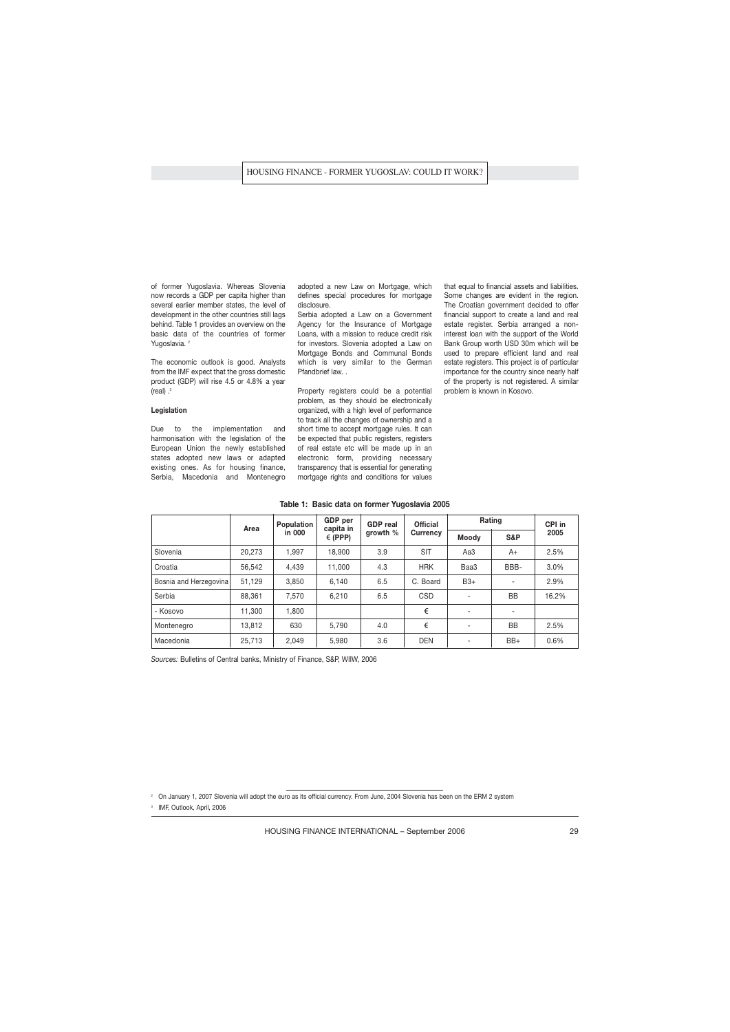of former Yugoslavia. Whereas Slovenia now records a GDP per capita higher than several earlier member states, the level of development in the other countries still lags behind. Table 1 provides an overview on the basic data of the countries of former Yugoslavia. [2]

The economic outlook is good. Analysts from the IMF expect that the gross domestic product (GDP) will rise 4.5 or 4.8% a year (real) .[3]

#### Legislation

Due to the implementation and harmonisation with the legislation of the European Union the newly established states adopted new laws or adapted existing ones. As for housing finance, Serbia, Macedonia and Montenegro adopted a new Law on Mortgage, which defines special procedures for mortgage disclosure.

Serbia adopted a Law on a Government Agency for the Insurance of Mortgage Loans, with a mission to reduce credit risk for investors. Slovenia adopted a Law on Mortgage Bonds and Communal Bonds which is very similar to the German Pfandbrief law. .

Property registers could be a potential problem, as they should be electronically organized, with a high level of performance to track all the changes of ownership and a short time to accept mortgage rules. It can be expected that public registers, registers of real estate etc will be made up in an electronic form, providing necessary transparency that is essential for generating mortgage rights and conditions for values that equal to financial assets and liabilities. Some changes are evident in the region. The Croatian government decided to offer financial support to create a land and real estate register. Serbia arranged a non-interest loan with the support of the World Bank Group worth USD 30m which will be used to prepare efficient land and real estate registers. This project is of particular importance for the country since nearly half of the property is not registered. A similar problem is known in Kosovo.

**Table 1: Basic data on former Yugoslavia 2005**

| | Area | Population in 000 | GDP per capita in € (PPP) | GDP real growth % | Official Currency | Rating | | CPI in 2005 |
|---|---|---|---|---|---|---|---|---|
| | | | | | | Moody | S&P | |
| Slovenia | 20,273 | 1,997 | 18,900 | 3.9 | SIT | Aa3 | A+ | 2.5% |
| Croatia | 56,542 | 4,439 | 11,000 | 4.3 | HRK | Baa3 | BBB- | 3.0% |
| Bosnia and Herzegovina | 51,129 | 3,850 | 6,140 | 6.5 | C. Board | B3+ | - | 2.9% |
| Serbia | 88,361 | 7,570 | 6,210 | 6.5 | CSD | - | BB | 16.2% |
| - Kosovo | 11,300 | 1,800 | | | € | - | - | |
| Montenegro | 13,812 | 630 | 5,790 | 4.0 | € | - | BB | 2.5% |
| Macedonia | 25,713 | 2,049 | 5,980 | 3.6 | DEN | - | BB+ | 0.6% |

*Sources:* Bulletins of Central banks, Ministry of Finance, S&P, WIIW, 2006

[2] On January 1, 2007 Slovenia will adopt the euro as its official currency. From June, 2004 Slovenia has been on the ERM 2 system

[3] IMF, Outlook, April, 2006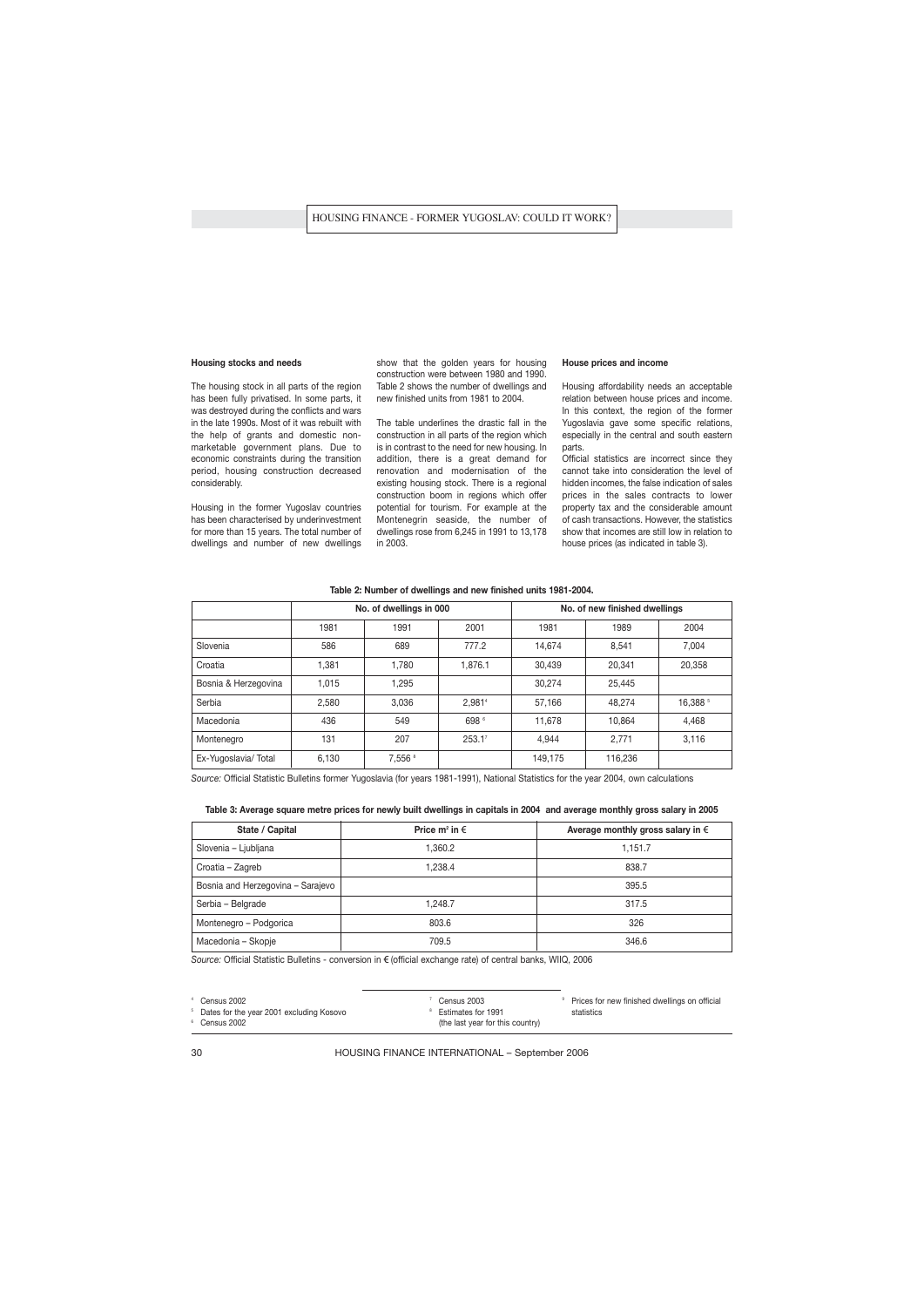### Housing stocks and needs

The housing stock in all parts of the region has been fully privatised. In some parts, it was destroyed during the conflicts and wars in the late 1990s. Most of it was rebuilt with the help of grants and domestic non-marketable government plans. Due to economic constraints during the transition period, housing construction decreased considerably.

Housing in the former Yugoslav countries has been characterised by underinvestment for more than 15 years. The total number of dwellings and number of new dwellings show that the golden years for housing construction were between 1980 and 1990. Table 2 shows the number of dwellings and new finished units from 1981 to 2004.

The table underlines the drastic fall in the construction in all parts of the region which is in contrast to the need for new housing. In addition, there is a great demand for renovation and modernisation of the existing housing stock. There is a regional construction boom in regions which offer potential for tourism. For example at the Montenegrin seaside, the number of dwellings rose from 6,245 in 1991 to 13,178 in 2003.

### House prices and income

Housing affordability needs an acceptable relation between house prices and income. In this context, the region of the former Yugoslavia gave some specific relations, especially in the central and south eastern parts.

Official statistics are incorrect since they cannot take into consideration the level of hidden incomes, the false indication of sales prices in the sales contracts to lower property tax and the considerable amount of cash transactions. However, the statistics show that incomes are still low in relation to house prices (as indicated in table 3).

**Table 2: Number of dwellings and new finished units 1981-2004.**

| | No. of dwellings in 000 | | | No. of new finished dwellings | | |
|---|---|---|---|---|---|---|
| | 1981 | 1991 | 2001 | 1981 | 1989 | 2004 |
| Slovenia | 586 | 689 | 777.2 | 14,674 | 8,541 | 7,004 |
| Croatia | 1,381 | 1,780 | 1,876.1 | 30,439 | 20,341 | 20,358 |
| Bosnia & Herzegovina | 1,015 | 1,295 | | 30,274 | 25,445 | |
| Serbia | 2,580 | 3,036 | 2,981[4] | 57,166 | 48,274 | 16,388 [5] |
| Macedonia | 436 | 549 | 698 [6] | 11,678 | 10,864 | 4,468 |
| Montenegro | 131 | 207 | 253.1[7] | 4,944 | 2,771 | 3,116 |
| Ex-Yugoslavia/ Total | 6,130 | 7,556 [8] | | 149,175 | 116,236 | |

*Source:* Official Statistic Bulletins former Yugoslavia (for years 1981-1991), National Statistics for the year 2004, own calculations

**Table 3: Average square metre prices for newly built dwellings in capitals in 2004 and average monthly gross salary in 2005**

| State / Capital | Price m² in € | Average monthly gross salary in € |
|---|---|---|
| Slovenia – Ljubljana | 1,360.2 | 1,151.7 |
| Croatia – Zagreb | 1,238.4 | 838.7 |
| Bosnia and Herzegovina – Sarajevo | | 395.5 |
| Serbia – Belgrade | 1,248.7 | 317.5 |
| Montenegro – Podgorica | 803.6 | 326 |
| Macedonia – Skopje | 709.5 | 346.6 |

*Source:* Official Statistic Bulletins - conversion in € (official exchange rate) of central banks, WIIQ, 2006

[4] Census 2002
[5] Dates for the year 2001 excluding Kosovo
[6] Census 2002
[7] Census 2003
[8] Estimates for 1991 (the last year for this country)
[9] Prices for new finished dwellings on official statistics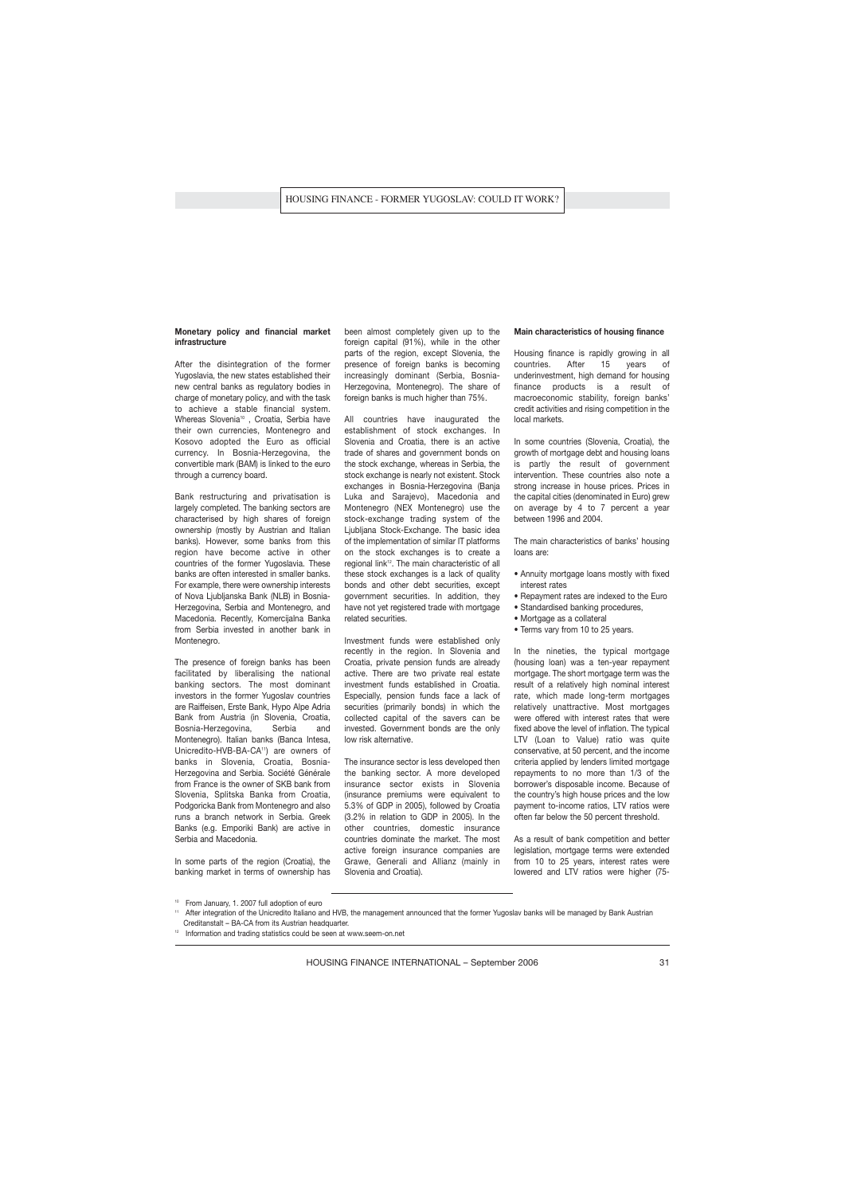**Monetary policy and financial market infrastructure**

After the disintegration of the former Yugoslavia, the new states established their new central banks as regulatory bodies in charge of monetary policy, and with the task to achieve a stable financial system. Whereas Slovenia[10], Croatia, Serbia have their own currencies, Montenegro and Kosovo adopted the Euro as official currency. In Bosnia-Herzegovina, the convertible mark (BAM) is linked to the euro through a currency board.

Bank restructuring and privatisation is largely completed. The banking sectors are characterised by high shares of foreign ownership (mostly by Austrian and Italian banks). However, some banks from this region have become active in other countries of the former Yugoslavia. These banks are often interested in smaller banks. For example, there were ownership interests of Nova Ljubljanska Bank (NLB) in Bosnia-Herzegovina, Serbia and Montenegro, and Macedonia. Recently, Komercijalna Banka from Serbia invested in another bank in Montenegro.

The presence of foreign banks has been facilitated by liberalising the national banking sectors. The most dominant investors in the former Yugoslav countries are Raiffeisen, Erste Bank, Hypo Alpe Adria Bank from Austria (in Slovenia, Croatia, Bosnia-Herzegovina, Serbia and Montenegro). Italian banks (Banca Intesa, Unicredito-HVB-BA-CA[11]) are owners of banks in Slovenia, Croatia, Bosnia-Herzegovina and Serbia. Société Générale from France is the owner of SKB bank from Slovenia, Splitska Banka from Croatia, Podgoricka Bank from Montenegro and also runs a branch network in Serbia. Greek Banks (e.g. Emporiki Bank) are active in Serbia and Macedonia.

In some parts of the region (Croatia), the banking market in terms of ownership has been almost completely given up to the foreign capital (91%), while in the other parts of the region, except Slovenia, the presence of foreign banks is becoming increasingly dominant (Serbia, Bosnia-Herzegovina, Montenegro). The share of foreign banks is much higher than 75%.

All countries have inaugurated the establishment of stock exchanges. In Slovenia and Croatia, there is an active trade of shares and government bonds on the stock exchange, whereas in Serbia, the stock exchange is nearly not existent. Stock exchanges in Bosnia-Herzegovina (Banja Luka and Sarajevo), Macedonia and Montenegro (NEX Montenegro) use the stock-exchange trading system of the Ljubljana Stock-Exchange. The basic idea of the implementation of similar IT platforms on the stock exchanges is to create a regional link[12]. The main characteristic of all these stock exchanges is a lack of quality bonds and other debt securities, except government securities. In addition, they have not yet registered trade with mortgage related securities.

Investment funds were established only recently in the region. In Slovenia and Croatia, private pension funds are already active. There are two private real estate investment funds established in Croatia. Especially, pension funds face a lack of securities (primarily bonds) in which the collected capital of the savers can be invested. Government bonds are the only low risk alternative.

The insurance sector is less developed then the banking sector. A more developed insurance sector exists in Slovenia (insurance premiums were equivalent to 5.3% of GDP in 2005), followed by Croatia (3.2% in relation to GDP in 2005). In the other countries, domestic insurance countries dominate the market. The most active foreign insurance companies are Grawe, Generali and Allianz (mainly in Slovenia and Croatia).

**Main characteristics of housing finance**

Housing finance is rapidly growing in all countries. After 15 years of underinvestment, high demand for housing finance products is a result of macroeconomic stability, foreign banks' credit activities and rising competition in the local markets.

In some countries (Slovenia, Croatia), the growth of mortgage debt and housing loans is partly the result of government intervention. These countries also note a strong increase in house prices. Prices in the capital cities (denominated in Euro) grew on average by 4 to 7 percent a year between 1996 and 2004.

The main characteristics of banks' housing loans are:

- Annuity mortgage loans mostly with fixed interest rates
- Repayment rates are indexed to the Euro
- Standardised banking procedures,
- Mortgage as a collateral
- Terms vary from 10 to 25 years.

In the nineties, the typical mortgage (housing loan) was a ten-year repayment mortgage. The short mortgage term was the result of a relatively high nominal interest rate, which made long-term mortgages relatively unattractive. Most mortgages were offered with interest rates that were fixed above the level of inflation. The typical LTV (Loan to Value) ratio was quite conservative, at 50 percent, and the income criteria applied by lenders limited mortgage repayments to no more than 1/3 of the borrower's disposable income. Because of the country's high house prices and the low payment to-income ratios, LTV ratios were often far below the 50 percent threshold.

As a result of bank competition and better legislation, mortgage terms were extended from 10 to 25 years, interest rates were lowered and LTV ratios were higher (75-

[10] From January, 1. 2007 full adoption of euro

[11] After integration of the Unicredito Italiano and HVB, the management announced that the former Yugoslav banks will be managed by Bank Austrian Creditanstalt – BA-CA from its Austrian headquarter.

[12] Information and trading statistics could be seen at www.seem-on.net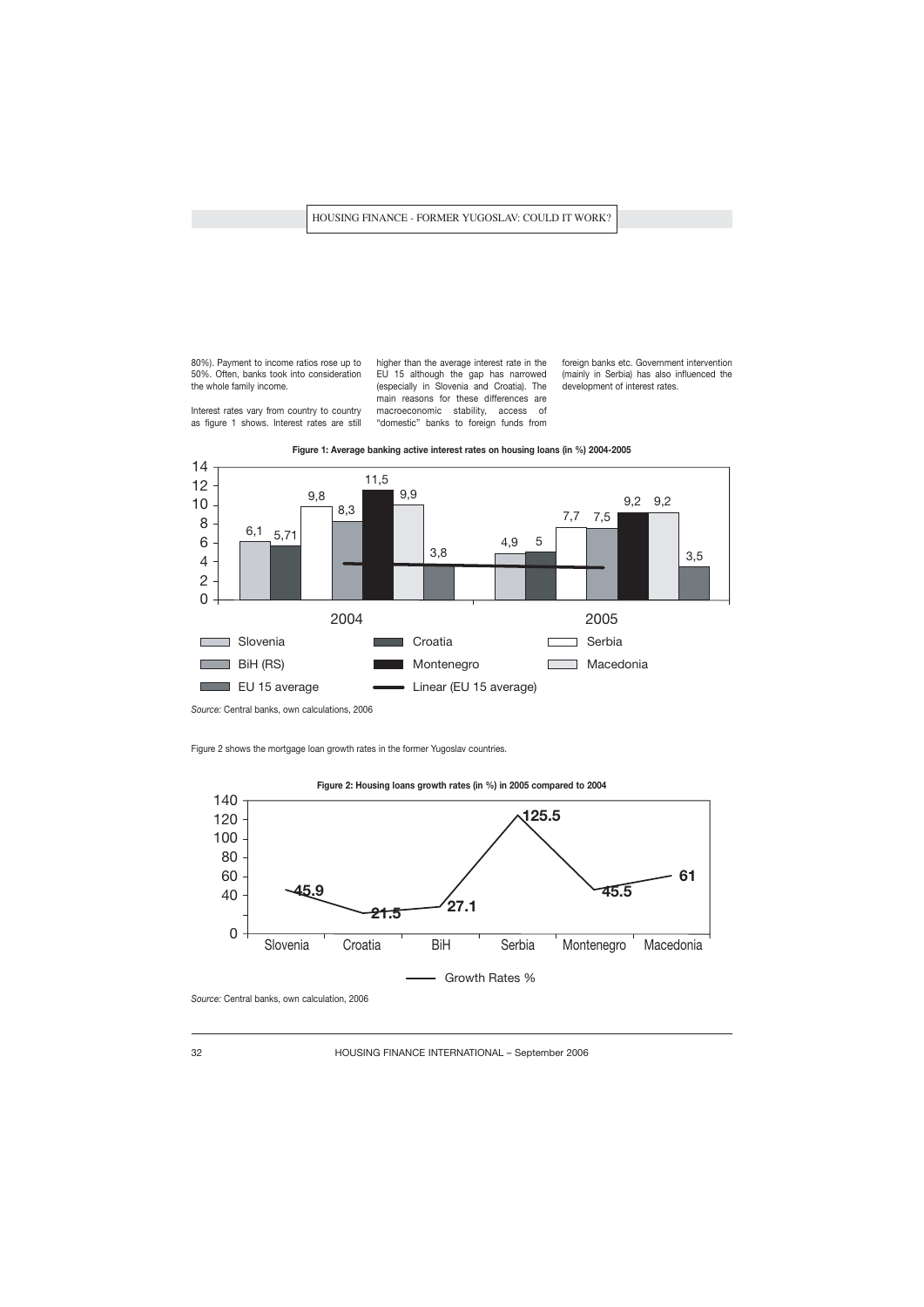80%). Payment to income ratios rose up to 50%. Often, banks took into consideration the whole family income.

Interest rates vary from country to country as figure 1 shows. Interest rates are still higher than the average interest rate in the EU 15 although the gap has narrowed (especially in Slovenia and Croatia). The main reasons for these differences are macroeconomic stability, access of "domestic" banks to foreign funds from foreign banks etc. Government intervention (mainly in Serbia) has also influenced the development of interest rates.

**Figure 1: Average banking active interest rates on housing loans (in %) 2004-2005**

| | Slovenia | Croatia | Serbia | BiH (RS) | Montenegro | Macedonia | EU 15 average |
|---|---|---|---|---|---|---|---|
| 2004 | 6,1 | 5,71 | 9,8 | 8,3 | 11,5 | 9,9 | 3,8 |
| 2005 | 4,9 | 5 | 7,7 | 7,5 | 9,2 | 9,2 | 3,5 |

*Source:* Central banks, own calculations, 2006

Figure 2 shows the mortgage loan growth rates in the former Yugoslav countries.

**Figure 2: Housing loans growth rates (in %) in 2005 compared to 2004**

| | Slovenia | Croatia | BiH | Serbia | Montenegro | Macedonia |
|---|---|---|---|---|---|---|
| Growth Rates % | 45.9 | 21.5 | 27.1 | 125.5 | 45.5 | 61 |

*Source:* Central banks, own calculation, 2006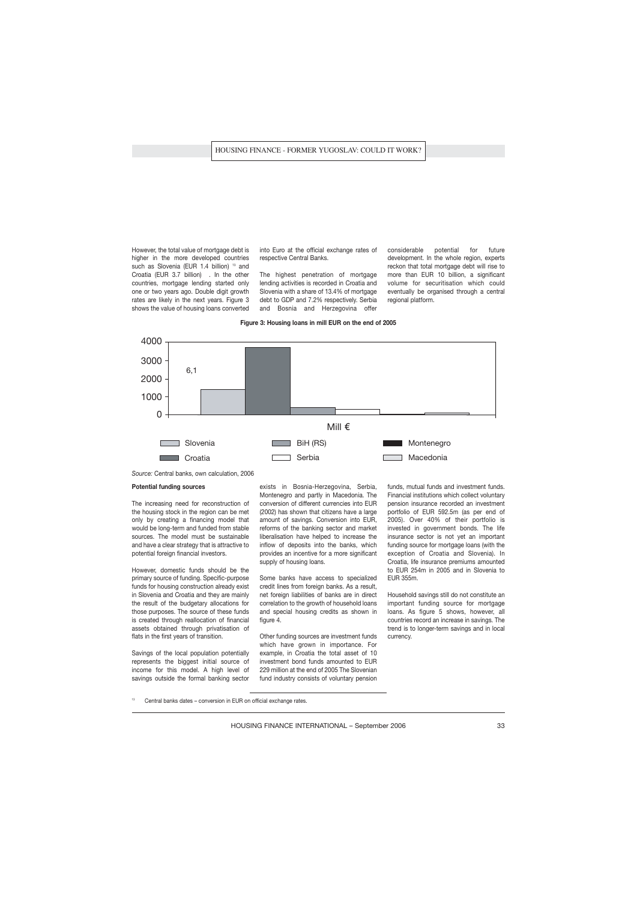However, the total value of mortgage debt is higher in the more developed countries such as Slovenia (EUR 1.4 billion) [13] and Croatia (EUR 3.7 billion) . In the other countries, mortgage lending started only one or two years ago. Double digit growth rates are likely in the next years. Figure 3 shows the value of housing loans converted into Euro at the official exchange rates of respective Central Banks.

The highest penetration of mortgage lending activities is recorded in Croatia and Slovenia with a share of 13.4% of mortgage debt to GDP and 7.2% respectively. Serbia and Bosnia and Herzegovina offer considerable potential for future development. In the whole region, experts reckon that total mortgage debt will rise to more than EUR 10 billion, a significant volume for securitisation which could eventually be organised through a central regional platform.

**Figure 3: Housing loans in mill EUR on the end of 2005**

*Source:* Central banks, own calculation, 2006

**Potential funding sources**

The increasing need for reconstruction of the housing stock in the region can be met only by creating a financing model that would be long-term and funded from stable sources. The model must be sustainable and have a clear strategy that is attractive to potential foreign financial investors.

However, domestic funds should be the primary source of funding. Specific-purpose funds for housing construction already exist in Slovenia and Croatia and they are mainly the result of the budgetary allocations for those purposes. The source of these funds is created through reallocation of financial assets obtained through privatisation of flats in the first years of transition.

Savings of the local population potentially represents the biggest initial source of income for this model. A high level of savings outside the formal banking sector exists in Bosnia-Herzegovina, Serbia, Montenegro and partly in Macedonia. The conversion of different currencies into EUR (2002) has shown that citizens have a large amount of savings. Conversion into EUR, reforms of the banking sector and market liberalisation have helped to increase the inflow of deposits into the banks, which provides an incentive for a more significant supply of housing loans.

Some banks have access to specialized credit lines from foreign banks. As a result, net foreign liabilities of banks are in direct correlation to the growth of household loans and special housing credits as shown in figure 4.

Other funding sources are investment funds which have grown in importance. For example, in Croatia the total asset of 10 investment bond funds amounted to EUR 229 million at the end of 2005 The Slovenian fund industry consists of voluntary pension funds, mutual funds and investment funds. Financial institutions which collect voluntary pension insurance recorded an investment portfolio of EUR 592.5m (as per end of 2005). Over 40% of their portfolio is invested in government bonds. The life insurance sector is not yet an important funding source for mortgage loans (with the exception of Croatia and Slovenia). In Croatia, life insurance premiums amounted to EUR 254m in 2005 and in Slovenia to EUR 355m.

Household savings still do not constitute an important funding source for mortgage loans. As figure 5 shows, however, all countries record an increase in savings. The trend is to longer-term savings and in local currency.

---

[13] Central banks dates – conversion in EUR on official exchange rates.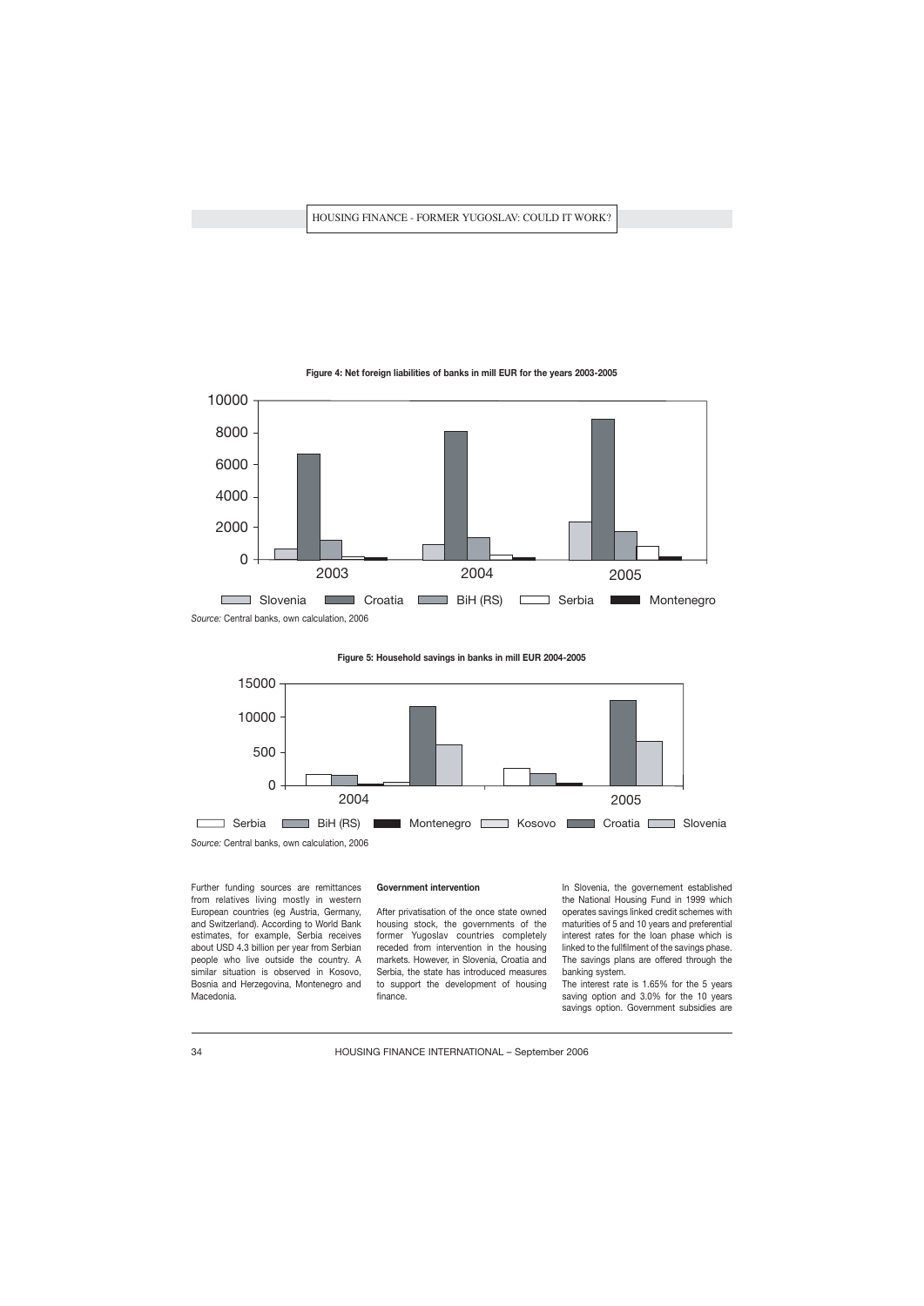**Figure 4: Net foreign liabilities of banks in mill EUR for the years 2003-2005**

*Source:* Central banks, own calculation, 2006

**Figure 5: Household savings in banks in mill EUR 2004-2005**

*Source:* Central banks, own calculation, 2006

Further funding sources are remittances from relatives living mostly in western European countries (eg Austria, Germany, and Switzerland). According to World Bank estimates, for example, Serbia receives about USD 4.3 billion per year from Serbian people who live outside the country. A similar situation is observed in Kosovo, Bosnia and Herzegovina, Montenegro and Macedonia.

**Government intervention**

After privatisation of the once state owned housing stock, the governments of the former Yugoslav countries completely receded from intervention in the housing markets. However, in Slovenia, Croatia and Serbia, the state has introduced measures to support the development of housing finance.

In Slovenia, the governement established the National Housing Fund in 1999 which operates savings linked credit schemes with maturities of 5 and 10 years and preferential interest rates for the loan phase which is linked to the fullfilment of the savings phase. The savings plans are offered through the banking system.

The interest rate is 1.65% for the 5 years saving option and 3.0% for the 10 years savings option. Government subsidies are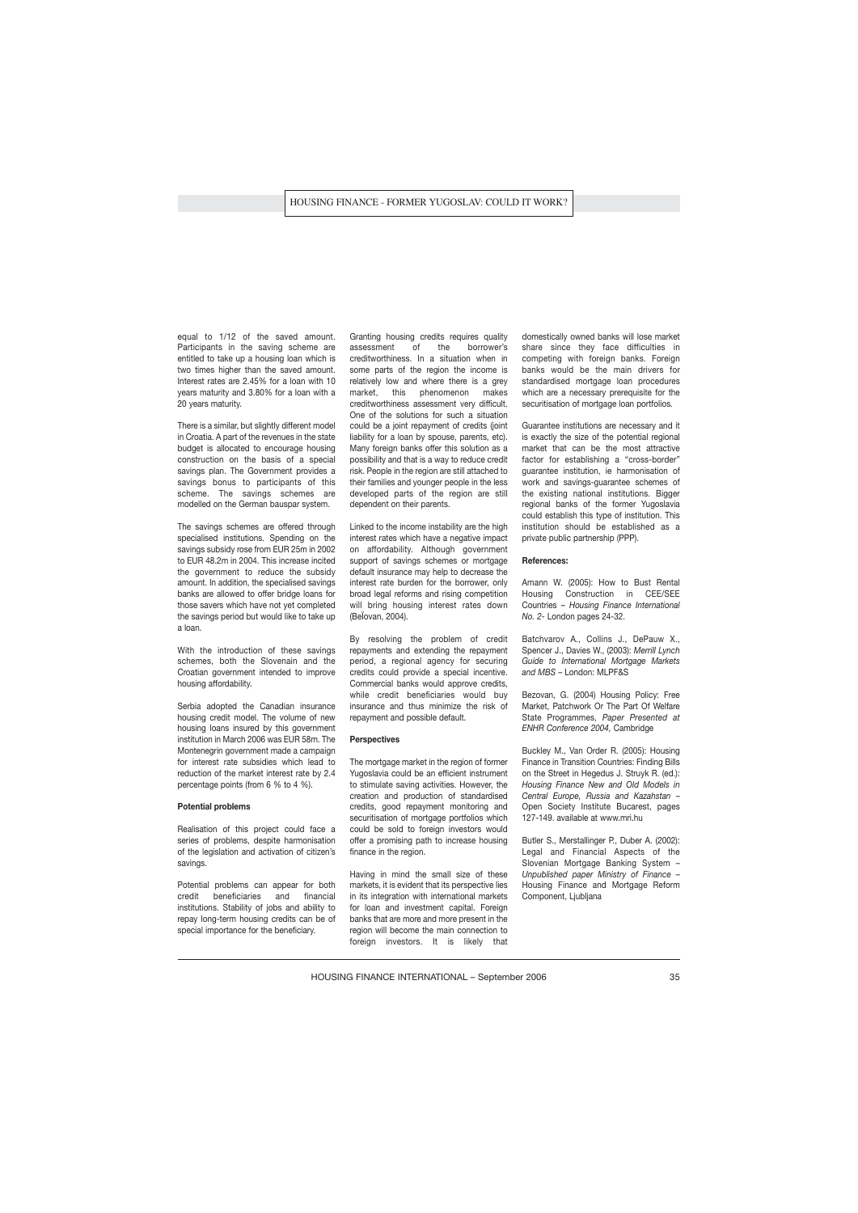equal to 1/12 of the saved amount. Participants in the saving scheme are entitled to take up a housing loan which is two times higher than the saved amount. Interest rates are 2.45% for a loan with 10 years maturity and 3.80% for a loan with a 20 years maturity.

There is a similar, but slightly different model in Croatia. A part of the revenues in the state budget is allocated to encourage housing construction on the basis of a special savings plan. The Government provides a savings bonus to participants of this scheme. The savings schemes are modelled on the German bauspar system.

The savings schemes are offered through specialised institutions. Spending on the savings subsidy rose from EUR 25m in 2002 to EUR 48.2m in 2004. This increase incited the government to reduce the subsidy amount. In addition, the specialised savings banks are allowed to offer bridge loans for those savers which have not yet completed the savings period but would like to take up a loan.

With the introduction of these savings schemes, both the Slovenain and the Croatian government intended to improve housing affordability.

Serbia adopted the Canadian insurance housing credit model. The volume of new housing loans insured by this government institution in March 2006 was EUR 58m. The Montenegrin government made a campaign for interest rate subsidies which lead to reduction of the market interest rate by 2.4 percentage points (from 6 % to 4 %).

**Potential problems**

Realisation of this project could face a series of problems, despite harmonisation of the legislation and activation of citizen's savings.

Potential problems can appear for both credit beneficiaries and financial institutions. Stability of jobs and ability to repay long-term housing credits can be of special importance for the beneficiary.

Granting housing credits requires quality assessment of the borrower's creditworthiness. In a situation when in some parts of the region the income is relatively low and where there is a grey market, this phenomenon makes creditworthiness assessment very difficult. One of the solutions for such a situation could be a joint repayment of credits (joint liability for a loan by spouse, parents, etc). Many foreign banks offer this solution as a possibility and that is a way to reduce credit risk. People in the region are still attached to their families and younger people in the less developed parts of the region are still dependent on their parents.

Linked to the income instability are the high interest rates which have a negative impact on affordability. Although government support of savings schemes or mortgage default insurance may help to decrease the interest rate burden for the borrower, only broad legal reforms and rising competition will bring housing interest rates down (Bežovan, 2004).

By resolving the problem of credit repayments and extending the repayment period, a regional agency for securing credits could provide a special incentive. Commercial banks would approve credits, while credit beneficiaries would buy insurance and thus minimize the risk of repayment and possible default.

**Perspectives**

The mortgage market in the region of former Yugoslavia could be an efficient instrument to stimulate saving activities. However, the creation and production of standardised credits, good repayment monitoring and securitisation of mortgage portfolios which could be sold to foreign investors would offer a promising path to increase housing finance in the region.

Having in mind the small size of these markets, it is evident that its perspective lies in its integration with international markets for loan and investment capital. Foreign banks that are more and more present in the region will become the main connection to foreign investors. It is likely that domestically owned banks will lose market share since they face difficulties in competing with foreign banks. Foreign banks would be the main drivers for standardised mortgage loan procedures which are a necessary prerequisite for the securitisation of mortgage loan portfolios.

Guarantee institutions are necessary and it is exactly the size of the potential regional market that can be the most attractive factor for establishing a "cross-border" guarantee institution, ie harmonisation of work and savings-guarantee schemes of the existing national institutions. Bigger regional banks of the former Yugoslavia could establish this type of institution. This institution should be established as a private public partnership (PPP).

**References:**

Amann W. (2005): How to Bust Rental Housing Construction in CEE/SEE Countries – *Housing Finance International No. 2*- London pages 24-32.

Batchvarov A., Collins J., DePauw X., Spencer J., Davies W., (2003): *Merrill Lynch Guide to International Mortgage Markets and MBS* – London: MLPF&S

Bezovan, G. (2004) Housing Policy: Free Market, Patchwork Or The Part Of Welfare State Programmes, *Paper Presented at ENHR Conference 2004*, Cambridge

Buckley M., Van Order R. (2005): Housing Finance in Transition Countries: Finding Bills on the Street in Hegedus J. Struyk R. (ed.): *Housing Finance New and Old Models in Central Europe, Russia and Kazahstan* – Open Society Institute Bucarest, pages 127-149. available at www.mri.hu

Butler S., Merstallinger P., Duber A. (2002): Legal and Financial Aspects of the Slovenian Mortgage Banking System – *Unpublished paper Ministry of Finance* – Housing Finance and Mortgage Reform Component, Ljubljana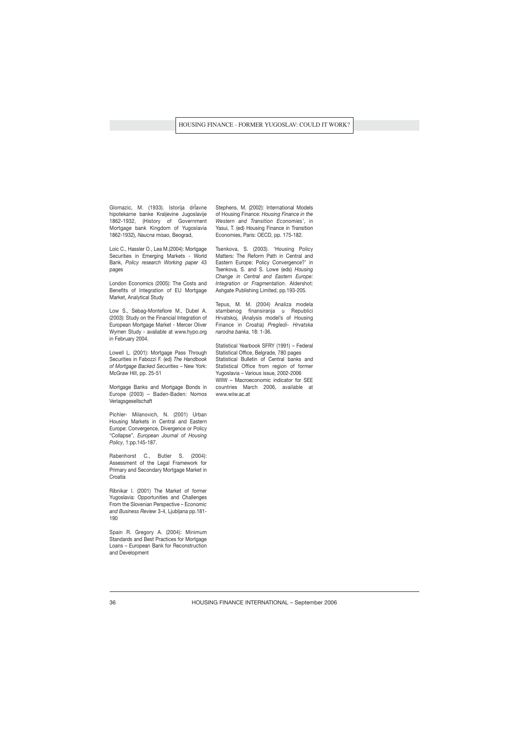Glomazic, M. (1933). Istorija državne hipotekarne banke Kraljevine Jugoslavije 1862-1932, (History of Government Mortgage bank Kingdom of Yugoslavia 1862-1932), *Naucna misao*, Beograd,

Loic C., Hassler O., Lea M.(2004): Mortgage Securities in Emerging Markets - World Bank, *Policy research Working paper* 43 pages

London Economics (2005): The Costs and Benefits of Integration of EU Mortgage Market, Analytical Study

Low S., Sebag-Montefiore M., Dubel A. (2003): Study on the Financial Integration of European Mortgage Market - Mercer Oliver Wymen Study - avaliable at www.hypo.org in February 2004.

Lowell L. (2001): Mortgage Pass Through Securities in Fabozzi F. (ed) *The Handbook of Mortgage Backed Securities* – New York: McGraw Hill, pp. 25-51

Mortgage Banks and Mortgage Bonds in Europe (2003) – Baden-Baden: Nomos Verlagsgesellschaft

Pichler- Milanovich, N. (2001) Urban Housing Markets in Central and Eastern Europe: Convergence, Divergence or Policy "Collapse", *European Journal of Housing Policy*, 1:pp.145-187.

Rabenhorst C., Butler S. (2004): Assessment of the Legal Framework for Primary and Secondary Mortgage Market in Croatia

Ribnikar I. (2001) The Market of former Yugoslavia: Opportunities and Challenges From the Slovenian Perspective – *Economic and Business Review* 3-4, Ljubljana pp.181-190

Spain R. Gregory A. (2004): Minimum Standards and Best Practices for Mortgage Loans – European Bank for Reconstruction and Development

Stephens, M. (2002): International Models of Housing Finance: *Housing Finance in the Western and Transition Economies'*, in Yasui, T. (ed) Housing Finance in Transition Economies, Paris: OECD, pp. 175-182.

Tsenkova, S. (2003). 'Housing Policy Matters: The Reform Path in Central and Eastern Europe: Policy Convergence?' in Tsenkova, S. and S. Lowe (eds) *Housing Change in Central and Eastern Europe: Integration or Fragmentation*. Aldershot: Ashgate Publishing Limited, pp.193-205.

Tepus, M. M. (2004) Analiza modela stambenog finansiranja u Republici Hrvatskoj, (Analysis model's of Housing Finance in Croatia) *Pregledi- Hrvatska narodna banka*, 18: 1-36.

Statistical Yearbook SFRY (1991) – Federal Statistical Office, Belgrade, 780 pages
Statistical Bulletin of Central banks and Statistical Office from region of former Yugoslavia – Various issue, 2002-2006
WIIW – Macroeconomic indicator for SEE countries March 2006, available at www.wiiw.ac.at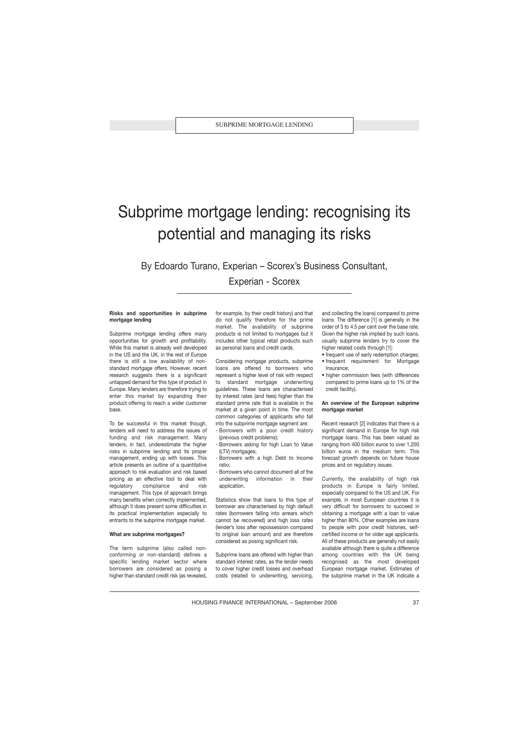# Subprime mortgage lending: recognising its potential and managing its risks

By Edoardo Turano, Experian – Scorex's Business Consultant, Experian - Scorex

### Risks and opportunities in subprime mortgage lending

Subprime mortgage lending offers many opportunities for growth and profitability. While this market is already well developed in the US and the UK, in the rest of Europe there is still a low availability of non-standard mortgage offers. However, recent research suggests there is a significant untapped demand for this type of product in Europe. Many lenders are therefore trying to enter this market by expanding their product offering to reach a wider customer base.

To be successful in this market though, lenders will need to address the issues of funding and risk management. Many lenders, in fact, underestimate the higher risks in subprime lending and its proper management, ending up with losses. This article presents an outline of a quantitative approach to risk evaluation and risk based pricing as an effective tool to deal with regulatory compliance and risk management. This type of approach brings many benefits when correctly implemented, although it does present some difficulties in its practical implementation especially to entrants to the subprime mortgage market.

### What are subprime mortgages?

The term subprime (also called non-conforming or non-standard) defines a specific lending market sector where borrowers are considered as posing a higher than standard credit risk (as revealed, for example, by their credit history) and that do not qualify therefore for the prime market. The availability of subprime products is not limited to mortgages but it includes other typical retail products such as personal loans and credit cards.

Considering mortgage products, subprime loans are offered to borrowers who represent a higher level of risk with respect to standard mortgage underwriting guidelines. These loans are characterised by interest rates (and fees) higher than the standard prime rate that is available in the market at a given point in time. The most common categories of applicants who fall into the subprime mortgage segment are:

- Borrowers with a poor credit history (previous credit problems);
- Borrowers asking for high Loan to Value (LTV) mortgages;
- Borrowers with a high Debt to Income ratio;
- Borrowers who cannot document all of the underwriting information in their application.

Statistics show that loans to this type of borrower are characterised by high default rates (borrowers falling into arrears which cannot be recovered) and high loss rates (lender's loss after repossession compared to original loan amount) and are therefore considered as posing significant risk.

Subprime loans are offered with higher than standard interest rates, as the lender needs to cover higher credit losses and overhead costs (related to underwriting, servicing, and collecting the loans) compared to prime loans. The difference [1] is generally in the order of 3 to 4.5 per cent over the base rate. Given the higher risk implied by such loans, usually subprime lenders try to cover the higher related costs through [1]:

- frequent use of early redemption charges;
- frequent requirement for Mortgage Insurance;
- higher commission fees (with differences compared to prime loans up to 1% of the credit facility).

### An overview of the European subprime mortgage market

Recent research [2] indicates that there is a significant demand in Europe for high risk mortgage loans. This has been valued as ranging from 400 billion euros to over 1,200 billion euros in the medium term. This forecast growth depends on future house prices and on regulatory issues.

Currently, the availability of high risk products in Europe is fairly limited, especially compared to the US and UK. For example, in most European countries it is very difficult for borrowers to succeed in obtaining a mortgage with a loan to value higher than 80%. Other examples are loans to people with poor credit histories, self-certified income or for older age applicants. All of these products are generally not easily available although there is quite a difference among countries with the UK being recognised as the most developed European mortgage market. Estimates of the subprime market in the UK indicate a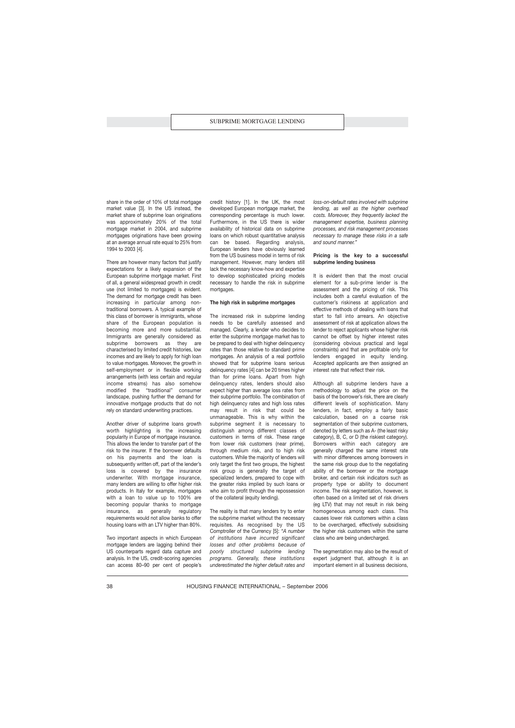share in the order of 10% of total mortgage market value [3]. In the US instead, the market share of subprime loan originations was approximately 20% of the total mortgage market in 2004, and subprime mortgages originations have been growing at an average annual rate equal to 25% from 1994 to 2003 [4].

There are however many factors that justify expectations for a likely expansion of the European subprime mortgage market. First of all, a general widespread growth in credit use (not limited to mortgages) is evident. The demand for mortgage credit has been increasing in particular among non-traditional borrowers. A typical example of this class of borrower is immigrants, whose share of the European population is becoming more and more substantial. Immigrants are generally considered as subprime borrowers as they are characterised by limited credit histories, low incomes and are likely to apply for high loan to value mortgages. Moreover, the growth in self-employment or in flexible working arrangements (with less certain and regular income streams) has also somehow modified the "traditional" consumer landscape, pushing further the demand for innovative mortgage products that do not rely on standard underwriting practices.

Another driver of subprime loans growth worth highlighting is the increasing popularity in Europe of mortgage insurance. This allows the lender to transfer part of the risk to the insurer. If the borrower defaults on his payments and the loan is subsequently written off, part of the lender's loss is covered by the insurance underwriter. With mortgage insurance, many lenders are willing to offer higher risk products. In Italy for example, mortgages with a loan to value up to 100% are becoming popular thanks to mortgage insurance, as generally regulatory requirements would not allow banks to offer housing loans with an LTV higher than 80%.

Two important aspects in which European mortgage lenders are lagging behind their US counterparts regard data capture and analysis. In the US, credit-scoring agencies can access 80–90 per cent of people's credit history [1]. In the UK, the most developed European mortgage market, the corresponding percentage is much lower. Furthermore, in the US there is wider availability of historical data on subprime loans on which robust quantitative analysis can be based. Regarding analysis, European lenders have obviously learned from the US business model in terms of risk management. However, many lenders still lack the necessary know-how and expertise to develop sophisticated pricing models necessary to handle the risk in subprime mortgages.

**The high risk in subprime mortgages**

The increased risk in subprime lending needs to be carefully assessed and managed. Clearly, a lender who decides to enter the subprime mortgage market has to be prepared to deal with higher delinquency rates than those relative to standard prime mortgages. An analysis of a real portfolio showed that for subprime loans serious delinquency rates [4] can be 20 times higher than for prime loans. Apart from high delinquency rates, lenders should also expect higher than average loss rates from their subprime portfolio. The combination of high delinquency rates and high loss rates may result in risk that could be unmanageable. This is why within the subprime segment it is necessary to distinguish among different classes of customers in terms of risk. These range from lower risk customers (near prime), through medium risk, and to high risk customers. While the majority of lenders will only target the first two groups, the highest risk group is generally the target of specialized lenders, prepared to cope with the greater risks implied by such loans or who aim to profit through the repossession of the collateral (equity lending).

The reality is that many lenders try to enter the subprime market without the necessary requisites. As recognised by the US Comptroller of the Currency [5]: *"A number of institutions have incurred significant losses and other problems because of poorly structured subprime lending programs. Generally, these institutions underestimated the higher default rates and loss-on-default rates involved with subprime lending, as well as the higher overhead costs. Moreover, they frequently lacked the management expertise, business planning processes, and risk management processes necessary to manage these risks in a safe and sound manner."*

**Pricing is the key to a successful subprime lending business**

It is evident then that the most crucial element for a sub-prime lender is the assessment and the pricing of risk. This includes both a careful evaluation of the customer's riskiness at application and effective methods of dealing with loans that start to fall into arrears. An objective assessment of risk at application allows the lender to reject applicants whose higher risk cannot be offset by higher interest rates (considering obvious practical and legal constraints) and that are profitable only for lenders engaged in equity lending. Accepted applicants are then assigned an interest rate that reflect their risk.

Although all subprime lenders have a methodology to adjust the price on the basis of the borrower's risk, there are clearly different levels of sophistication. Many lenders, in fact, employ a fairly basic calculation, based on a coarse risk segmentation of their subprime customers, denoted by letters such as A- (the least risky category), B, C, or D (the riskiest category). Borrowers within each category are generally charged the same interest rate with minor differences among borrowers in the same risk group due to the negotiating ability of the borrower or the mortgage broker, and certain risk indicators such as property type or ability to document income. The risk segmentation, however, is often based on a limited set of risk drivers (eg LTV) that may not result in risk being homogeneous among each class. This causes lower risk customers within a class to be overcharged, effectively subsidising the higher risk customers within the same class who are being undercharged.

The segmentation may also be the result of expert judgment that, although it is an important element in all business decisions,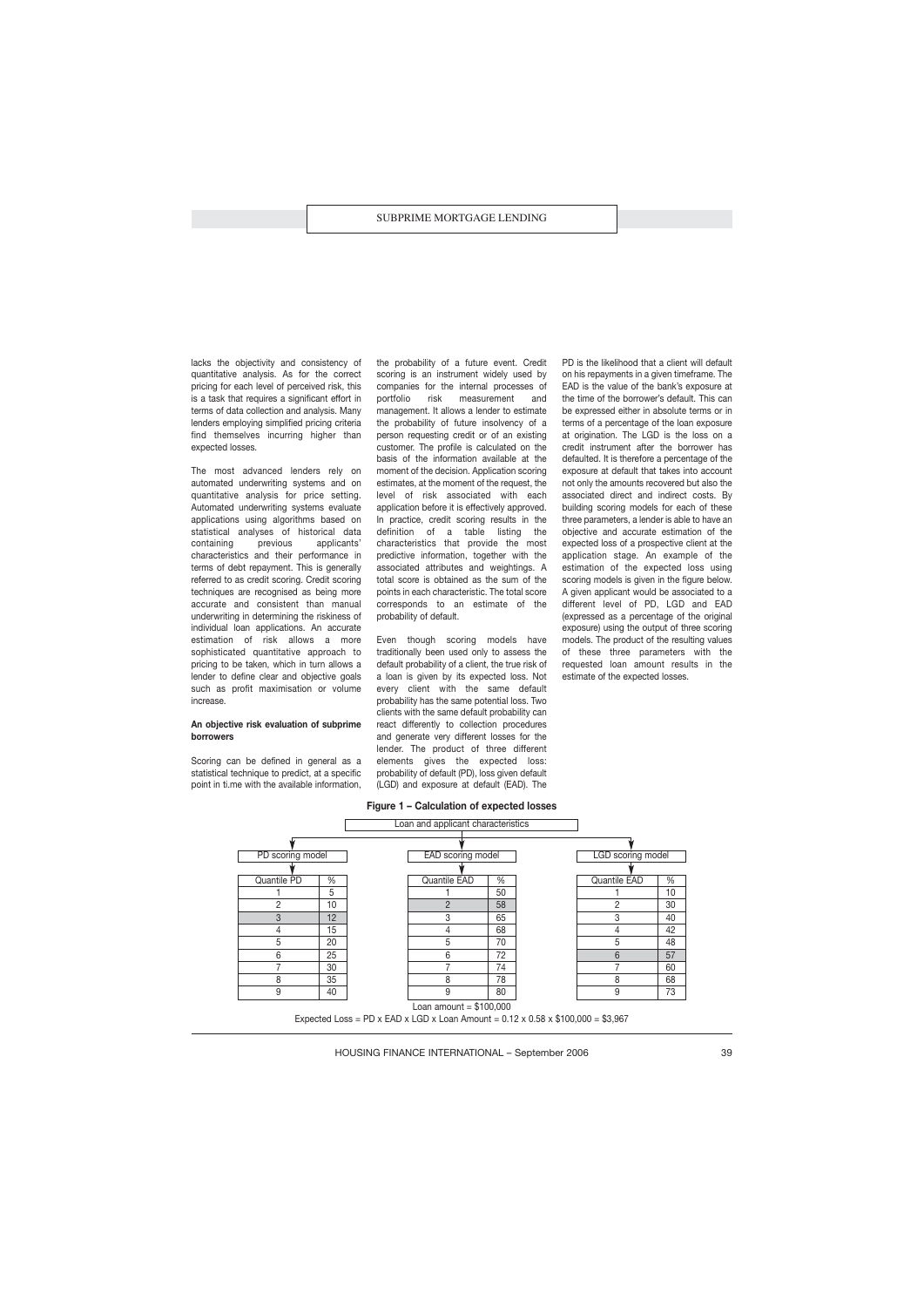lacks the objectivity and consistency of quantitative analysis. As for the correct pricing for each level of perceived risk, this is a task that requires a significant effort in terms of data collection and analysis. Many lenders employing simplified pricing criteria find themselves incurring higher than expected losses.

The most advanced lenders rely on automated underwriting systems and on quantitative analysis for price setting. Automated underwriting systems evaluate applications using algorithms based on statistical analyses of historical data containing previous applicants' characteristics and their performance in terms of debt repayment. This is generally referred to as credit scoring. Credit scoring techniques are recognised as being more accurate and consistent than manual underwriting in determining the riskiness of individual loan applications. An accurate estimation of risk allows a more sophisticated quantitative approach to pricing to be taken, which in turn allows a lender to define clear and objective goals such as profit maximisation or volume increase.

#### An objective risk evaluation of subprime borrowers

Scoring can be defined in general as a statistical technique to predict, at a specific point in ti.me with the available information, the probability of a future event. Credit scoring is an instrument widely used by companies for the internal processes of portfolio risk measurement and management. It allows a lender to estimate the probability of future insolvency of a person requesting credit or of an existing customer. The profile is calculated on the basis of the information available at the moment of the decision. Application scoring estimates, at the moment of the request, the level of risk associated with each application before it is effectively approved. In practice, credit scoring results in the definition of a table listing the characteristics that provide the most predictive information, together with the associated attributes and weightings. A total score is obtained as the sum of the points in each characteristic. The total score corresponds to an estimate of the probability of default.

Even though scoring models have traditionally been used only to assess the default probability of a client, the true risk of a loan is given by its expected loss. Not every client with the same default probability has the same potential loss. Two clients with the same default probability can react differently to collection procedures and generate very different losses for the lender. The product of three different elements gives the expected loss: probability of default (PD), loss given default (LGD) and exposure at default (EAD). The PD is the likelihood that a client will default on his repayments in a given timeframe. The EAD is the value of the bank's exposure at the time of the borrower's default. This can be expressed either in absolute terms or in terms of a percentage of the loan exposure at origination. The LGD is the loss on a credit instrument after the borrower has defaulted. It is therefore a percentage of the exposure at default that takes into account not only the amounts recovered but also the associated direct and indirect costs. By building scoring models for each of these three parameters, a lender is able to have an objective and accurate estimation of the expected loss of a prospective client at the application stage. An example of the estimation of the expected loss using scoring models is given in the figure below. A given applicant would be associated to a different level of PD, LGD and EAD (expressed as a percentage of the original exposure) using the output of three scoring models. The product of the resulting values of these three parameters with the requested loan amount results in the estimate of the expected losses.

**Figure 1 – Calculation of expected losses**

Loan and applicant characteristics

PD scoring model

| Quantile PD | % |
|---|---|
| 1 | 5 |
| 2 | 10 |
| 3 | 12 |
| 4 | 15 |
| 5 | 20 |
| 6 | 25 |
| 7 | 30 |
| 8 | 35 |
| 9 | 40 |

EAD scoring model

| Quantile EAD | % |
|---|---|
| 1 | 50 |
| 2 | 58 |
| 3 | 65 |
| 4 | 68 |
| 5 | 70 |
| 6 | 72 |
| 7 | 74 |
| 8 | 78 |
| 9 | 80 |

LGD scoring model

| Quantile EAD | % |
|---|---|
| 1 | 10 |
| 2 | 30 |
| 3 | 40 |
| 4 | 42 |
| 5 | 48 |
| 6 | 57 |
| 7 | 60 |
| 8 | 68 |
| 9 | 73 |

Loan amount = $100,000

Expected Loss = PD x EAD x LGD x Loan Amount = 0.12 x 0.58 x $100,000 = $3,967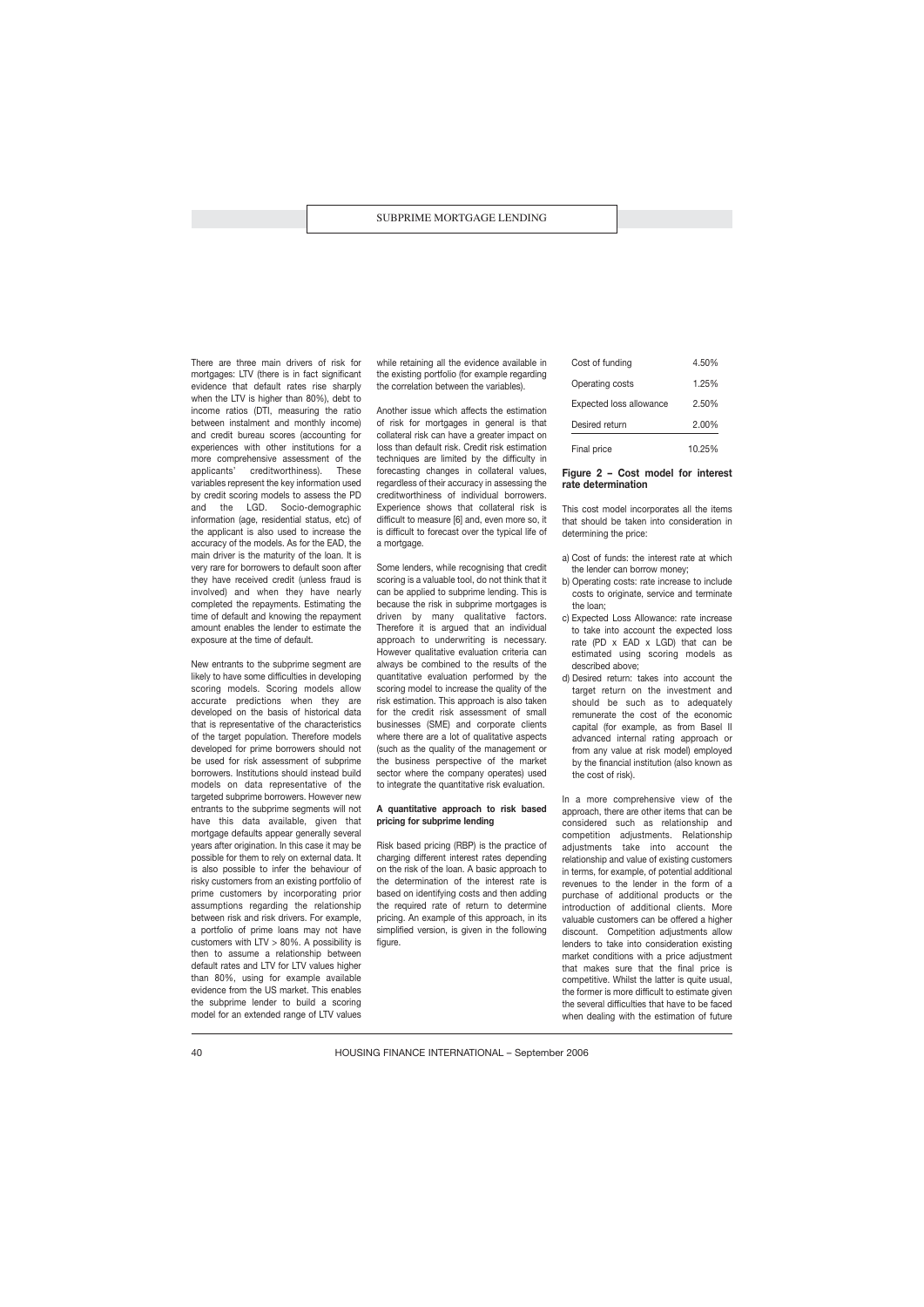There are three main drivers of risk for mortgages: LTV (there is in fact significant evidence that default rates rise sharply when the LTV is higher than 80%), debt to income ratios (DTI, measuring the ratio between instalment and monthly income) and credit bureau scores (accounting for experiences with other institutions for a more comprehensive assessment of the applicants' creditworthiness). These variables represent the key information used by credit scoring models to assess the PD and the LGD. Socio-demographic information (age, residential status, etc) of the applicant is also used to increase the accuracy of the models. As for the EAD, the main driver is the maturity of the loan. It is very rare for borrowers to default soon after they have received credit (unless fraud is involved) and when they have nearly completed the repayments. Estimating the time of default and knowing the repayment amount enables the lender to estimate the exposure at the time of default.

New entrants to the subprime segment are likely to have some difficulties in developing scoring models. Scoring models allow accurate predictions when they are developed on the basis of historical data that is representative of the characteristics of the target population. Therefore models developed for prime borrowers should not be used for risk assessment of subprime borrowers. Institutions should instead build models on data representative of the targeted subprime borrowers. However new entrants to the subprime segments will not have this data available, given that mortgage defaults appear generally several years after origination. In this case it may be possible for them to rely on external data. It is also possible to infer the behaviour of risky customers from an existing portfolio of prime customers by incorporating prior assumptions regarding the relationship between risk and risk drivers. For example, a portfolio of prime loans may not have customers with LTV > 80%. A possibility is then to assume a relationship between default rates and LTV for LTV values higher than 80%, using for example available evidence from the US market. This enables the subprime lender to build a scoring model for an extended range of LTV values while retaining all the evidence available in the existing portfolio (for example regarding the correlation between the variables).

Another issue which affects the estimation of risk for mortgages in general is that collateral risk can have a greater impact on loss than default risk. Credit risk estimation techniques are limited by the difficulty in forecasting changes in collateral values, regardless of their accuracy in assessing the creditworthiness of individual borrowers. Experience shows that collateral risk is difficult to measure [6] and, even more so, it is difficult to forecast over the typical life of a mortgage.

Some lenders, while recognising that credit scoring is a valuable tool, do not think that it can be applied to subprime lending. This is because the risk in subprime mortgages is driven by many qualitative factors. Therefore it is argued that an individual approach to underwriting is necessary. However qualitative evaluation criteria can always be combined to the results of the quantitative evaluation performed by the scoring model to increase the quality of the risk estimation. This approach is also taken for the credit risk assessment of small businesses (SME) and corporate clients where there are a lot of qualitative aspects (such as the quality of the management or the business perspective of the market sector where the company operates) used to integrate the quantitative risk evaluation.

**A quantitative approach to risk based pricing for subprime lending**

Risk based pricing (RBP) is the practice of charging different interest rates depending on the risk of the loan. A basic approach to the determination of the interest rate is based on identifying costs and then adding the required rate of return to determine pricing. An example of this approach, in its simplified version, is given in the following figure.

| | |
|---|---|
| Cost of funding | 4.50% |
| Operating costs | 1.25% |
| Expected loss allowance | 2.50% |
| Desired return | 2.00% |
| Final price | 10.25% |

**Figure 2 – Cost model for interest rate determination**

This cost model incorporates all the items that should be taken into consideration in determining the price:

a) Cost of funds: the interest rate at which the lender can borrow money;
b) Operating costs: rate increase to include costs to originate, service and terminate the loan;
c) Expected Loss Allowance: rate increase to take into account the expected loss rate (PD x EAD x LGD) that can be estimated using scoring models as described above;
d) Desired return: takes into account the target return on the investment and should be such as to adequately remunerate the cost of the economic capital (for example, as from Basel II advanced internal rating approach or from any value at risk model) employed by the financial institution (also known as the cost of risk).

In a more comprehensive view of the approach, there are other items that can be considered such as relationship and competition adjustments. Relationship adjustments take into account the relationship and value of existing customers in terms, for example, of potential additional revenues to the lender in the form of a purchase of additional products or the introduction of additional clients. More valuable customers can be offered a higher discount. Competition adjustments allow lenders to take into consideration existing market conditions with a price adjustment that makes sure that the final price is competitive. Whilst the latter is quite usual, the former is more difficult to estimate given the several difficulties that have to be faced when dealing with the estimation of future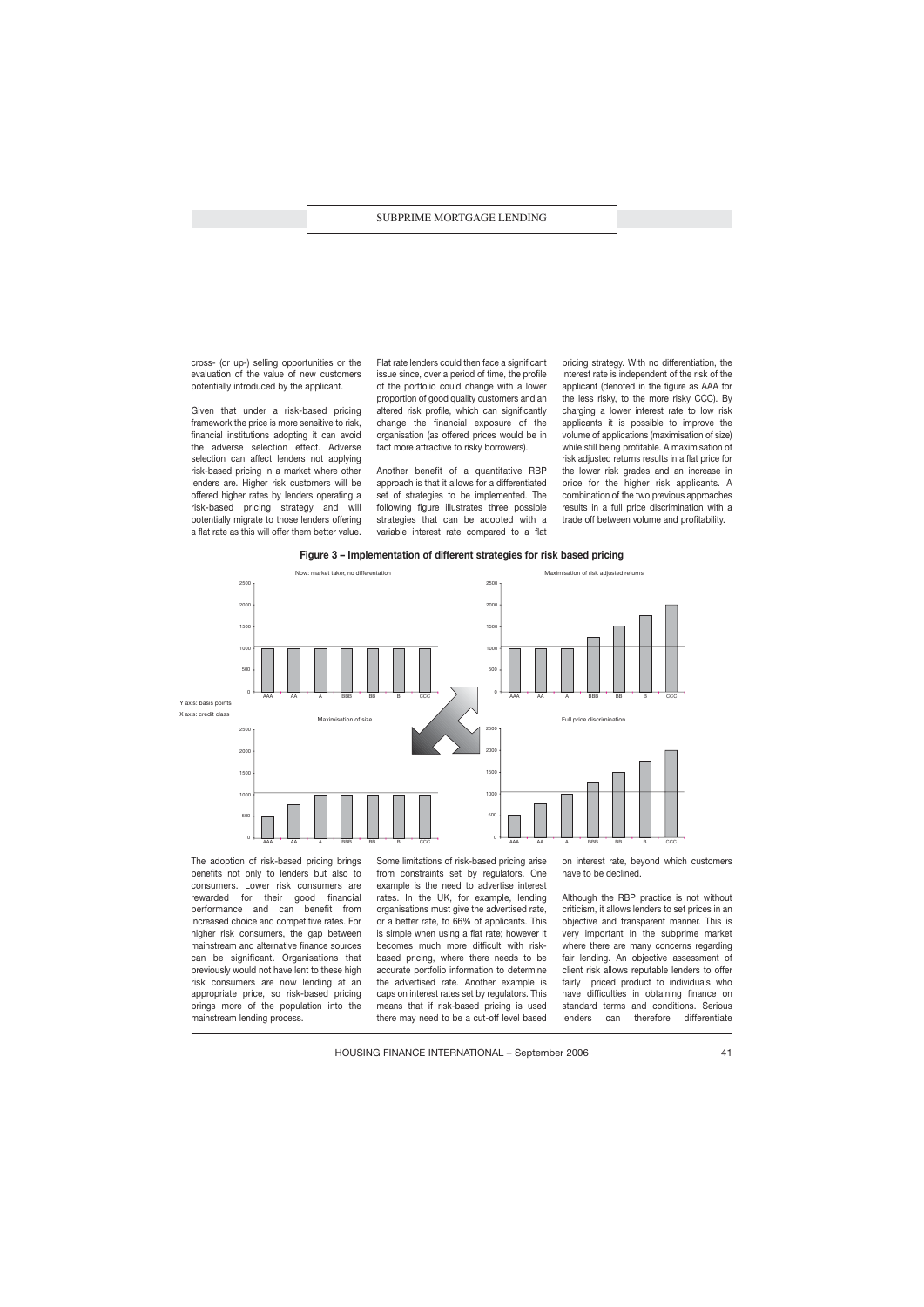cross- (or up-) selling opportunities or the evaluation of the value of new customers potentially introduced by the applicant.

Given that under a risk-based pricing framework the price is more sensitive to risk, financial institutions adopting it can avoid the adverse selection effect. Adverse selection can affect lenders not applying risk-based pricing in a market where other lenders are. Higher risk customers will be offered higher rates by lenders operating a risk-based pricing strategy and will potentially migrate to those lenders offering a flat rate as this will offer them better value. Flat rate lenders could then face a significant issue since, over a period of time, the profile of the portfolio could change with a lower proportion of good quality customers and an altered risk profile, which can significantly change the financial exposure of the organisation (as offered prices would be in fact more attractive to risky borrowers).

Another benefit of a quantitative RBP approach is that it allows for a differentiated set of strategies to be implemented. The following figure illustrates three possible strategies that can be adopted with a variable interest rate compared to a flat pricing strategy. With no differentiation, the interest rate is independent of the risk of the applicant (denoted in the figure as AAA for the less risky, to the more risky CCC). By charging a lower interest rate to low risk applicants it is possible to improve the volume of applications (maximisation of size) while still being profitable. A maximisation of risk adjusted returns results in a flat price for the lower risk grades and an increase in price for the higher risk applicants. A combination of the two previous approaches results in a full price discrimination with a trade off between volume and profitability.

**Figure 3 – Implementation of different strategies for risk based pricing**

Y axis: basis points
X axis: credit class

| Credit class | Now: market taker, no differentation | Maximisation of size | Maximisation of risk adjusted returns | Full price discrimination |
|---|---|---|---|---|
| AAA | 1000 | 500 | 1000 | 500 |
| AA | 1000 | 750 | 1000 | 750 |
| A | 1000 | 1000 | 1000 | 1000 |
| BBB | 1000 | 1000 | 1250 | 1250 |
| BB | 1000 | 1000 | 1500 | 1500 |
| B | 1000 | 1000 | 1750 | 1750 |
| CCC | 1000 | 1000 | 2000 | 2000 |

The adoption of risk-based pricing brings benefits not only to lenders but also to consumers. Lower risk consumers are rewarded for their good financial performance and can benefit from increased choice and competitive rates. For higher risk consumers, the gap between mainstream and alternative finance sources can be significant. Organisations that previously would not have lent to these high risk consumers are now lending at an appropriate price, so risk-based pricing brings more of the population into the mainstream lending process.

Some limitations of risk-based pricing arise from constraints set by regulators. One example is the need to advertise interest rates. In the UK, for example, lending organisations must give the advertised rate, or a better rate, to 66% of applicants. This is simple when using a flat rate; however it becomes much more difficult with risk-based pricing, where there needs to be accurate portfolio information to determine the advertised rate. Another example is caps on interest rates set by regulators. This means that if risk-based pricing is used there may need to be a cut-off level based on interest rate, beyond which customers have to be declined.

Although the RBP practice is not without criticism, it allows lenders to set prices in an objective and transparent manner. This is very important in the subprime market where there are many concerns regarding fair lending. An objective assessment of client risk allows reputable lenders to offer fairly priced product to individuals who have difficulties in obtaining finance on standard terms and conditions. Serious lenders can therefore differentiate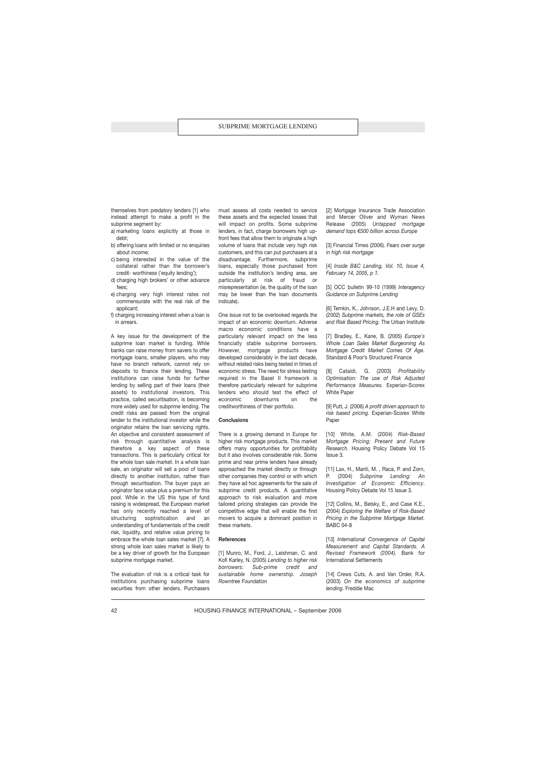themselves from predatory lenders [1] who instead attempt to make a profit in the subprime segment by:

a) marketing loans explicitly at those in debt;
b) offering loans with limited or no enquiries about income;
c) being interested in the value of the collateral rather than the borrower's credit- worthiness ('equity lending');
d) charging high brokers' or other advance fees;
e) charging very high interest rates not commensurate with the real risk of the applicant;
f) charging increasing interest when a loan is in arrears.

A key issue for the development of the subprime loan market is funding. While banks can raise money from savers to offer mortgage loans, smaller players, who may have no branch network, cannot rely on deposits to finance their lending. These institutions can raise funds for further lending by selling part of their loans (their assets) to institutional investors. This practice, called securitisation, is becoming more widely used for subprime lending. The credit risks are passed from the original lender to the institutional investor while the originator retains the loan servicing rights. An objective and consistent assessment of risk through quantitative analysis is therefore a key aspect of these transactions. This is particularly critical for the whole loan sale market. In a whole loan sale, an originator will sell a pool of loans directly to another institution, rather than through securitisation. The buyer pays an originator face value plus a premium for this pool. While in the US this type of fund raising is widespread, the European market has only recently reached a level of structuring sophistication and an understanding of fundamentals of the credit risk, liquidity, and relative value pricing to embrace the whole loan sales market [7]. A strong whole loan sales market is likely to be a key driver of growth for the European subprime mortgage market.

The evaluation of risk is a critical task for institutions purchasing subprime loans securities from other lenders. Purchasers must assess all costs needed to service these assets and the expected losses that will impact on profits. Some subprime lenders, in fact, charge borrowers high up-front fees that allow them to originate a high volume of loans that include very high risk customers, and this can put purchasers at a disadvantage. Furthermore, subprime loans, especially those purchased from outside the institution's lending area, are particularly at risk of fraud or misrepresentation (ie, the quality of the loan may be lower than the loan documents indicate).

One issue not to be overlooked regards the impact of an economic downturn. Adverse macro economic conditions have a particularly relevant impact on the less financially stable subprime borrowers. However, mortgage products have developed considerably in the last decade, without related risks being tested in times of economic stress. The need for stress testing required in the Basel II framework is therefore particularly relevant for subprime lenders who should test the effect of economic downturns on the creditworthiness of their portfolio.

### Conclusions

There is a growing demand in Europe for higher risk mortgage products. This market offers many opportunities for profitability but it also involves considerable risk. Some prime and near prime lenders have already approached the market directly or through other companies they control or with which they have ad hoc agreements for the sale of subprime credit products. A quantitative approach to risk evaluation and more tailored pricing strategies can provide the competitive edge that will enable the first movers to acquire a dominant position in these markets.

### References

[1] Munro, M., Ford, J., Leishman, C. and Kofi Karley, N. (2005) *Lending to higher risk borrowers: Sub-prime credit and sustainable home ownership. Joseph Rowntree Foundation*

[2] Mortgage Insurance Trade Association and Mercer Oliver and Wyman News Release (2005) *Untapped mortgage demand tops €500 billion across Europe*

[3] Financial Times (2006). *Fears over surge in high risk mortgage*

[4] *Inside B&C Lending, Vol. 10, Issue 4, February 14, 2005, p 1.*

[5] OCC bulletin 99-10 (1999) *Interagency Guidance on Subprime Lending*

[6] Temkin, K., Johnson, J.E.H and Levy, D. (2002) *Subprime markets, the role of GSEs and Risk Based Pricing.* The Urban Institute

[7] Bradley, E., Kane, B. (2005) *Europe's Whole Loan Sales Market Burgeoning As Mortgage Credit Market Comes Of Age.* Standard & Poor's Structured Finance

[8] Cataldi, G. (2003) *Profitability Optimisation: The use of Risk Adjusted Performance Measures.* Experian-Scorex White Paper

[9] Putt, J. (2006) *A profit driven approach to risk based pricing.* Experian-Scorex White Paper

[10] White, A.M. (2004) *Risk-Based Mortgage Pricing; Present and Future Research.* Housing Policy Debate Vol 15 Issue 3.

[11] Lax, H., Manti, M. , Raca, P. and Zorn, P. (2004) *Subprime Lending: An Investigation of Economic Efficiency*. Housing Policy Debate Vol 15 Issue 3.

[12] Collins, M., Belsky, E., and Case K.E., (2004) *Exploring the Welfare of Risk-Based Pricing in the Subprime Mortgage Market.* BABC 04-8

[13] *International Convergence of Capital Measurement and Capital Standards. A Revised Framework (2004).* Bank for International Settlements

[14] Crews Cuts, A. and Van Order, R.A. (2003) *On the economics of subprime lending*. Freddie Mac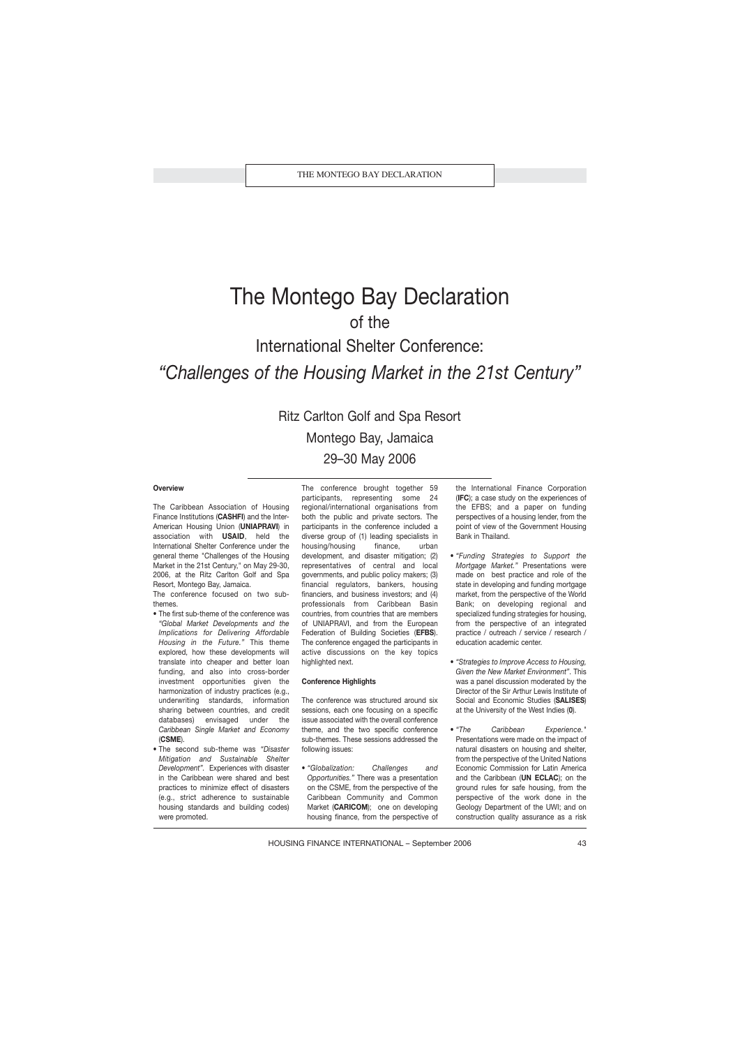# The Montego Bay Declaration

## of the

## International Shelter Conference:

## *"Challenges of the Housing Market in the 21st Century"*

Ritz Carlton Golf and Spa Resort

Montego Bay, Jamaica

29–30 May 2006

---

#### Overview

The Caribbean Association of Housing Finance Institutions (**CASHFI**) and the Inter-American Housing Union (**UNIAPRAVI**) in association with **USAID**, held the International Shelter Conference under the general theme "Challenges of the Housing Market in the 21st Century," on May 29-30, 2006, at the Ritz Carlton Golf and Spa Resort, Montego Bay, Jamaica.

The conference focused on two sub-themes.

- The first sub-theme of the conference was *"Global Market Developments and the Implications for Delivering Affordable Housing in the Future."* This theme explored, how these developments will translate into cheaper and better loan funding, and also into cross-border investment opportunities given the harmonization of industry practices (e.g., underwriting standards, information sharing between countries, and credit databases) envisaged under the *Caribbean Single Market and Economy* (**CSME**).
- The second sub-theme was *"Disaster Mitigation and Sustainable Shelter Development".* Experiences with disaster in the Caribbean were shared and best practices to minimize effect of disasters (e.g., strict adherence to sustainable housing standards and building codes) were promoted.

The conference brought together 59 participants, representing some 24 regional/international organisations from both the public and private sectors. The participants in the conference included a diverse group of (1) leading specialists in housing/housing finance, urban development, and disaster mitigation; (2) representatives of central and local governments, and public policy makers; (3) financial regulators, bankers, housing financiers, and business investors; and (4) professionals from Caribbean Basin countries, from countries that are members of UNIAPRAVI, and from the European Federation of Building Societies (**EFBS**). The conference engaged the participants in active discussions on the key topics highlighted next.

#### Conference Highlights

The conference was structured around six sessions, each one focusing on a specific issue associated with the overall conference theme, and the two specific conference sub-themes. These sessions addressed the following issues:

- *"Globalization: Challenges and Opportunities."* There was a presentation on the CSME, from the perspective of the Caribbean Community and Common Market (**CARICOM**); one on developing housing finance, from the perspective of the International Finance Corporation (**IFC**); a case study on the experiences of the EFBS; and a paper on funding perspectives of a housing lender, from the point of view of the Government Housing Bank in Thailand.
- *"Funding Strategies to Support the Mortgage Market."* Presentations were made on best practice and role of the state in developing and funding mortgage market, from the perspective of the World Bank; on developing regional and specialized funding strategies for housing, from the perspective of an integrated practice / outreach / service / research / education academic center.
- *"Strategies to Improve Access to Housing, Given the New Market Environment".* This was a panel discussion moderated by the Director of the Sir Arthur Lewis Institute of Social and Economic Studies (**SALISES**) at the University of the West Indies (**0**).
- *"The Caribbean Experience."* Presentations were made on the impact of natural disasters on housing and shelter, from the perspective of the United Nations Economic Commission for Latin America and the Caribbean (**UN ECLAC**); on the ground rules for safe housing, from the perspective of the work done in the Geology Department of the UWI; and on construction quality assurance as a risk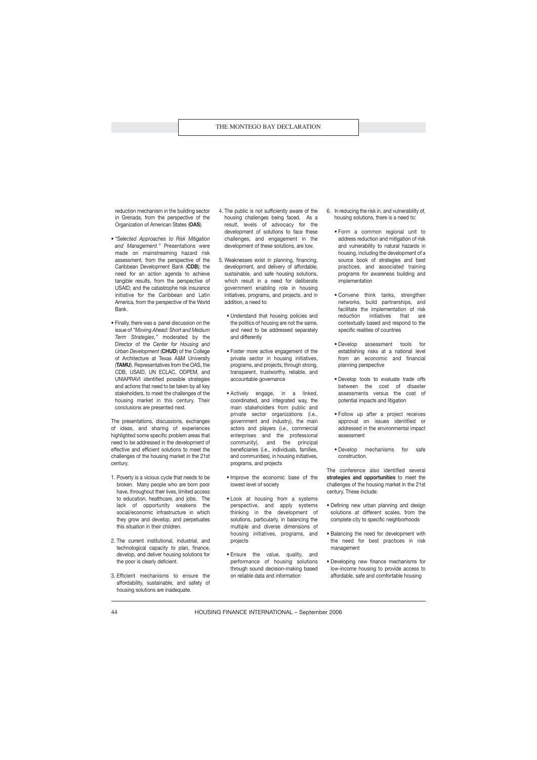reduction mechanism in the building sector in Grenada, from the perspective of the Organization of American States (**OAS**).

- *"Selected Approaches to Risk Mitigation and Management."* Presentations were made on mainstreaming hazard risk assessment, from the perspective of the Caribbean Development Bank (**CDB**); the need for an action agenda to achieve tangible results, from the perspective of USAID; and the catastrophe risk insurance initiative for the Caribbean and Latin America, from the perspective of the World Bank.

- Finally, there was a panel discussion on the issue of *"Moving Ahead: Short and Medium Term Strategies,"* moderated by the Director of the *Center for Housing and Urban Development* (**CHUD**) of the College of Architecture at Texas A&M University (**TAMU**). Representatives from the OAS, the CDB, USAID, UN ECLAC, ODPEM, and UNIAPRAVI identified possible strategies and actions that need to be taken by all key stakeholders, to meet the challenges of the housing market in this century. Their conclusions are presented next.

The presentations, discussions, exchanges of ideas, and sharing of experiences highlighted some specific problem areas that need to be addressed in the development of effective and efficient solutions to meet the challenges of the housing market in the 21st century.

1. Poverty is a vicious cycle that needs to be broken. Many people who are born poor have, throughout their lives, limited access to education, healthcare, and jobs. The lack of opportunity weakens the social/economic infrastructure in which they grow and develop, and perpetuates this situation in their children.

2. The current institutional, industrial, and technological capacity to plan, finance, develop, and deliver housing solutions for the poor is clearly deficient.

3. Efficient mechanisms to ensure the affordability, sustainable, and safety of housing solutions are inadequate.

4. The public is not sufficiently aware of the housing challenges being faced. As a result, levels of advocacy for the development of solutions to face these challenges, and engagement in the development of these solutions, are low.

5. Weaknesses exist in planning, financing, development, and delivery of affordable, sustainable, and safe housing solutions, which result in a need for deliberate government enabling role in housing initiatives, programs, and projects, and in addition, a need to:

   - Understand that housing policies and the politics of housing are not the same, and need to be addressed separately and differently
   - Foster more active engagement of the private sector in housing initiatives, programs, and projects, through strong, transparent, trustworthy, reliable, and accountable governance
   - Actively engage, in a linked, coordinated, and integrated way, the main stakeholders from public and private sector organizations (i.e., government and industry), the main actors and players (i.e., commercial enterprises and the professional community), and the principal beneficiaries (i.e., individuals, families, and communities), in housing initiatives, programs, and projects
   - Improve the economic base of the lowest level of society
   - Look at housing from a systems perspective, and apply systems thinking in the development of solutions, particularly, in balancing the multiple and diverse dimensions of housing initiatives, programs, and projects
   - Ensure the value, quality, and performance of housing solutions through sound decision-making based on reliable data and information

6. In reducing the risk in, and vulnerability of, housing solutions, there is a need to:

   - Form a common regional unit to address reduction and mitigation of risk and vulnerability to natural hazards in housing, including the development of a source book of strategies and best practices, and associated training programs for awareness building and implementation
   - Convene think tanks, strengthen networks, build partnerships, and facilitate the implementation of risk reduction initiatives that are contextually based and respond to the specific realities of countries
   - Develop assessment tools for establishing risks at a national level from an economic and financial planning perspective
   - Develop tools to evaluate trade offs between the cost of disaster assessments versus the cost of potential impacts and litigation
   - Follow up after a project receives approval on issues identified or addressed in the environmental impact assessment
   - Develop mechanisms for safe construction.

The conference also identified several **strategies and opportunities** to meet the challenges of the housing market in the 21st century. These include:

- Defining new urban planning and design solutions at different scales, from the complete city to specific neighborhoods
- Balancing the need for development with the need for best practices in risk management
- Developing new finance mechanisms for low-income housing to provide access to affordable, safe and comfortable housing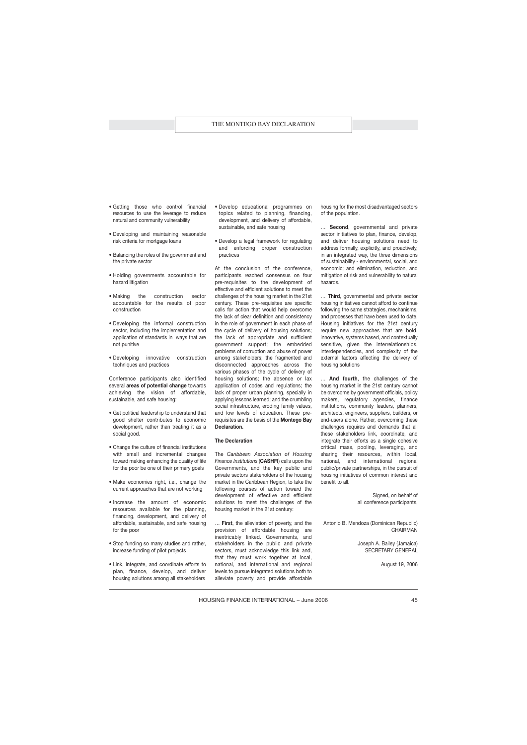- Getting those who control financial resources to use the leverage to reduce natural and community vulnerability
- Developing and maintaining reasonable risk criteria for mortgage loans
- Balancing the roles of the government and the private sector
- Holding governments accountable for hazard litigation
- Making the construction sector accountable for the results of poor construction
- Developing the informal construction sector, including the implementation and application of standards in ways that are not punitive
- Developing innovative construction techniques and practices

Conference participants also identified several **areas of potential change** towards achieving the vision of affordable, sustainable, and safe housing:

- Get political leadership to understand that good shelter contributes to economic development, rather than treating it as a social good.
- Change the culture of financial institutions with small and incremental changes toward making enhancing the quality of life for the poor be one of their primary goals
- Make economies right, i.e., change the current approaches that are not working
- Increase the amount of economic resources available for the planning, financing, development, and delivery of affordable, sustainable, and safe housing for the poor
- Stop funding so many studies and rather, increase funding of pilot projects
- Link, integrate, and coordinate efforts to plan, finance, develop, and deliver housing solutions among all stakeholders
- Develop educational programmes on topics related to planning, financing, development, and delivery of affordable, sustainable, and safe housing
- Develop a legal framework for regulating and enforcing proper construction practices

At the conclusion of the conference, participants reached consensus on four pre-requisites to the development of effective and efficient solutions to meet the challenges of the housing market in the 21st century. These pre-requisites are specific calls for action that would help overcome the lack of clear definition and consistency in the role of government in each phase of the cycle of delivery of housing solutions; the lack of appropriate and sufficient government support; the embedded problems of corruption and abuse of power among stakeholders; the fragmented and disconnected approaches across the various phases of the cycle of delivery of housing solutions; the absence or lax application of codes and regulations; the lack of proper urban planning, specially in applying lessons learned; and the crumbling social infrastructure, eroding family values, and low levels of education. These pre-requisites are the basis of the **Montego Bay Declaration.**

### The Declaration

The *Caribbean Association of Housing Finance Institutions* (**CASHFI**) calls upon the Governments, and the key public and private sectors stakeholders of the housing market in the Caribbean Region, to take the following courses of action toward the development of effective and efficient solutions to meet the challenges of the housing market in the 21st century:

… **First**, the alleviation of poverty, and the provision of affordable housing are inextricably linked. Governments, and stakeholders in the public and private sectors, must acknowledge this link and, that they must work together at local, national, and international and regional levels to pursue integrated solutions both to alleviate poverty and provide affordable housing for the most disadvantaged sectors of the population.

… **Second**, governmental and private sector initiatives to plan, finance, develop, and deliver housing solutions need to address formally, explicitly, and proactively, in an integrated way, the three dimensions of sustainability - environmental, social, and economic; and elimination, reduction, and mitigation of risk and vulnerability to natural hazards.

… **Third**, governmental and private sector housing initiatives cannot afford to continue following the same strategies, mechanisms, and processes that have been used to date. Housing initiatives for the 21st century require new approaches that are bold, innovative, systems based, and contextually sensitive, given the interrelationships, interdependencies, and complexity of the external factors affecting the delivery of housing solutions

… **And fourth**, the challenges of the housing market in the 21st century cannot be overcome by government officials, policy makers, regulatory agencies, finance institutions, community leaders, planners, architects, engineers, suppliers, builders, or end-users alone. Rather, overcoming these challenges requires and demands that all these stakeholders link, coordinate, and integrate their efforts as a single cohesive critical mass, pooling, leveraging, and sharing their resources, within local, national, and international regional public/private partnerships, in the pursuit of housing initiatives of common interest and benefit to all.

Signed, on behalf of
all conference participants,

Antonio B. Mendoza (Dominican Republic)
CHAIRMAN

Joseph A. Bailey (Jamaica)
SECRETARY GENERAL

August 19, 2006